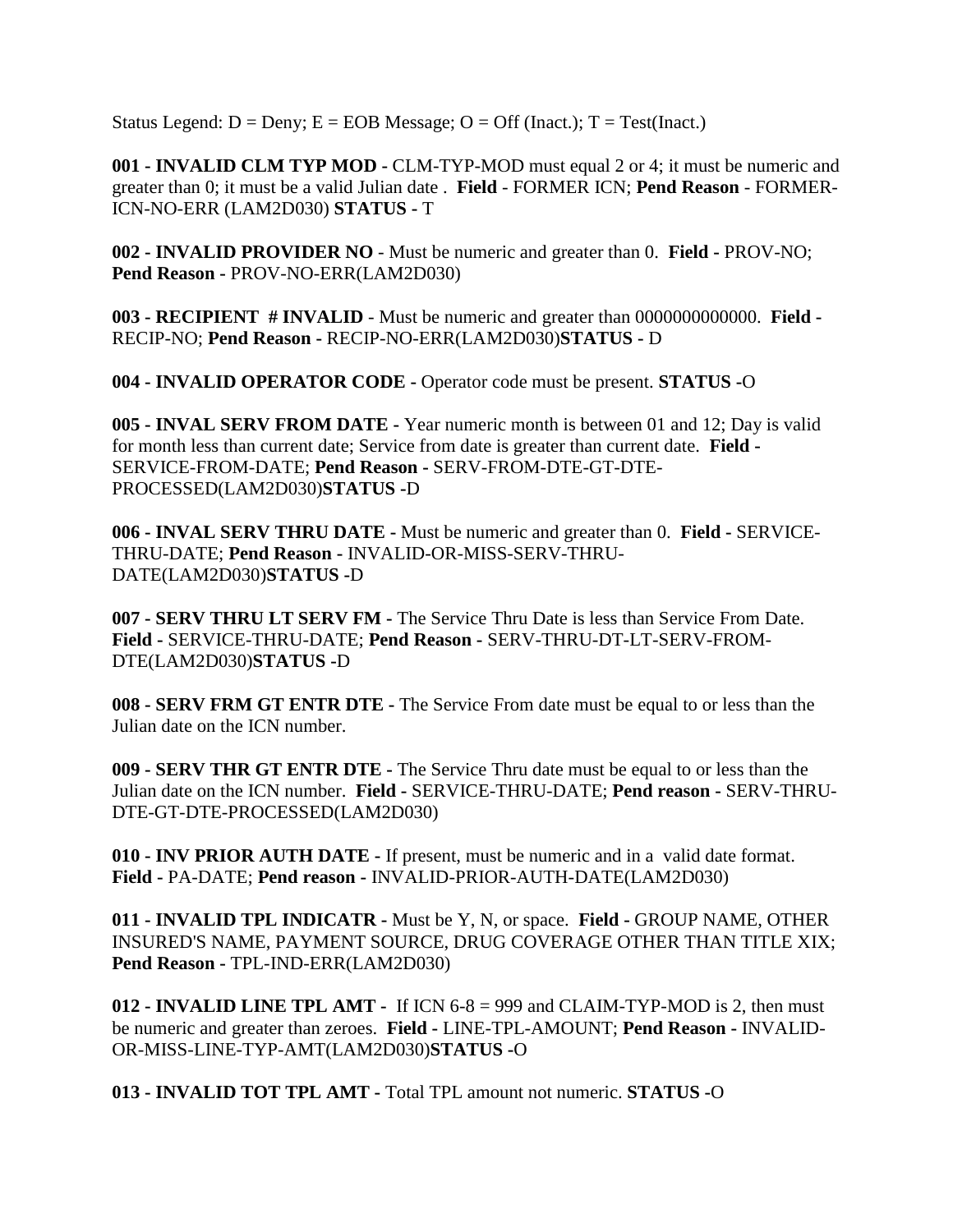Status Legend: D = Deny; E = EOB Message; O = Off (Inact.); T = Test(Inact.)

**001 - INVALID CLM TYP MOD -** CLM-TYP-MOD must equal 2 or 4; it must be numeric and greater than 0; it must be a valid Julian date . **Field** - FORMER ICN; **Pend Reason** - FORMER-ICN-NO-ERR (LAM2D030) **STATUS -** T

**002 - INVALID PROVIDER NO** - Must be numeric and greater than 0. **Field -** PROV-NO; **Pend Reason -** PROV-NO-ERR(LAM2D030)

**003 - RECIPIENT # INVALID** - Must be numeric and greater than 0000000000000. **Field -** RECIP-NO; **Pend Reason -** RECIP-NO-ERR(LAM2D030)**STATUS -** D

**004 - INVALID OPERATOR CODE -** Operator code must be present. **STATUS -**O

**005 - INVAL SERV FROM DATE -** Year numeric month is between 01 and 12; Day is valid for month less than current date; Service from date is greater than current date. **Field -** SERVICE-FROM-DATE; **Pend Reason -** SERV-FROM-DTE-GT-DTE-PROCESSED(LAM2D030)**STATUS -**D

**006 - INVAL SERV THRU DATE -** Must be numeric and greater than 0. **Field -** SERVICE-THRU-DATE; **Pend Reason -** INVALID-OR-MISS-SERV-THRU-DATE(LAM2D030)**STATUS -**D

**007 - SERV THRU LT SERV FM -** The Service Thru Date is less than Service From Date. **Field -** SERVICE-THRU-DATE; **Pend Reason -** SERV-THRU-DT-LT-SERV-FROM-DTE(LAM2D030)**STATUS -**D

**008 - SERV FRM GT ENTR DTE -** The Service From date must be equal to or less than the Julian date on the ICN number.

**009 - SERV THR GT ENTR DTE -** The Service Thru date must be equal to or less than the Julian date on the ICN number. **Field -** SERVICE-THRU-DATE; **Pend reason -** SERV-THRU-DTE-GT-DTE-PROCESSED(LAM2D030)

**010 - INV PRIOR AUTH DATE -** If present, must be numeric and in a valid date format. **Field -** PA-DATE; **Pend reason -** INVALID-PRIOR-AUTH-DATE(LAM2D030)

**011 - INVALID TPL INDICATR -** Must be Y, N, or space. **Field -** GROUP NAME, OTHER INSURED'S NAME, PAYMENT SOURCE, DRUG COVERAGE OTHER THAN TITLE XIX; **Pend Reason -** TPL-IND-ERR(LAM2D030)

**012 - INVALID LINE TPL AMT -** If ICN 6-8 = 999 and CLAIM-TYP-MOD is 2, then must be numeric and greater than zeroes. **Field -** LINE-TPL-AMOUNT; **Pend Reason -** INVALID-OR-MISS-LINE-TYP-AMT(LAM2D030)**STATUS -**O

**013 - INVALID TOT TPL AMT -** Total TPL amount not numeric. **STATUS -**O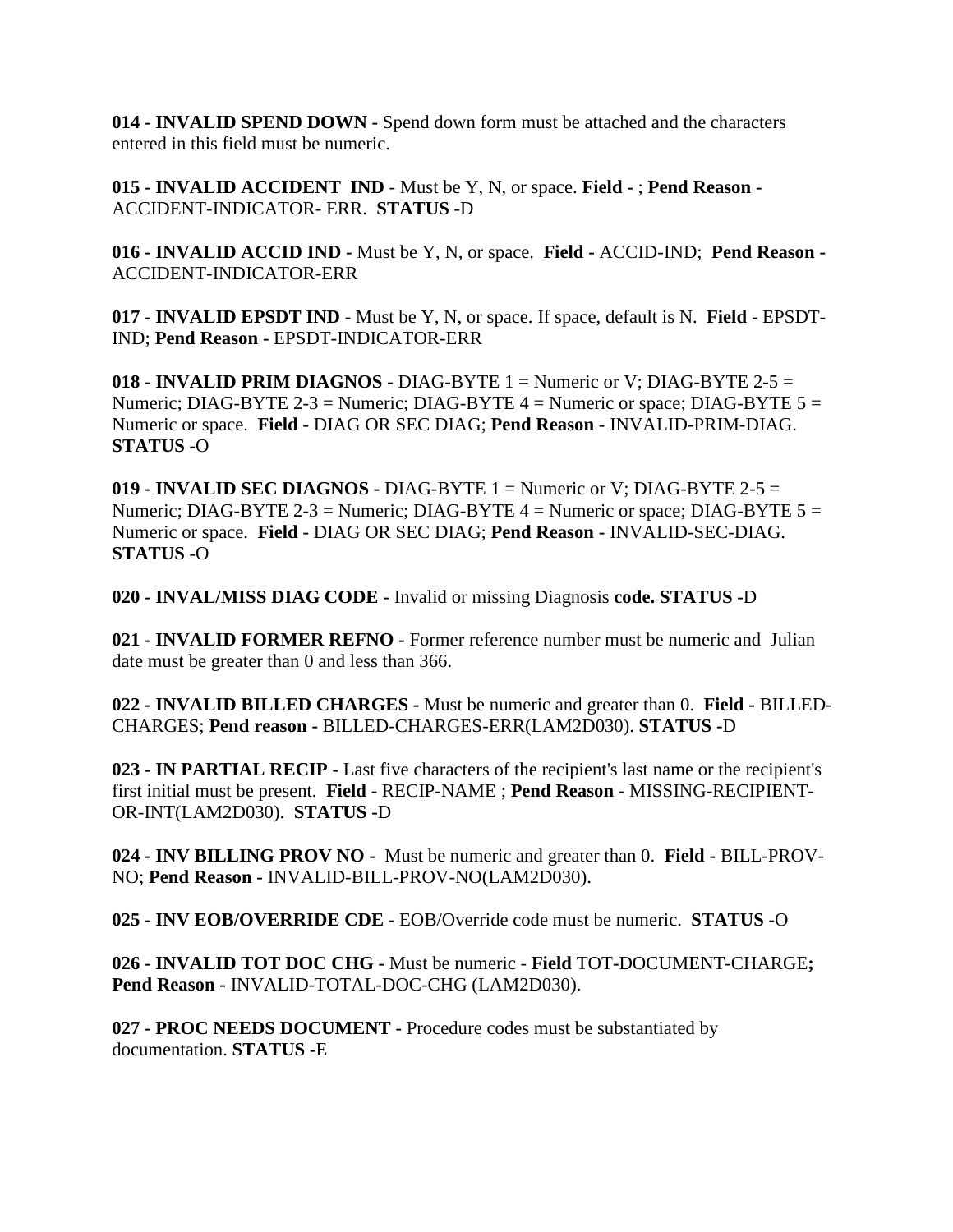**014 - INVALID SPEND DOWN -** Spend down form must be attached and the characters entered in this field must be numeric.

**015 - INVALID ACCIDENT IND** - Must be Y, N, or space. **Field -** ; **Pend Reason -** ACCIDENT-INDICATOR- ERR. **STATUS -**D

**016 - INVALID ACCID IND -** Must be Y, N, or space. **Field -** ACCID-IND; **Pend Reason -** ACCIDENT-INDICATOR-ERR

**017 - INVALID EPSDT IND -** Must be Y, N, or space. If space, default is N. **Field -** EPSDT-IND; **Pend Reason -** EPSDT-INDICATOR-ERR

**018 - INVALID PRIM DIAGNOS -** DIAG-BYTE 1 = Numeric or V; DIAG-BYTE 2-5 = Numeric; DIAG-BYTE 2-3 = Numeric; DIAG-BYTE 4 = Numeric or space; DIAG-BYTE 5 = Numeric or space. **Field -** DIAG OR SEC DIAG; **Pend Reason -** INVALID-PRIM-DIAG. **STATUS -**O

**019 - INVALID SEC DIAGNOS -** DIAG-BYTE 1 = Numeric or V; DIAG-BYTE 2-5 = Numeric; DIAG-BYTE 2-3 = Numeric; DIAG-BYTE 4 = Numeric or space; DIAG-BYTE 5 = Numeric or space. **Field -** DIAG OR SEC DIAG; **Pend Reason -** INVALID-SEC-DIAG. **STATUS -**O

**020 - INVAL/MISS DIAG CODE -** Invalid or missing Diagnosis **code. STATUS -**D

**021 - INVALID FORMER REFNO -** Former reference number must be numeric and Julian date must be greater than 0 and less than 366.

**022 - INVALID BILLED CHARGES -** Must be numeric and greater than 0. **Field -** BILLED-CHARGES; **Pend reason -** BILLED-CHARGES-ERR(LAM2D030). **STATUS -**D

**023 - IN PARTIAL RECIP -** Last five characters of the recipient's last name or the recipient's first initial must be present. **Field -** RECIP-NAME ; **Pend Reason -** MISSING-RECIPIENT-OR-INT(LAM2D030). **STATUS -**D

**024 - INV BILLING PROV NO -** Must be numeric and greater than 0. **Field -** BILL-PROV-NO; **Pend Reason -** INVALID-BILL-PROV-NO(LAM2D030).

**025 - INV EOB/OVERRIDE CDE -** EOB/Override code must be numeric. **STATUS -**O

**026 - INVALID TOT DOC CHG -** Must be numeric - **Field** TOT-DOCUMENT-CHARGE**; Pend Reason -** INVALID-TOTAL-DOC-CHG (LAM2D030).

**027 - PROC NEEDS DOCUMENT -** Procedure codes must be substantiated by documentation. **STATUS -**E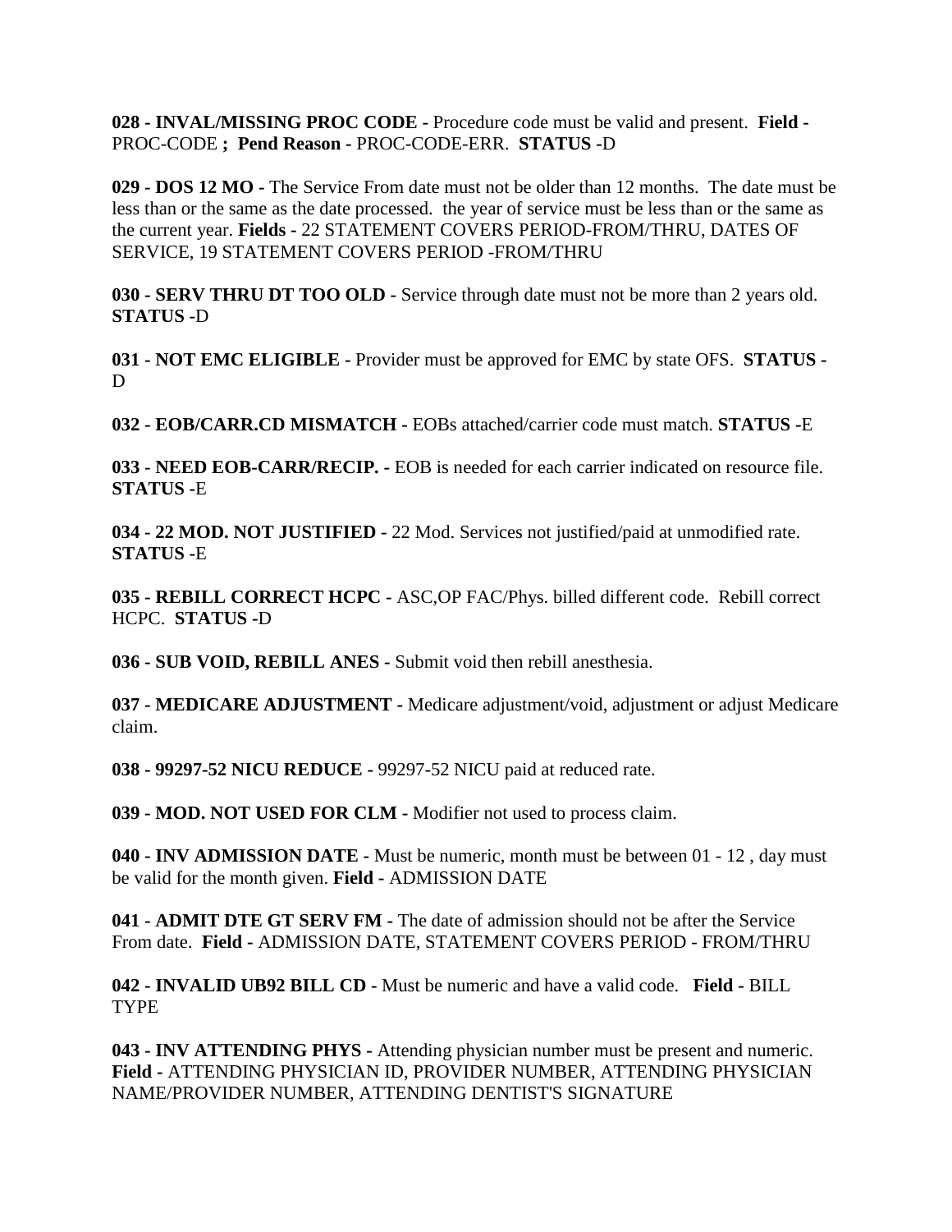**028 - INVAL/MISSING PROC CODE -** Procedure code must be valid and present. **Field -** PROC-CODE **; Pend Reason -** PROC-CODE-ERR. **STATUS -**D

**029 - DOS 12 MO -** The Service From date must not be older than 12 months. The date must be less than or the same as the date processed. the year of service must be less than or the same as the current year. **Fields -** 22 STATEMENT COVERS PERIOD-FROM/THRU, DATES OF SERVICE, 19 STATEMENT COVERS PERIOD -FROM/THRU

**030 - SERV THRU DT TOO OLD -** Service through date must not be more than 2 years old. **STATUS -**D

**031 - NOT EMC ELIGIBLE -** Provider must be approved for EMC by state OFS. **STATUS -** D

**032 - EOB/CARR.CD MISMATCH -** EOBs attached/carrier code must match. **STATUS -**E

**033 - NEED EOB-CARR/RECIP. -** EOB is needed for each carrier indicated on resource file. **STATUS -**E

**034 - 22 MOD. NOT JUSTIFIED -** 22 Mod. Services not justified/paid at unmodified rate. **STATUS -**E

**035 - REBILL CORRECT HCPC -** ASC,OP FAC/Phys. billed different code. Rebill correct HCPC. **STATUS -**D

**036 - SUB VOID, REBILL ANES -** Submit void then rebill anesthesia.

**037 - MEDICARE ADJUSTMENT -** Medicare adjustment/void, adjustment or adjust Medicare claim.

**038 - 99297-52 NICU REDUCE -** 99297-52 NICU paid at reduced rate.

**039 - MOD. NOT USED FOR CLM -** Modifier not used to process claim.

**040 - INV ADMISSION DATE -** Must be numeric, month must be between 01 - 12 , day must be valid for the month given. **Field -** ADMISSION DATE

**041 - ADMIT DTE GT SERV FM -** The date of admission should not be after the Service From date. **Field -** ADMISSION DATE, STATEMENT COVERS PERIOD - FROM/THRU

**042 - INVALID UB92 BILL CD -** Must be numeric and have a valid code. **Field -** BILL TYPE

**043 - INV ATTENDING PHYS -** Attending physician number must be present and numeric. **Field -** ATTENDING PHYSICIAN ID, PROVIDER NUMBER, ATTENDING PHYSICIAN NAME/PROVIDER NUMBER, ATTENDING DENTIST'S SIGNATURE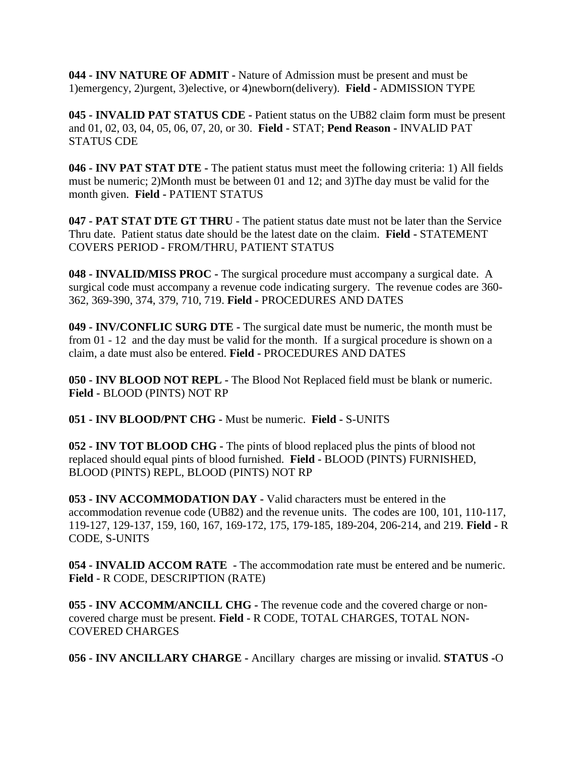**044 - INV NATURE OF ADMIT -** Nature of Admission must be present and must be 1)emergency, 2)urgent, 3)elective, or 4)newborn(delivery). **Field -** ADMISSION TYPE

**045 - INVALID PAT STATUS CDE -** Patient status on the UB82 claim form must be present and 01, 02, 03, 04, 05, 06, 07, 20, or 30. **Field -** STAT; **Pend Reason -** INVALID PAT STATUS CDE

**046 - INV PAT STAT DTE -** The patient status must meet the following criteria: 1) All fields must be numeric; 2)Month must be between 01 and 12; and 3)The day must be valid for the month given. **Field -** PATIENT STATUS

**047 - PAT STAT DTE GT THRU** - The patient status date must not be later than the Service Thru date. Patient status date should be the latest date on the claim. **Field -** STATEMENT COVERS PERIOD - FROM/THRU, PATIENT STATUS

**048 - INVALID/MISS PROC -** The surgical procedure must accompany a surgical date. A surgical code must accompany a revenue code indicating surgery. The revenue codes are 360-362, 369-390, 374, 379, 710, 719. **Field -** PROCEDURES AND DATES

**049 - INV/CONFLIC SURG DTE -** The surgical date must be numeric, the month must be from 01 - 12 and the day must be valid for the month. If a surgical procedure is shown on a claim, a date must also be entered. **Field -** PROCEDURES AND DATES

**050 - INV BLOOD NOT REPL -** The Blood Not Replaced field must be blank or numeric. **Field -** BLOOD (PINTS) NOT RP

**051 - INV BLOOD/PNT CHG -** Must be numeric. **Field -** S-UNITS

**052 - INV TOT BLOOD CHG -** The pints of blood replaced plus the pints of blood not replaced should equal pints of blood furnished. **Field -** BLOOD (PINTS) FURNISHED, BLOOD (PINTS) REPL, BLOOD (PINTS) NOT RP

**053 - INV ACCOMMODATION DAY -** Valid characters must be entered in the accommodation revenue code (UB82) and the revenue units. The codes are 100, 101, 110-117, 119-127, 129-137, 159, 160, 167, 169-172, 175, 179-185, 189-204, 206-214, and 219. **Field -** R CODE, S-UNITS

**054 - INVALID ACCOM RATE -** The accommodation rate must be entered and be numeric. **Field -** R CODE, DESCRIPTION (RATE)

**055 - INV ACCOMM/ANCILL CHG -** The revenue code and the covered charge or non-covered charge must be present. **Field -** R CODE, TOTAL CHARGES, TOTAL NON-COVERED CHARGES

**056 - INV ANCILLARY CHARGE -** Ancillary charges are missing or invalid. **STATUS -**O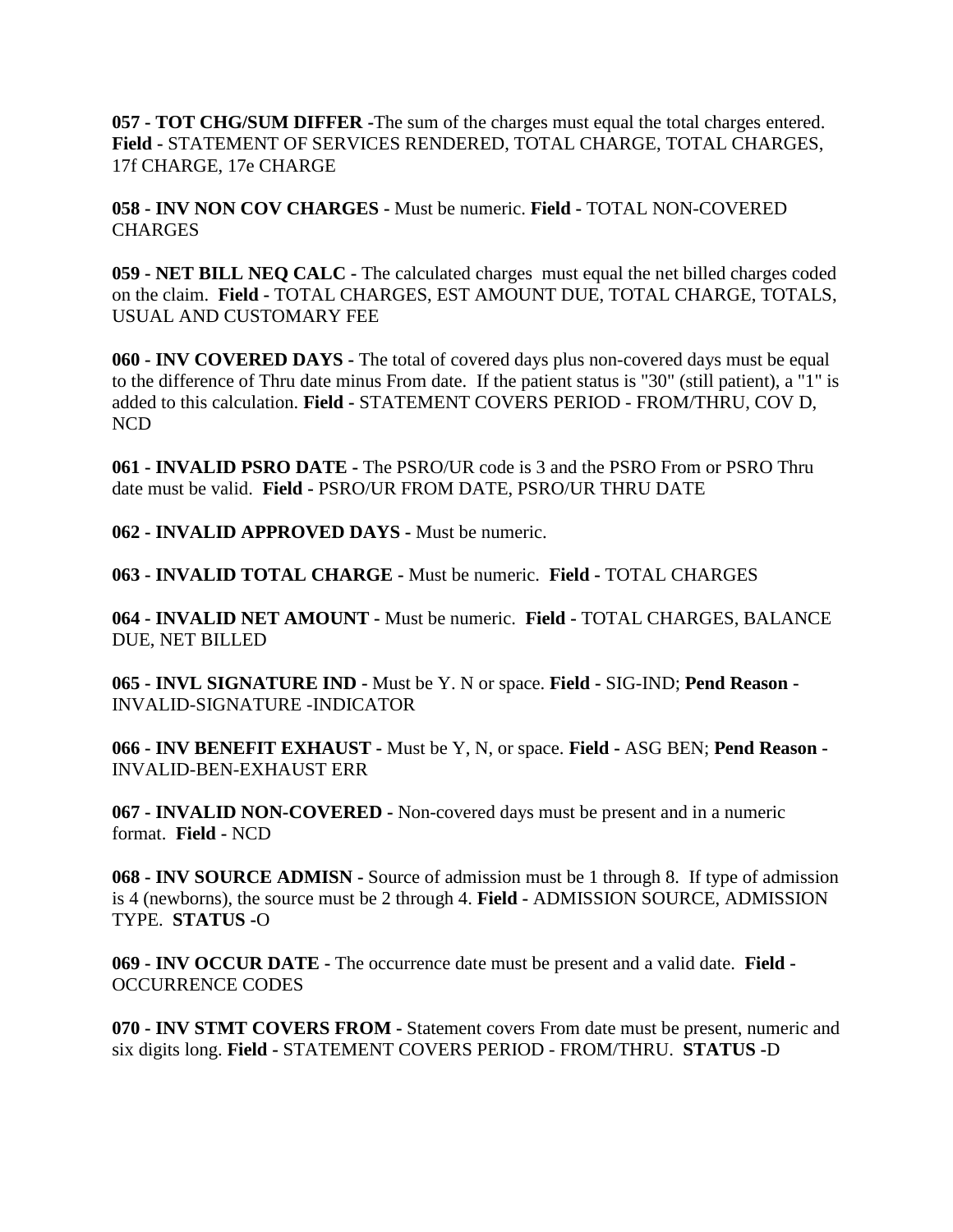**057 - TOT CHG/SUM DIFFER -**The sum of the charges must equal the total charges entered. **Field -** STATEMENT OF SERVICES RENDERED, TOTAL CHARGE, TOTAL CHARGES, 17f CHARGE, 17e CHARGE

**058 - INV NON COV CHARGES -** Must be numeric. **Field -** TOTAL NON-COVERED CHARGES

**059 - NET BILL NEQ CALC -** The calculated charges must equal the net billed charges coded on the claim. **Field -** TOTAL CHARGES, EST AMOUNT DUE, TOTAL CHARGE, TOTALS, USUAL AND CUSTOMARY FEE

**060 - INV COVERED DAYS -** The total of covered days plus non-covered days must be equal to the difference of Thru date minus From date. If the patient status is "30" (still patient), a "1" is added to this calculation. **Field -** STATEMENT COVERS PERIOD - FROM/THRU, COV D, NCD

**061 - INVALID PSRO DATE -** The PSRO/UR code is 3 and the PSRO From or PSRO Thru date must be valid. **Field -** PSRO/UR FROM DATE, PSRO/UR THRU DATE

**062 - INVALID APPROVED DAYS -** Must be numeric.

**063 - INVALID TOTAL CHARGE -** Must be numeric. **Field -** TOTAL CHARGES

**064 - INVALID NET AMOUNT -** Must be numeric. **Field -** TOTAL CHARGES, BALANCE DUE, NET BILLED

**065 - INVL SIGNATURE IND -** Must be Y. N or space. **Field -** SIG-IND; **Pend Reason -** INVALID-SIGNATURE -INDICATOR

**066 - INV BENEFIT EXHAUST -** Must be Y, N, or space. **Field -** ASG BEN; **Pend Reason -** INVALID-BEN-EXHAUST ERR

**067 - INVALID NON-COVERED -** Non-covered days must be present and in a numeric format. **Field -** NCD

**068 - INV SOURCE ADMISN -** Source of admission must be 1 through 8. If type of admission is 4 (newborns), the source must be 2 through 4. **Field -** ADMISSION SOURCE, ADMISSION TYPE. **STATUS -**O

**069 - INV OCCUR DATE -** The occurrence date must be present and a valid date. **Field -** OCCURRENCE CODES

**070 - INV STMT COVERS FROM -** Statement covers From date must be present, numeric and six digits long. **Field -** STATEMENT COVERS PERIOD - FROM/THRU. **STATUS -**D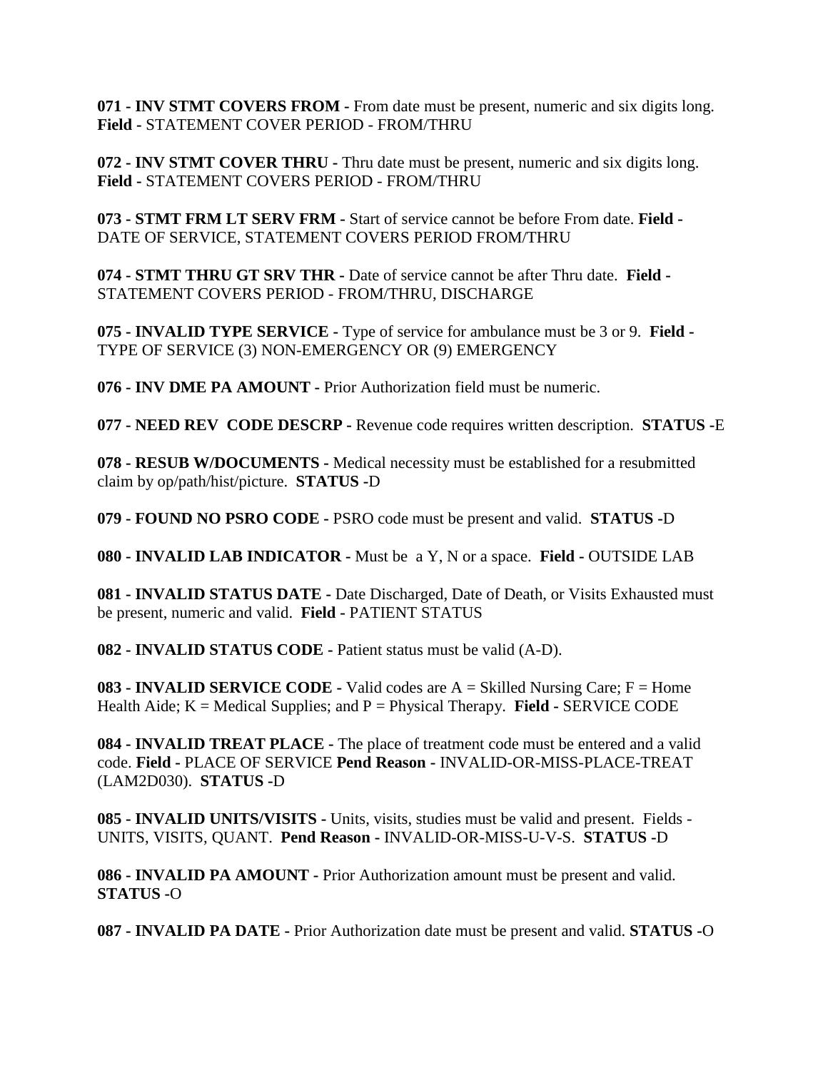**071 - INV STMT COVERS FROM -** From date must be present, numeric and six digits long. **Field -** STATEMENT COVER PERIOD - FROM/THRU

**072 - INV STMT COVER THRU -** Thru date must be present, numeric and six digits long. **Field -** STATEMENT COVERS PERIOD - FROM/THRU

**073 - STMT FRM LT SERV FRM -** Start of service cannot be before From date. **Field -** DATE OF SERVICE, STATEMENT COVERS PERIOD FROM/THRU

**074 - STMT THRU GT SRV THR -** Date of service cannot be after Thru date. **Field -** STATEMENT COVERS PERIOD - FROM/THRU, DISCHARGE

**075 - INVALID TYPE SERVICE -** Type of service for ambulance must be 3 or 9. **Field -** TYPE OF SERVICE (3) NON-EMERGENCY OR (9) EMERGENCY

**076 - INV DME PA AMOUNT -** Prior Authorization field must be numeric.

**077 - NEED REV CODE DESCRP -** Revenue code requires written description. **STATUS -**E

**078 - RESUB W/DOCUMENTS -** Medical necessity must be established for a resubmitted claim by op/path/hist/picture. **STATUS -**D

**079 - FOUND NO PSRO CODE -** PSRO code must be present and valid. **STATUS -**D

**080 - INVALID LAB INDICATOR -** Must be a Y, N or a space. **Field -** OUTSIDE LAB

**081 - INVALID STATUS DATE -** Date Discharged, Date of Death, or Visits Exhausted must be present, numeric and valid. **Field -** PATIENT STATUS

**082 - INVALID STATUS CODE -** Patient status must be valid (A-D).

**083 - INVALID SERVICE CODE -** Valid codes are A = Skilled Nursing Care; F = Home Health Aide; K = Medical Supplies; and P = Physical Therapy. **Field -** SERVICE CODE

**084 - INVALID TREAT PLACE -** The place of treatment code must be entered and a valid code. **Field -** PLACE OF SERVICE **Pend Reason -** INVALID-OR-MISS-PLACE-TREAT (LAM2D030). **STATUS -**D

**085 - INVALID UNITS/VISITS -** Units, visits, studies must be valid and present. Fields - UNITS, VISITS, QUANT. **Pend Reason -** INVALID-OR-MISS-U-V-S. **STATUS -**D

**086 - INVALID PA AMOUNT -** Prior Authorization amount must be present and valid. **STATUS -**O

**087 - INVALID PA DATE -** Prior Authorization date must be present and valid. **STATUS -**O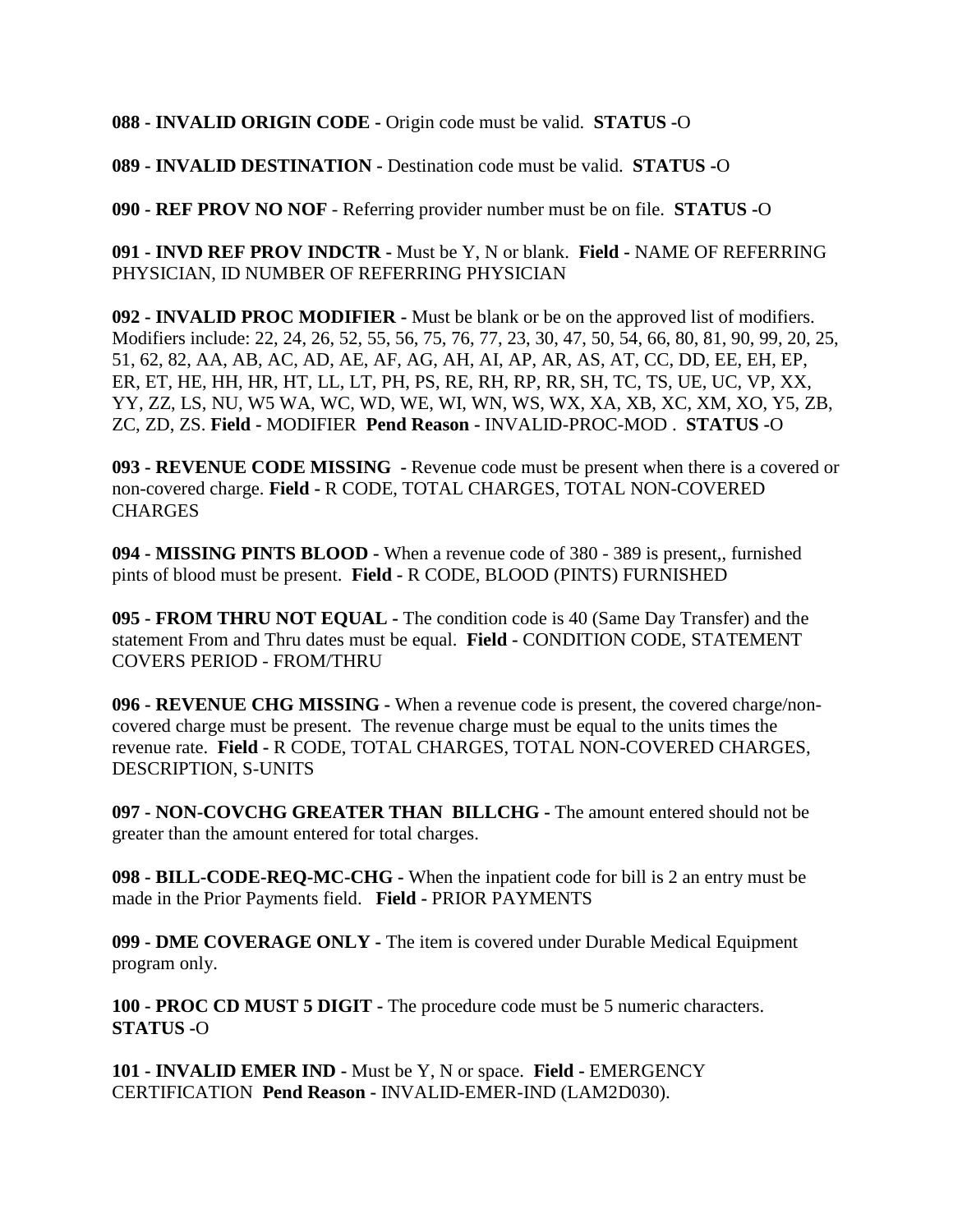**088 - INVALID ORIGIN CODE -** Origin code must be valid. **STATUS -**O

**089 - INVALID DESTINATION -** Destination code must be valid. **STATUS -**O

**090 - REF PROV NO NOF** - Referring provider number must be on file. **STATUS -**O

**091 - INVD REF PROV INDCTR -** Must be Y, N or blank. **Field -** NAME OF REFERRING PHYSICIAN, ID NUMBER OF REFERRING PHYSICIAN

**092 - INVALID PROC MODIFIER -** Must be blank or be on the approved list of modifiers. Modifiers include: 22, 24, 26, 52, 55, 56, 75, 76, 77, 23, 30, 47, 50, 54, 66, 80, 81, 90, 99, 20, 25, 51, 62, 82, AA, AB, AC, AD, AE, AF, AG, AH, AI, AP, AR, AS, AT, CC, DD, EE, EH, EP, ER, ET, HE, HH, HR, HT, LL, LT, PH, PS, RE, RH, RP, RR, SH, TC, TS, UE, UC, VP, XX, YY, ZZ, LS, NU, W5 WA, WC, WD, WE, WI, WN, WS, WX, XA, XB, XC, XM, XO, Y5, ZB, ZC, ZD, ZS. **Field -** MODIFIER **Pend Reason -** INVALID-PROC-MOD . **STATUS -**O

**093 - REVENUE CODE MISSING -** Revenue code must be present when there is a covered or non-covered charge. **Field -** R CODE, TOTAL CHARGES, TOTAL NON-COVERED CHARGES

**094 - MISSING PINTS BLOOD -** When a revenue code of 380 - 389 is present,, furnished pints of blood must be present. **Field -** R CODE, BLOOD (PINTS) FURNISHED

**095 - FROM THRU NOT EQUAL -** The condition code is 40 (Same Day Transfer) and the statement From and Thru dates must be equal. **Field -** CONDITION CODE, STATEMENT COVERS PERIOD - FROM/THRU

**096 - REVENUE CHG MISSING -** When a revenue code is present, the covered charge/non-covered charge must be present. The revenue charge must be equal to the units times the revenue rate. **Field -** R CODE, TOTAL CHARGES, TOTAL NON-COVERED CHARGES, DESCRIPTION, S-UNITS

**097 - NON-COVCHG GREATER THAN BILLCHG -** The amount entered should not be greater than the amount entered for total charges.

**098 - BILL-CODE-REQ-MC-CHG -** When the inpatient code for bill is 2 an entry must be made in the Prior Payments field. **Field -** PRIOR PAYMENTS

**099 - DME COVERAGE ONLY -** The item is covered under Durable Medical Equipment program only.

**100 - PROC CD MUST 5 DIGIT** - The procedure code must be 5 numeric characters. **STATUS -**O

**101 - INVALID EMER IND -** Must be Y, N or space. **Field -** EMERGENCY CERTIFICATION **Pend Reason -** INVALID-EMER-IND (LAM2D030).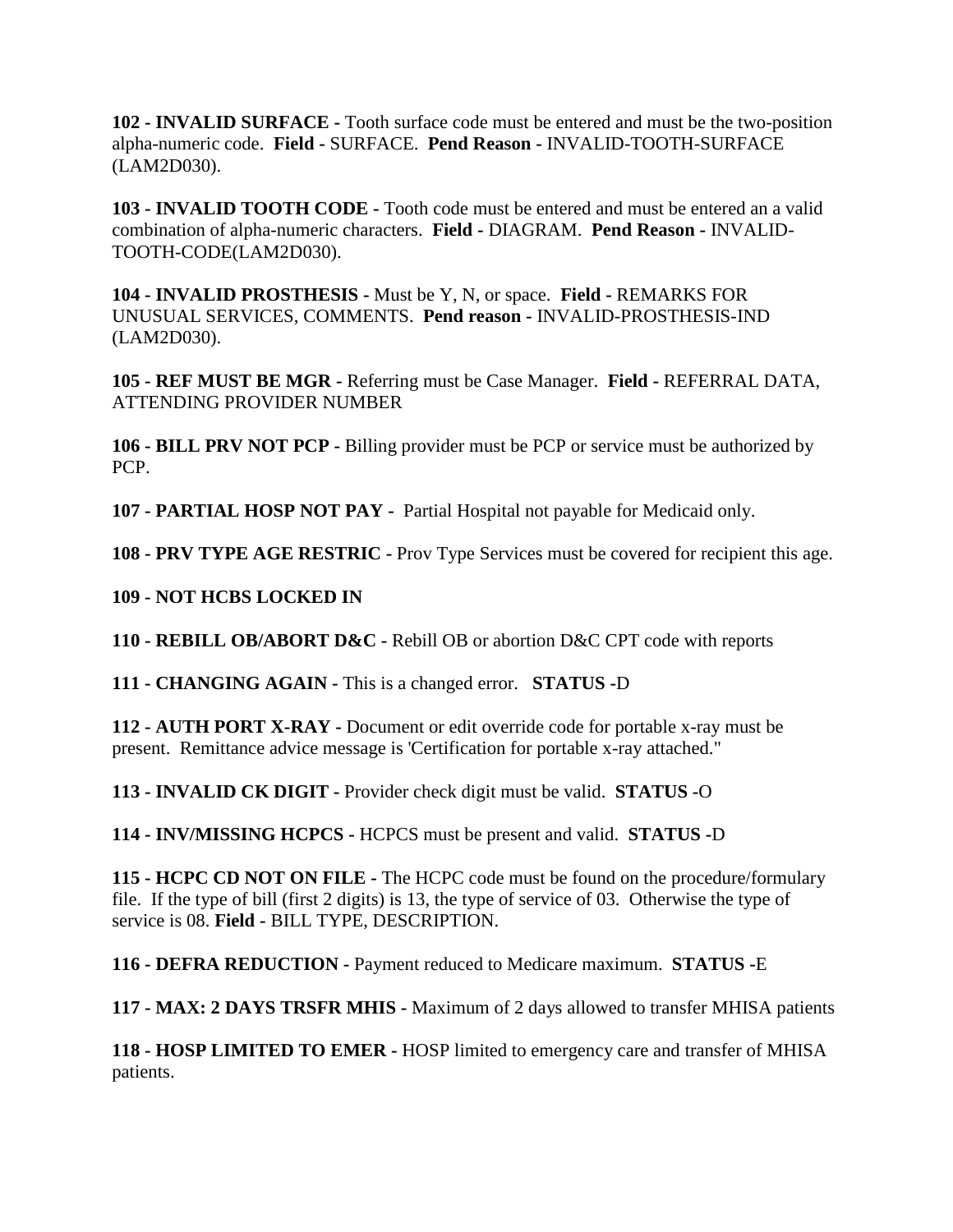**102 - INVALID SURFACE -** Tooth surface code must be entered and must be the two-position alpha-numeric code. **Field -** SURFACE. **Pend Reason -** INVALID-TOOTH-SURFACE (LAM2D030).

**103 - INVALID TOOTH CODE -** Tooth code must be entered and must be entered an a valid combination of alpha-numeric characters. **Field -** DIAGRAM. **Pend Reason -** INVALID-TOOTH-CODE(LAM2D030).

**104 - INVALID PROSTHESIS -** Must be Y, N, or space. **Field -** REMARKS FOR UNUSUAL SERVICES, COMMENTS. **Pend reason -** INVALID-PROSTHESIS-IND (LAM2D030).

**105 - REF MUST BE MGR -** Referring must be Case Manager. **Field -** REFERRAL DATA, ATTENDING PROVIDER NUMBER

**106 - BILL PRV NOT PCP -** Billing provider must be PCP or service must be authorized by PCP.

**107 - PARTIAL HOSP NOT PAY -** Partial Hospital not payable for Medicaid only.

**108 - PRV TYPE AGE RESTRIC -** Prov Type Services must be covered for recipient this age.

**109 - NOT HCBS LOCKED IN**

**110 - REBILL OB/ABORT D&C -** Rebill OB or abortion D&C CPT code with reports

**111 - CHANGING AGAIN -** This is a changed error. **STATUS -**D

**112 - AUTH PORT X-RAY -** Document or edit override code for portable x-ray must be present. Remittance advice message is 'Certification for portable x-ray attached."

**113 - INVALID CK DIGIT -** Provider check digit must be valid. **STATUS -**O

**114 - INV/MISSING HCPCS -** HCPCS must be present and valid. **STATUS -**D

**115 - HCPC CD NOT ON FILE -** The HCPC code must be found on the procedure/formulary file. If the type of bill (first 2 digits) is 13, the type of service of 03. Otherwise the type of service is 08. **Field -** BILL TYPE, DESCRIPTION.

**116 - DEFRA REDUCTION -** Payment reduced to Medicare maximum. **STATUS -**E

**117 - MAX: 2 DAYS TRSFR MHIS -** Maximum of 2 days allowed to transfer MHISA patients

**118 - HOSP LIMITED TO EMER -** HOSP limited to emergency care and transfer of MHISA patients.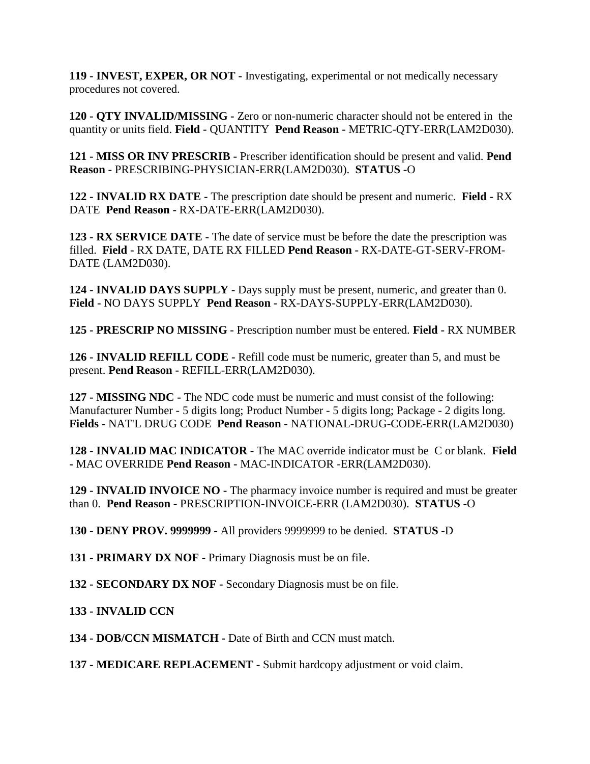**119 - INVEST, EXPER, OR NOT -** Investigating, experimental or not medically necessary procedures not covered.

**120 - QTY INVALID/MISSING -** Zero or non-numeric character should not be entered in the quantity or units field. **Field -** QUANTITY **Pend Reason -** METRIC-QTY-ERR(LAM2D030).

**121 - MISS OR INV PRESCRIB -** Prescriber identification should be present and valid. **Pend Reason -** PRESCRIBING-PHYSICIAN-ERR(LAM2D030). **STATUS -**O

**122 - INVALID RX DATE -** The prescription date should be present and numeric. **Field -** RX DATE **Pend Reason -** RX-DATE-ERR(LAM2D030).

**123 - RX SERVICE DATE -** The date of service must be before the date the prescription was filled. **Field -** RX DATE, DATE RX FILLED **Pend Reason -** RX-DATE-GT-SERV-FROM-DATE (LAM2D030).

**124 - INVALID DAYS SUPPLY -** Days supply must be present, numeric, and greater than 0. **Field -** NO DAYS SUPPLY **Pend Reason -** RX-DAYS-SUPPLY-ERR(LAM2D030).

**125 - PRESCRIP NO MISSING -** Prescription number must be entered. **Field -** RX NUMBER

**126 - INVALID REFILL CODE -** Refill code must be numeric, greater than 5, and must be present. **Pend Reason -** REFILL-ERR(LAM2D030).

**127 - MISSING NDC -** The NDC code must be numeric and must consist of the following: Manufacturer Number - 5 digits long; Product Number - 5 digits long; Package - 2 digits long. **Fields -** NAT'L DRUG CODE **Pend Reason -** NATIONAL-DRUG-CODE-ERR(LAM2D030)

**128 - INVALID MAC INDICATOR -** The MAC override indicator must be C or blank. **Field -** MAC OVERRIDE **Pend Reason -** MAC-INDICATOR -ERR(LAM2D030).

**129 - INVALID INVOICE NO -** The pharmacy invoice number is required and must be greater than 0. **Pend Reason -** PRESCRIPTION-INVOICE-ERR (LAM2D030). **STATUS -**O

**130 - DENY PROV. 9999999 -** All providers 9999999 to be denied. **STATUS -**D

**131 - PRIMARY DX NOF -** Primary Diagnosis must be on file.

**132 - SECONDARY DX NOF -** Secondary Diagnosis must be on file.

**133 - INVALID CCN**

**134 - DOB/CCN MISMATCH -** Date of Birth and CCN must match.

**137 - MEDICARE REPLACEMENT -** Submit hardcopy adjustment or void claim.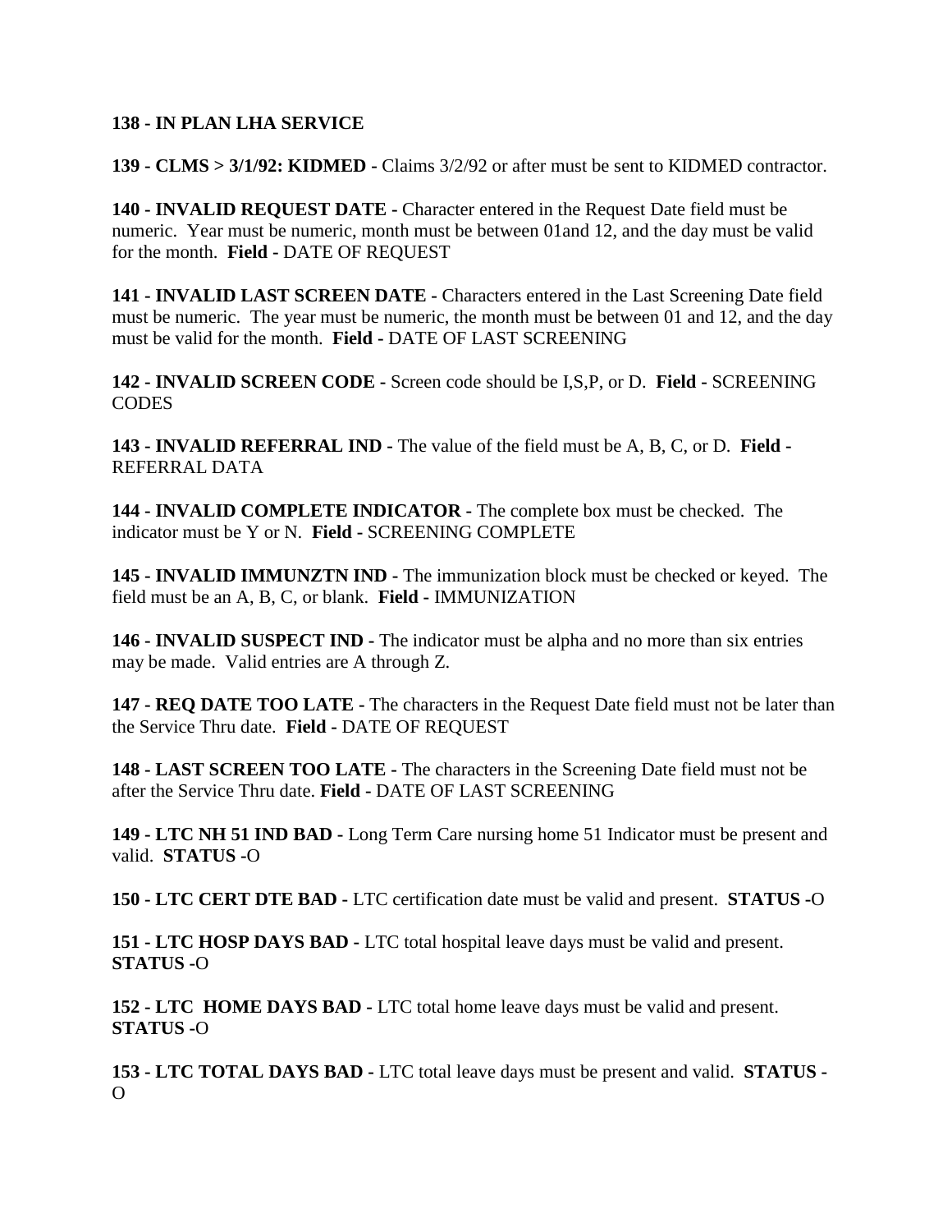**138 - IN PLAN LHA SERVICE**

**139 - CLMS > 3/1/92: KIDMED -** Claims 3/2/92 or after must be sent to KIDMED contractor.

**140 - INVALID REQUEST DATE -** Character entered in the Request Date field must be numeric. Year must be numeric, month must be between 01and 12, and the day must be valid for the month. **Field -** DATE OF REQUEST

**141 - INVALID LAST SCREEN DATE -** Characters entered in the Last Screening Date field must be numeric. The year must be numeric, the month must be between 01 and 12, and the day must be valid for the month. **Field -** DATE OF LAST SCREENING

**142 - INVALID SCREEN CODE -** Screen code should be I,S,P, or D. **Field -** SCREENING CODES

**143 - INVALID REFERRAL IND -** The value of the field must be A, B, C, or D. **Field -** REFERRAL DATA

**144 - INVALID COMPLETE INDICATOR -** The complete box must be checked. The indicator must be Y or N. **Field -** SCREENING COMPLETE

**145 - INVALID IMMUNZTN IND -** The immunization block must be checked or keyed. The field must be an A, B, C, or blank. **Field -** IMMUNIZATION

**146 - INVALID SUSPECT IND -** The indicator must be alpha and no more than six entries may be made. Valid entries are A through Z.

**147 - REQ DATE TOO LATE -** The characters in the Request Date field must not be later than the Service Thru date. **Field -** DATE OF REQUEST

**148 - LAST SCREEN TOO LATE -** The characters in the Screening Date field must not be after the Service Thru date. **Field -** DATE OF LAST SCREENING

**149 - LTC NH 51 IND BAD -** Long Term Care nursing home 51 Indicator must be present and valid. **STATUS -**O

**150 - LTC CERT DTE BAD -** LTC certification date must be valid and present. **STATUS -**O

**151 - LTC HOSP DAYS BAD -** LTC total hospital leave days must be valid and present. **STATUS -**O

**152 - LTC HOME DAYS BAD -** LTC total home leave days must be valid and present. **STATUS -**O

**153 - LTC TOTAL DAYS BAD -** LTC total leave days must be present and valid. **STATUS -** O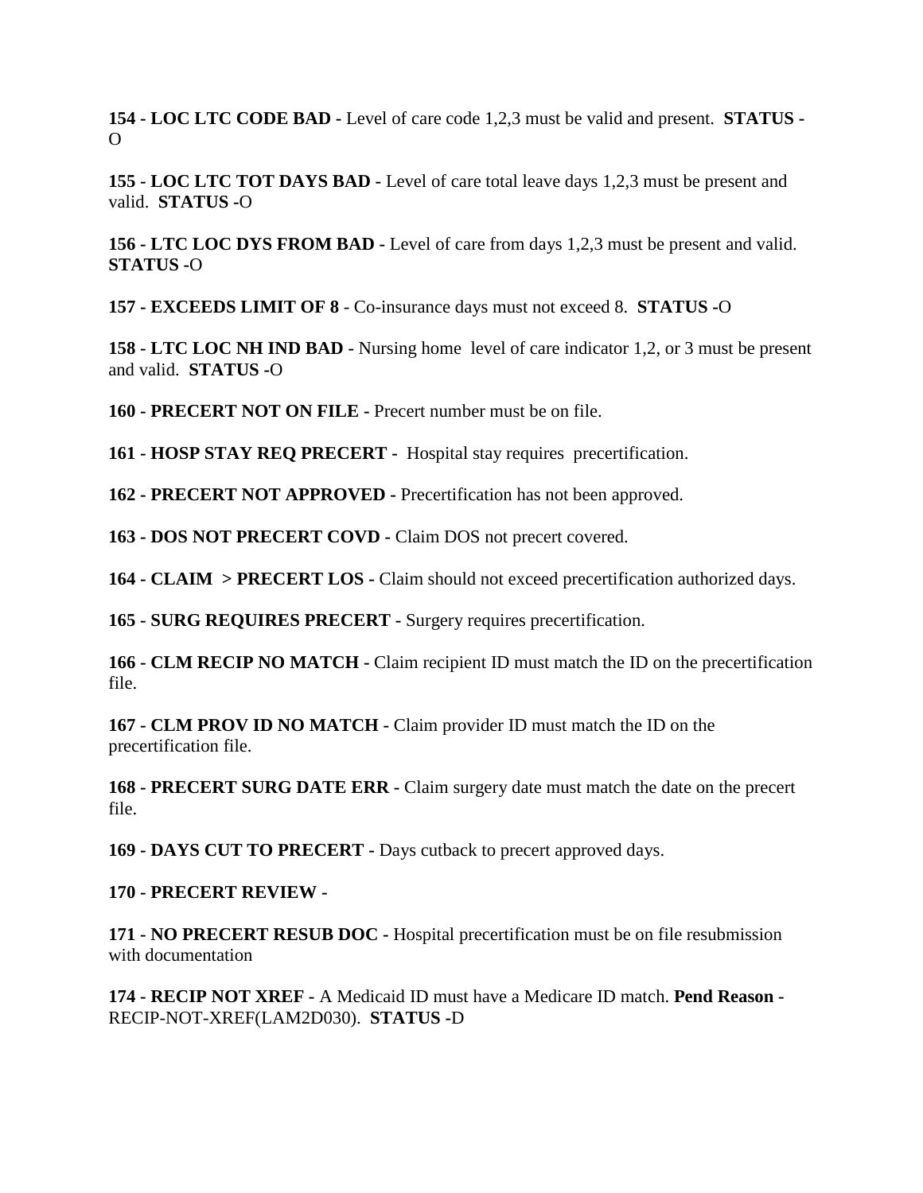**154 - LOC LTC CODE BAD -** Level of care code 1,2,3 must be valid and present. **STATUS -** O

**155 - LOC LTC TOT DAYS BAD -** Level of care total leave days 1,2,3 must be present and valid. **STATUS -**O

**156 - LTC LOC DYS FROM BAD -** Level of care from days 1,2,3 must be present and valid. **STATUS -**O

**157 - EXCEEDS LIMIT OF 8** - Co-insurance days must not exceed 8. **STATUS -**O

**158 - LTC LOC NH IND BAD -** Nursing home level of care indicator 1,2, or 3 must be present and valid. **STATUS -**O

**160 - PRECERT NOT ON FILE -** Precert number must be on file.

**161 - HOSP STAY REQ PRECERT -** Hospital stay requires precertification.

**162 - PRECERT NOT APPROVED -** Precertification has not been approved.

**163 - DOS NOT PRECERT COVD -** Claim DOS not precert covered.

**164 - CLAIM > PRECERT LOS -** Claim should not exceed precertification authorized days.

**165 - SURG REQUIRES PRECERT -** Surgery requires precertification.

**166 - CLM RECIP NO MATCH -** Claim recipient ID must match the ID on the precertification file.

**167 - CLM PROV ID NO MATCH -** Claim provider ID must match the ID on the precertification file.

**168 - PRECERT SURG DATE ERR -** Claim surgery date must match the date on the precert file.

**169 - DAYS CUT TO PRECERT -** Days cutback to precert approved days.

**170 - PRECERT REVIEW -**

**171 - NO PRECERT RESUB DOC -** Hospital precertification must be on file resubmission with documentation

**174 - RECIP NOT XREF -** A Medicaid ID must have a Medicare ID match. **Pend Reason -** RECIP-NOT-XREF(LAM2D030). **STATUS -**D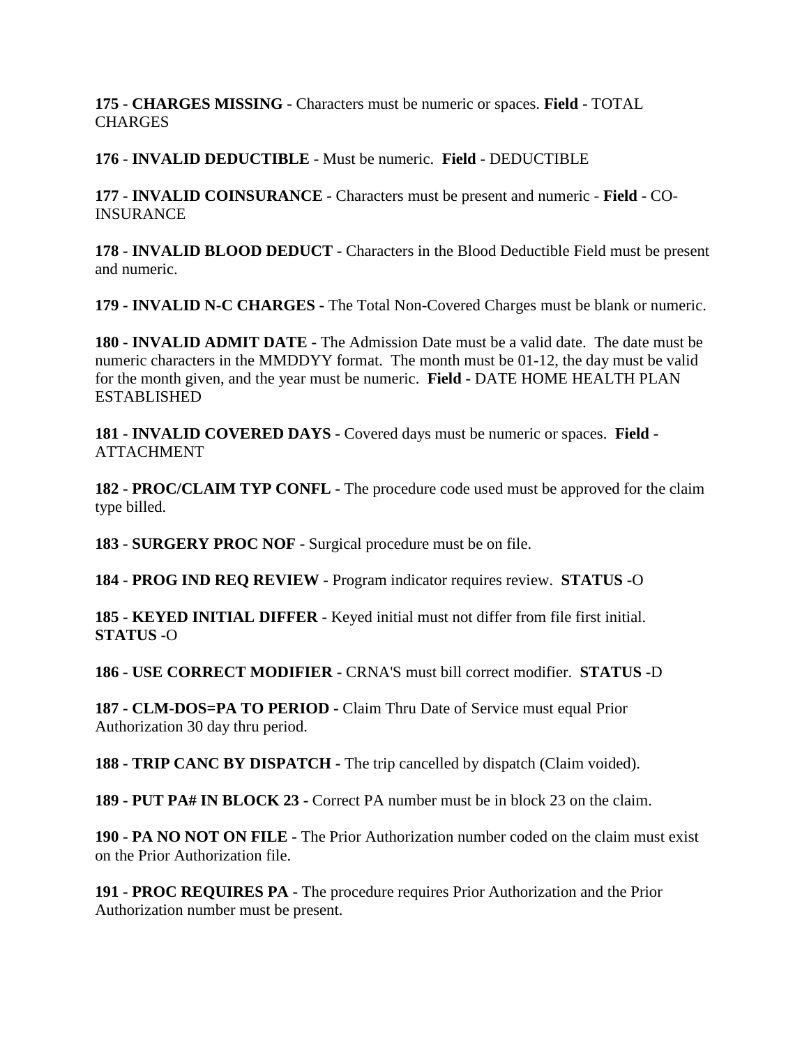**175 - CHARGES MISSING -** Characters must be numeric or spaces. **Field -** TOTAL CHARGES

**176 - INVALID DEDUCTIBLE -** Must be numeric. **Field -** DEDUCTIBLE

**177 - INVALID COINSURANCE -** Characters must be present and numeric - **Field -** CO-INSURANCE

**178 - INVALID BLOOD DEDUCT -** Characters in the Blood Deductible Field must be present and numeric.

**179 - INVALID N-C CHARGES -** The Total Non-Covered Charges must be blank or numeric.

**180 - INVALID ADMIT DATE -** The Admission Date must be a valid date. The date must be numeric characters in the MMDDYY format. The month must be 01-12, the day must be valid for the month given, and the year must be numeric. **Field -** DATE HOME HEALTH PLAN ESTABLISHED

**181 - INVALID COVERED DAYS -** Covered days must be numeric or spaces. **Field -** ATTACHMENT

**182 - PROC/CLAIM TYP CONFL -** The procedure code used must be approved for the claim type billed.

**183 - SURGERY PROC NOF -** Surgical procedure must be on file.

**184 - PROG IND REQ REVIEW -** Program indicator requires review. **STATUS -**O

**185 - KEYED INITIAL DIFFER -** Keyed initial must not differ from file first initial. **STATUS -**O

**186 - USE CORRECT MODIFIER -** CRNA'S must bill correct modifier. **STATUS -**D

**187 - CLM-DOS=PA TO PERIOD -** Claim Thru Date of Service must equal Prior Authorization 30 day thru period.

**188 - TRIP CANC BY DISPATCH -** The trip cancelled by dispatch (Claim voided).

**189 - PUT PA# IN BLOCK 23 -** Correct PA number must be in block 23 on the claim.

**190 - PA NO NOT ON FILE -** The Prior Authorization number coded on the claim must exist on the Prior Authorization file.

**191** - **PROC REQUIRES PA -** The procedure requires Prior Authorization and the Prior Authorization number must be present.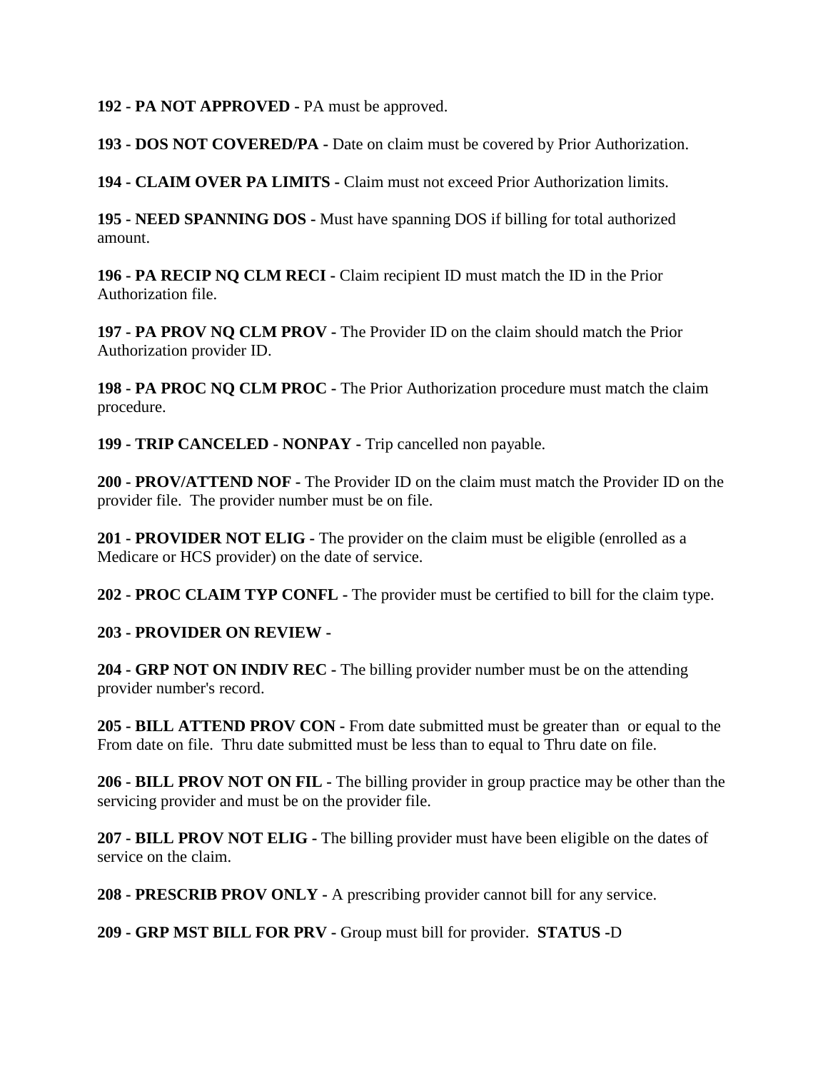**192 - PA NOT APPROVED -** PA must be approved.

**193 - DOS NOT COVERED/PA -** Date on claim must be covered by Prior Authorization.

**194 - CLAIM OVER PA LIMITS -** Claim must not exceed Prior Authorization limits.

**195 - NEED SPANNING DOS -** Must have spanning DOS if billing for total authorized amount.

**196 - PA RECIP NQ CLM RECI -** Claim recipient ID must match the ID in the Prior Authorization file.

**197 - PA PROV NQ CLM PROV -** The Provider ID on the claim should match the Prior Authorization provider ID.

**198 - PA PROC NQ CLM PROC -** The Prior Authorization procedure must match the claim procedure.

**199 - TRIP CANCELED - NONPAY -** Trip cancelled non payable.

**200 - PROV/ATTEND NOF -** The Provider ID on the claim must match the Provider ID on the provider file. The provider number must be on file.

**201 - PROVIDER NOT ELIG -** The provider on the claim must be eligible (enrolled as a Medicare or HCS provider) on the date of service.

**202 - PROC CLAIM TYP CONFL -** The provider must be certified to bill for the claim type.

**203 - PROVIDER ON REVIEW -**

**204 - GRP NOT ON INDIV REC -** The billing provider number must be on the attending provider number's record.

**205 - BILL ATTEND PROV CON -** From date submitted must be greater than or equal to the From date on file. Thru date submitted must be less than to equal to Thru date on file.

**206 - BILL PROV NOT ON FIL -** The billing provider in group practice may be other than the servicing provider and must be on the provider file.

**207 - BILL PROV NOT ELIG -** The billing provider must have been eligible on the dates of service on the claim.

**208 - PRESCRIB PROV ONLY -** A prescribing provider cannot bill for any service.

**209 - GRP MST BILL FOR PRV -** Group must bill for provider. **STATUS -**D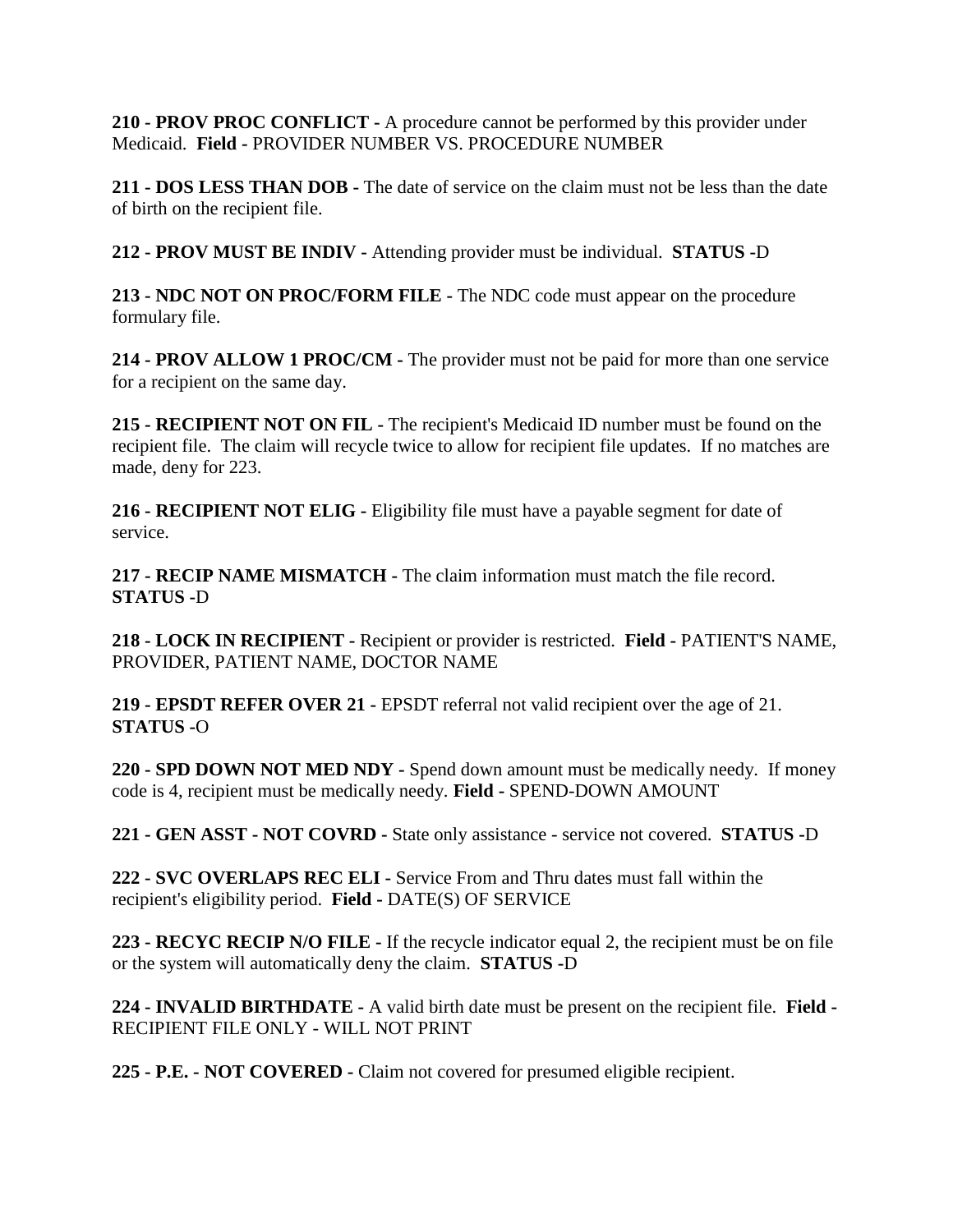**210 - PROV PROC CONFLICT -** A procedure cannot be performed by this provider under Medicaid. **Field -** PROVIDER NUMBER VS. PROCEDURE NUMBER

**211 - DOS LESS THAN DOB -** The date of service on the claim must not be less than the date of birth on the recipient file.

**212 - PROV MUST BE INDIV -** Attending provider must be individual. **STATUS -**D

**213 - NDC NOT ON PROC/FORM FILE -** The NDC code must appear on the procedure formulary file.

**214 - PROV ALLOW 1 PROC/CM -** The provider must not be paid for more than one service for a recipient on the same day.

**215 - RECIPIENT NOT ON FIL -** The recipient's Medicaid ID number must be found on the recipient file. The claim will recycle twice to allow for recipient file updates. If no matches are made, deny for 223.

**216 - RECIPIENT NOT ELIG -** Eligibility file must have a payable segment for date of service.

**217 - RECIP NAME MISMATCH -** The claim information must match the file record. **STATUS -**D

**218 - LOCK IN RECIPIENT -** Recipient or provider is restricted. **Field -** PATIENT'S NAME, PROVIDER, PATIENT NAME, DOCTOR NAME

**219 - EPSDT REFER OVER 21 -** EPSDT referral not valid recipient over the age of 21. **STATUS -**O

**220 - SPD DOWN NOT MED NDY -** Spend down amount must be medically needy. If money code is 4, recipient must be medically needy. **Field -** SPEND-DOWN AMOUNT

**221 - GEN ASST - NOT COVRD -** State only assistance - service not covered. **STATUS -**D

**222 - SVC OVERLAPS REC ELI -** Service From and Thru dates must fall within the recipient's eligibility period. **Field -** DATE(S) OF SERVICE

**223 - RECYC RECIP N/O FILE -** If the recycle indicator equal 2, the recipient must be on file or the system will automatically deny the claim. **STATUS -**D

**224 - INVALID BIRTHDATE -** A valid birth date must be present on the recipient file. **Field -** RECIPIENT FILE ONLY - WILL NOT PRINT

**225 - P.E. - NOT COVERED -** Claim not covered for presumed eligible recipient.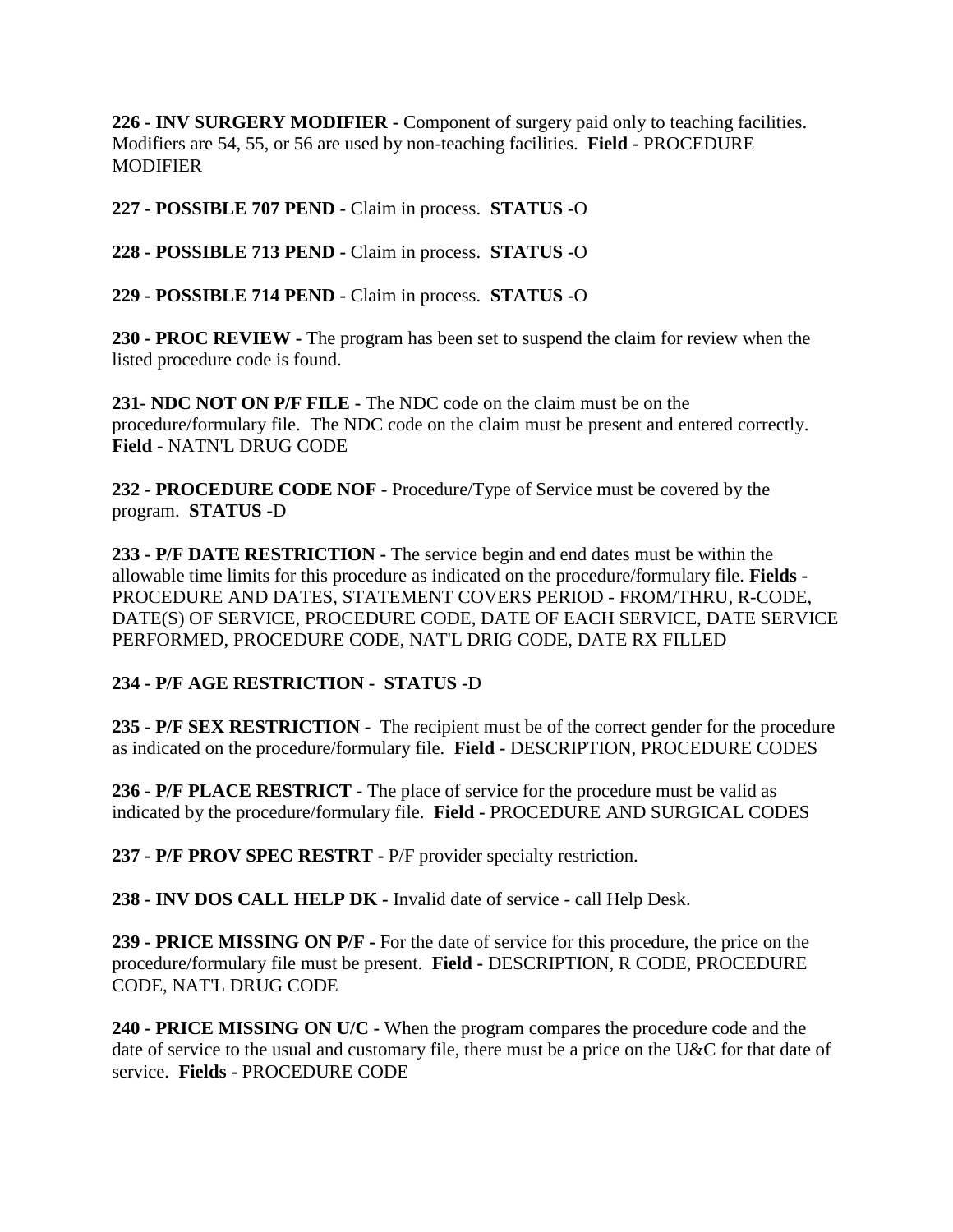**226 - INV SURGERY MODIFIER -** Component of surgery paid only to teaching facilities. Modifiers are 54, 55, or 56 are used by non-teaching facilities. **Field -** PROCEDURE MODIFIER

**227 - POSSIBLE 707 PEND -** Claim in process. **STATUS -**O

**228 - POSSIBLE 713 PEND -** Claim in process. **STATUS -**O

**229 - POSSIBLE 714 PEND -** Claim in process. **STATUS -**O

**230 - PROC REVIEW -** The program has been set to suspend the claim for review when the listed procedure code is found.

**231- NDC NOT ON P/F FILE -** The NDC code on the claim must be on the procedure/formulary file. The NDC code on the claim must be present and entered correctly. **Field -** NATN'L DRUG CODE

**232 - PROCEDURE CODE NOF -** Procedure/Type of Service must be covered by the program. **STATUS -**D

**233 - P/F DATE RESTRICTION -** The service begin and end dates must be within the allowable time limits for this procedure as indicated on the procedure/formulary file. **Fields -** PROCEDURE AND DATES, STATEMENT COVERS PERIOD - FROM/THRU, R-CODE, DATE(S) OF SERVICE, PROCEDURE CODE, DATE OF EACH SERVICE, DATE SERVICE PERFORMED, PROCEDURE CODE, NAT'L DRIG CODE, DATE RX FILLED

**234 - P/F AGE RESTRICTION - STATUS -**D

**235 - P/F SEX RESTRICTION -** The recipient must be of the correct gender for the procedure as indicated on the procedure/formulary file. **Field -** DESCRIPTION, PROCEDURE CODES

**236 - P/F PLACE RESTRICT -** The place of service for the procedure must be valid as indicated by the procedure/formulary file. **Field -** PROCEDURE AND SURGICAL CODES

**237 - P/F PROV SPEC RESTRT -** P/F provider specialty restriction.

**238 - INV DOS CALL HELP DK -** Invalid date of service - call Help Desk.

**239 - PRICE MISSING ON P/F -** For the date of service for this procedure, the price on the procedure/formulary file must be present. **Field -** DESCRIPTION, R CODE, PROCEDURE CODE, NAT'L DRUG CODE

**240 - PRICE MISSING ON U/C -** When the program compares the procedure code and the date of service to the usual and customary file, there must be a price on the U&C for that date of service. **Fields -** PROCEDURE CODE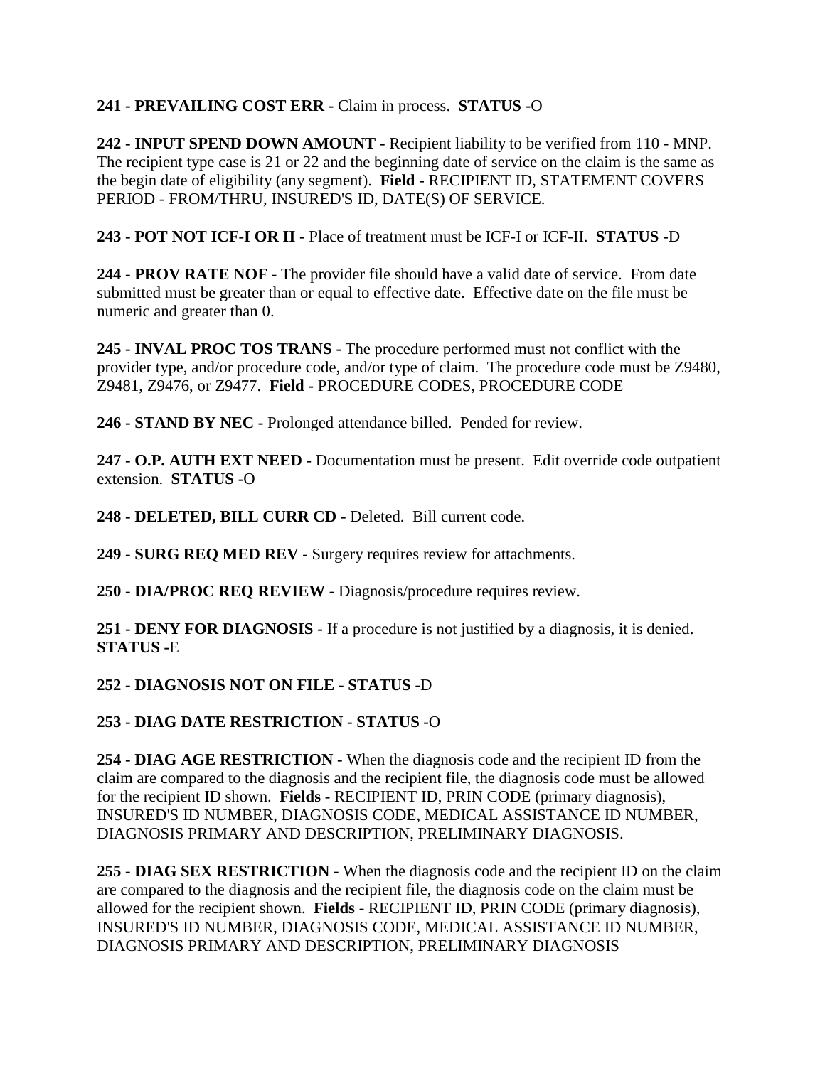**241 - PREVAILING COST ERR -** Claim in process. **STATUS -**O

**242 - INPUT SPEND DOWN AMOUNT -** Recipient liability to be verified from 110 - MNP. The recipient type case is 21 or 22 and the beginning date of service on the claim is the same as the begin date of eligibility (any segment). **Field -** RECIPIENT ID, STATEMENT COVERS PERIOD - FROM/THRU, INSURED'S ID, DATE(S) OF SERVICE.

**243 - POT NOT ICF-I OR II -** Place of treatment must be ICF-I or ICF-II. **STATUS -**D

**244 - PROV RATE NOF -** The provider file should have a valid date of service. From date submitted must be greater than or equal to effective date. Effective date on the file must be numeric and greater than 0.

**245 - INVAL PROC TOS TRANS -** The procedure performed must not conflict with the provider type, and/or procedure code, and/or type of claim. The procedure code must be Z9480, Z9481, Z9476, or Z9477. **Field -** PROCEDURE CODES, PROCEDURE CODE

**246 - STAND BY NEC -** Prolonged attendance billed. Pended for review.

**247 - O.P. AUTH EXT NEED -** Documentation must be present. Edit override code outpatient extension. **STATUS -**O

**248 - DELETED, BILL CURR CD -** Deleted. Bill current code.

**249 - SURG REQ MED REV -** Surgery requires review for attachments.

**250 - DIA/PROC REQ REVIEW -** Diagnosis/procedure requires review.

**251 - DENY FOR DIAGNOSIS -** If a procedure is not justified by a diagnosis, it is denied. **STATUS -**E

**252 - DIAGNOSIS NOT ON FILE - STATUS -**D

**253 - DIAG DATE RESTRICTION - STATUS -**O

**254 - DIAG AGE RESTRICTION -** When the diagnosis code and the recipient ID from the claim are compared to the diagnosis and the recipient file, the diagnosis code must be allowed for the recipient ID shown. **Fields -** RECIPIENT ID, PRIN CODE (primary diagnosis), INSURED'S ID NUMBER, DIAGNOSIS CODE, MEDICAL ASSISTANCE ID NUMBER, DIAGNOSIS PRIMARY AND DESCRIPTION, PRELIMINARY DIAGNOSIS.

**255 - DIAG SEX RESTRICTION -** When the diagnosis code and the recipient ID on the claim are compared to the diagnosis and the recipient file, the diagnosis code on the claim must be allowed for the recipient shown. **Fields -** RECIPIENT ID, PRIN CODE (primary diagnosis), INSURED'S ID NUMBER, DIAGNOSIS CODE, MEDICAL ASSISTANCE ID NUMBER, DIAGNOSIS PRIMARY AND DESCRIPTION, PRELIMINARY DIAGNOSIS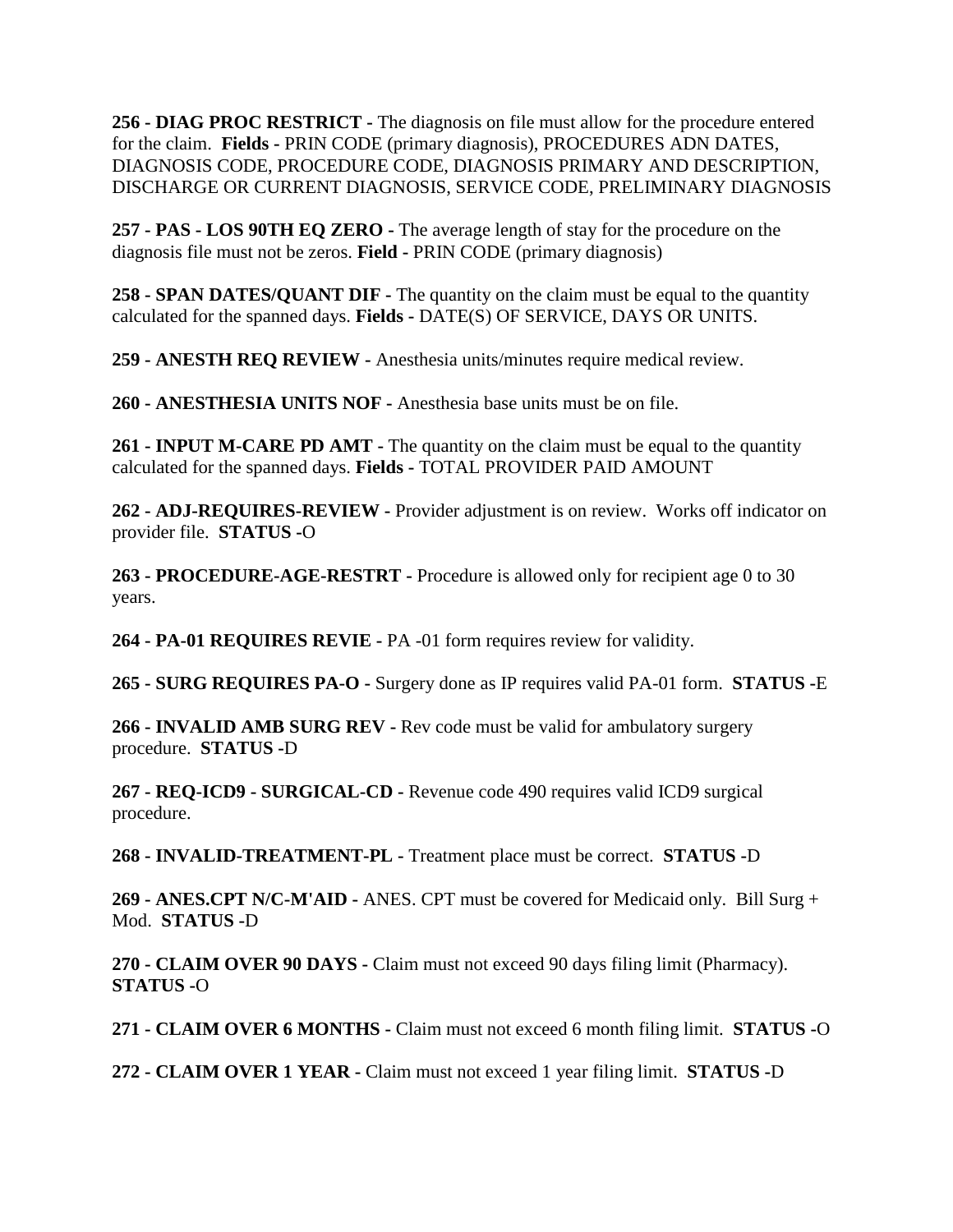**256 - DIAG PROC RESTRICT -** The diagnosis on file must allow for the procedure entered for the claim. **Fields -** PRIN CODE (primary diagnosis), PROCEDURES ADN DATES, DIAGNOSIS CODE, PROCEDURE CODE, DIAGNOSIS PRIMARY AND DESCRIPTION, DISCHARGE OR CURRENT DIAGNOSIS, SERVICE CODE, PRELIMINARY DIAGNOSIS

**257 - PAS - LOS 90TH EQ ZERO -** The average length of stay for the procedure on the diagnosis file must not be zeros. **Field -** PRIN CODE (primary diagnosis)

**258 - SPAN DATES/QUANT DIF -** The quantity on the claim must be equal to the quantity calculated for the spanned days. **Fields -** DATE(S) OF SERVICE, DAYS OR UNITS.

**259 - ANESTH REQ REVIEW -** Anesthesia units/minutes require medical review.

**260 - ANESTHESIA UNITS NOF -** Anesthesia base units must be on file.

**261 - INPUT M-CARE PD AMT -** The quantity on the claim must be equal to the quantity calculated for the spanned days. **Fields -** TOTAL PROVIDER PAID AMOUNT

**262 - ADJ-REQUIRES-REVIEW -** Provider adjustment is on review. Works off indicator on provider file. **STATUS -**O

**263 - PROCEDURE-AGE-RESTRT -** Procedure is allowed only for recipient age 0 to 30 years.

**264 - PA-01 REQUIRES REVIE -** PA -01 form requires review for validity.

**265 - SURG REQUIRES PA-O -** Surgery done as IP requires valid PA-01 form. **STATUS -**E

**266 - INVALID AMB SURG REV -** Rev code must be valid for ambulatory surgery procedure. **STATUS -**D

**267 - REQ-ICD9 - SURGICAL-CD -** Revenue code 490 requires valid ICD9 surgical procedure.

**268 - INVALID-TREATMENT-PL -** Treatment place must be correct. **STATUS -**D

**269 - ANES.CPT N/C-M'AID -** ANES. CPT must be covered for Medicaid only. Bill Surg + Mod. **STATUS -**D

**270 - CLAIM OVER 90 DAYS -** Claim must not exceed 90 days filing limit (Pharmacy). **STATUS -**O

**271 - CLAIM OVER 6 MONTHS -** Claim must not exceed 6 month filing limit. **STATUS -**O

**272 - CLAIM OVER 1 YEAR -** Claim must not exceed 1 year filing limit. **STATUS -**D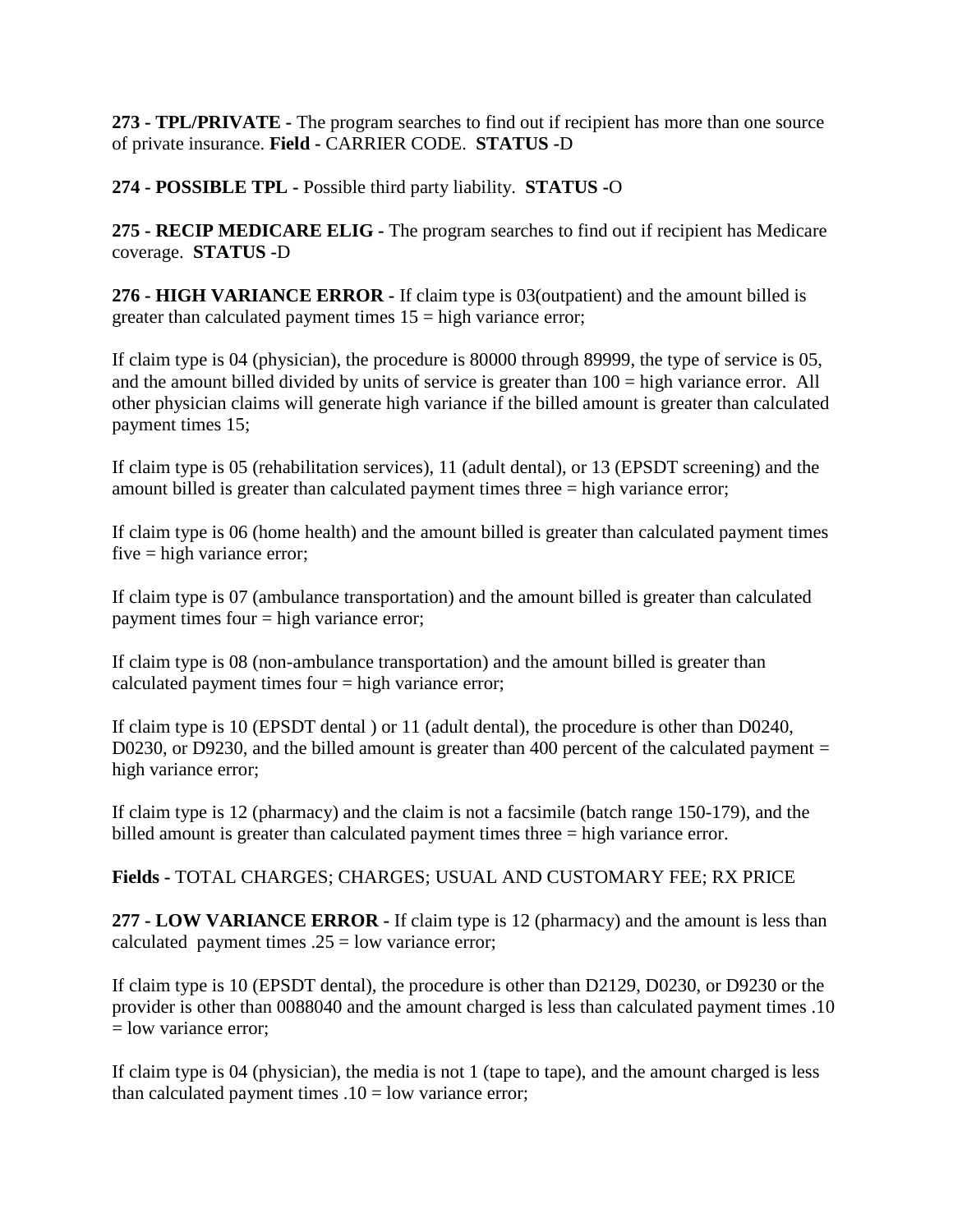**273 - TPL/PRIVATE -** The program searches to find out if recipient has more than one source of private insurance. **Field -** CARRIER CODE. **STATUS -**D

**274 - POSSIBLE TPL -** Possible third party liability. **STATUS -**O

**275 - RECIP MEDICARE ELIG -** The program searches to find out if recipient has Medicare coverage. **STATUS -**D

**276 - HIGH VARIANCE ERROR -** If claim type is 03(outpatient) and the amount billed is greater than calculated payment times 15 = high variance error;

If claim type is 04 (physician), the procedure is 80000 through 89999, the type of service is 05, and the amount billed divided by units of service is greater than 100 = high variance error. All other physician claims will generate high variance if the billed amount is greater than calculated payment times 15;

If claim type is 05 (rehabilitation services), 11 (adult dental), or 13 (EPSDT screening) and the amount billed is greater than calculated payment times three = high variance error;

If claim type is 06 (home health) and the amount billed is greater than calculated payment times five = high variance error;

If claim type is 07 (ambulance transportation) and the amount billed is greater than calculated payment times four = high variance error;

If claim type is 08 (non-ambulance transportation) and the amount billed is greater than calculated payment times four = high variance error;

If claim type is 10 (EPSDT dental ) or 11 (adult dental), the procedure is other than D0240, D0230, or D9230, and the billed amount is greater than 400 percent of the calculated payment = high variance error;

If claim type is 12 (pharmacy) and the claim is not a facsimile (batch range 150-179), and the billed amount is greater than calculated payment times three = high variance error.

**Fields -** TOTAL CHARGES; CHARGES; USUAL AND CUSTOMARY FEE; RX PRICE

**277 - LOW VARIANCE ERROR -** If claim type is 12 (pharmacy) and the amount is less than calculated payment times .25 = low variance error;

If claim type is 10 (EPSDT dental), the procedure is other than D2129, D0230, or D9230 or the provider is other than 0088040 and the amount charged is less than calculated payment times .10 = low variance error;

If claim type is 04 (physician), the media is not 1 (tape to tape), and the amount charged is less than calculated payment times .10 = low variance error;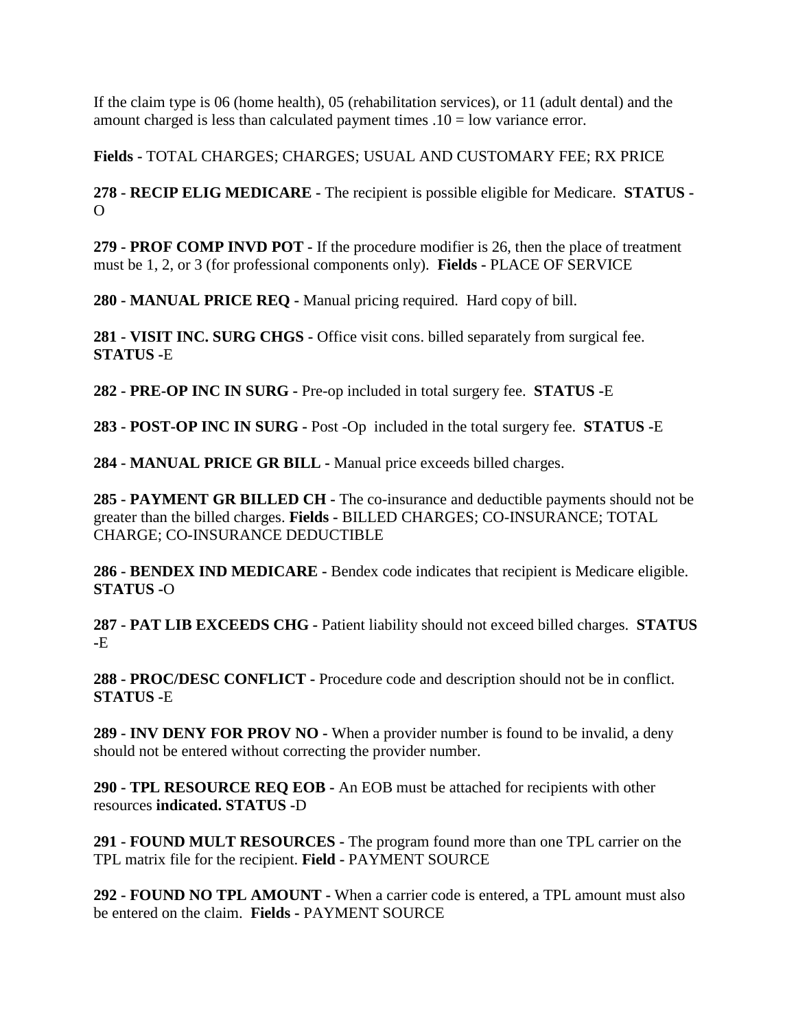If the claim type is 06 (home health), 05 (rehabilitation services), or 11 (adult dental) and the amount charged is less than calculated payment times .10 = low variance error.

**Fields -** TOTAL CHARGES; CHARGES; USUAL AND CUSTOMARY FEE; RX PRICE

**278 - RECIP ELIG MEDICARE -** The recipient is possible eligible for Medicare. **STATUS -** O

**279 - PROF COMP INVD POT -** If the procedure modifier is 26, then the place of treatment must be 1, 2, or 3 (for professional components only). **Fields -** PLACE OF SERVICE

**280 - MANUAL PRICE REQ -** Manual pricing required. Hard copy of bill.

**281 - VISIT INC. SURG CHGS -** Office visit cons. billed separately from surgical fee. **STATUS -**E

**282 - PRE-OP INC IN SURG -** Pre-op included in total surgery fee. **STATUS -**E

**283 - POST-OP INC IN SURG -** Post -Op included in the total surgery fee. **STATUS -**E

**284 - MANUAL PRICE GR BILL -** Manual price exceeds billed charges.

**285 - PAYMENT GR BILLED CH -** The co-insurance and deductible payments should not be greater than the billed charges. **Fields -** BILLED CHARGES; CO-INSURANCE; TOTAL CHARGE; CO-INSURANCE DEDUCTIBLE

**286 - BENDEX IND MEDICARE -** Bendex code indicates that recipient is Medicare eligible. **STATUS -**O

**287 - PAT LIB EXCEEDS CHG -** Patient liability should not exceed billed charges. **STATUS -**E

**288 - PROC/DESC CONFLICT -** Procedure code and description should not be in conflict. **STATUS -**E

**289 - INV DENY FOR PROV NO -** When a provider number is found to be invalid, a deny should not be entered without correcting the provider number.

**290 - TPL RESOURCE REQ EOB -** An EOB must be attached for recipients with other resources **indicated. STATUS -**D

**291 - FOUND MULT RESOURCES -** The program found more than one TPL carrier on the TPL matrix file for the recipient. **Field -** PAYMENT SOURCE

**292 - FOUND NO TPL AMOUNT -** When a carrier code is entered, a TPL amount must also be entered on the claim. **Fields -** PAYMENT SOURCE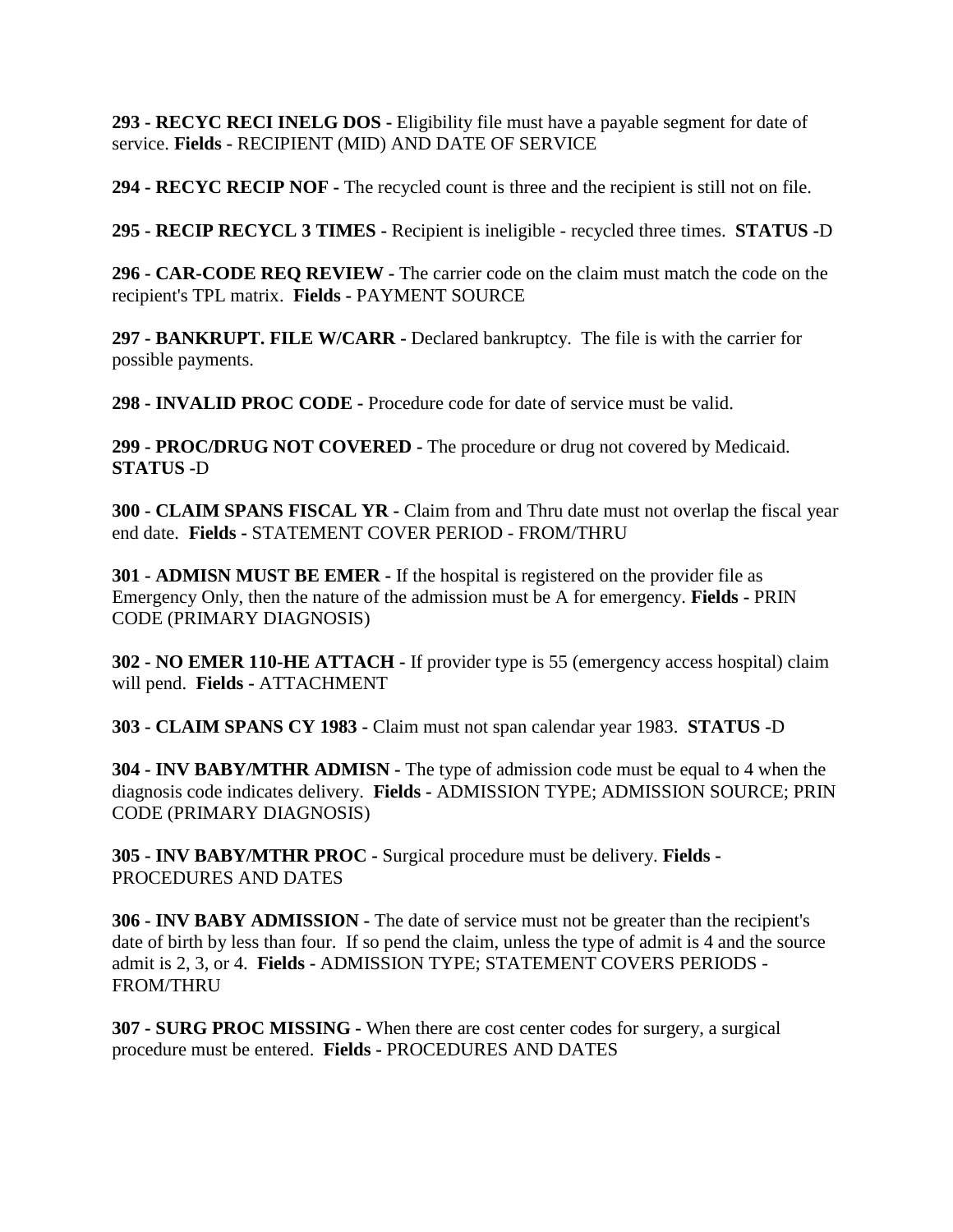**293 - RECYC RECI INELG DOS -** Eligibility file must have a payable segment for date of service. **Fields -** RECIPIENT (MID) AND DATE OF SERVICE

**294 - RECYC RECIP NOF -** The recycled count is three and the recipient is still not on file.

**295 - RECIP RECYCL 3 TIMES -** Recipient is ineligible - recycled three times. **STATUS -**D

**296 - CAR-CODE REQ REVIEW -** The carrier code on the claim must match the code on the recipient's TPL matrix. **Fields -** PAYMENT SOURCE

**297 - BANKRUPT. FILE W/CARR -** Declared bankruptcy. The file is with the carrier for possible payments.

**298 - INVALID PROC CODE -** Procedure code for date of service must be valid.

**299 - PROC/DRUG NOT COVERED -** The procedure or drug not covered by Medicaid. **STATUS -**D

**300 - CLAIM SPANS FISCAL YR -** Claim from and Thru date must not overlap the fiscal year end date. **Fields -** STATEMENT COVER PERIOD - FROM/THRU

**301 - ADMISN MUST BE EMER -** If the hospital is registered on the provider file as Emergency Only, then the nature of the admission must be A for emergency. **Fields -** PRIN CODE (PRIMARY DIAGNOSIS)

**302 - NO EMER 110-HE ATTACH -** If provider type is 55 (emergency access hospital) claim will pend. **Fields -** ATTACHMENT

**303 - CLAIM SPANS CY 1983 -** Claim must not span calendar year 1983. **STATUS -**D

**304 - INV BABY/MTHR ADMISN -** The type of admission code must be equal to 4 when the diagnosis code indicates delivery. **Fields -** ADMISSION TYPE; ADMISSION SOURCE; PRIN CODE (PRIMARY DIAGNOSIS)

**305 - INV BABY/MTHR PROC -** Surgical procedure must be delivery. **Fields -** PROCEDURES AND DATES

**306 - INV BABY ADMISSION -** The date of service must not be greater than the recipient's date of birth by less than four. If so pend the claim, unless the type of admit is 4 and the source admit is 2, 3, or 4. **Fields -** ADMISSION TYPE; STATEMENT COVERS PERIODS - FROM/THRU

**307 - SURG PROC MISSING -** When there are cost center codes for surgery, a surgical procedure must be entered. **Fields -** PROCEDURES AND DATES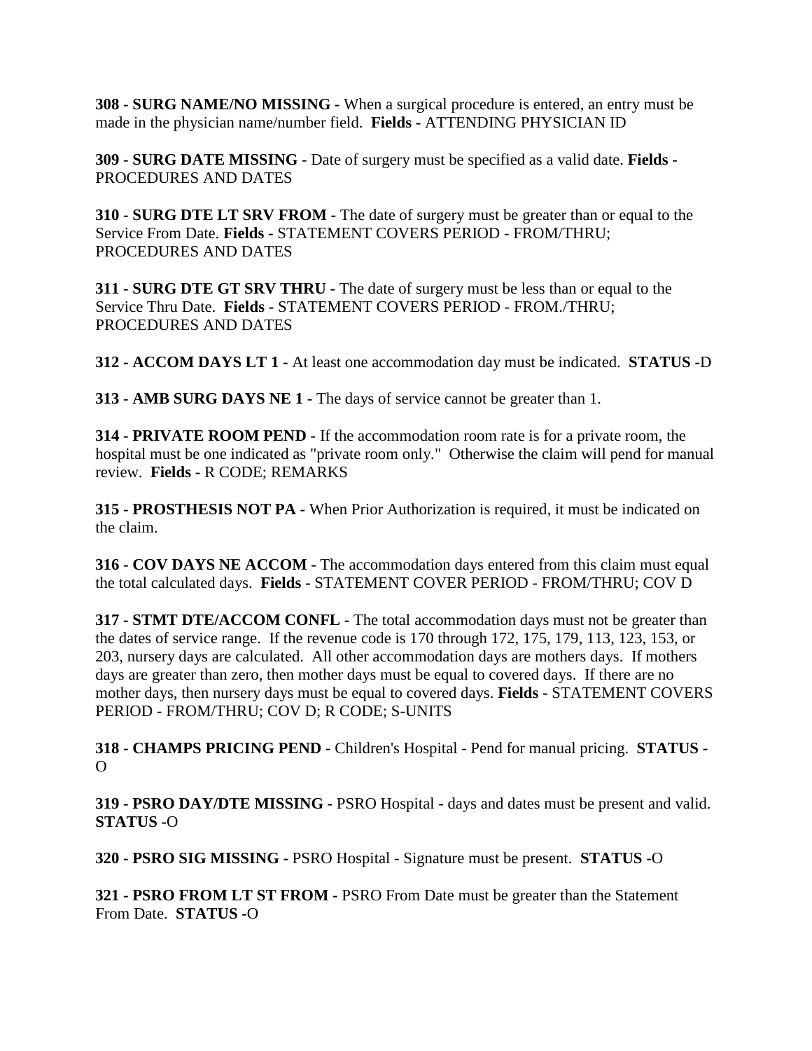**308 - SURG NAME/NO MISSING -** When a surgical procedure is entered, an entry must be made in the physician name/number field. **Fields -** ATTENDING PHYSICIAN ID

**309 - SURG DATE MISSING -** Date of surgery must be specified as a valid date. **Fields -** PROCEDURES AND DATES

**310 - SURG DTE LT SRV FROM -** The date of surgery must be greater than or equal to the Service From Date. **Fields -** STATEMENT COVERS PERIOD - FROM/THRU; PROCEDURES AND DATES

**311 - SURG DTE GT SRV THRU -** The date of surgery must be less than or equal to the Service Thru Date. **Fields -** STATEMENT COVERS PERIOD - FROM./THRU; PROCEDURES AND DATES

**312 - ACCOM DAYS LT 1 -** At least one accommodation day must be indicated. **STATUS -**D

**313 - AMB SURG DAYS NE 1 -** The days of service cannot be greater than 1.

**314 - PRIVATE ROOM PEND -** If the accommodation room rate is for a private room, the hospital must be one indicated as "private room only." Otherwise the claim will pend for manual review. **Fields -** R CODE; REMARKS

**315 - PROSTHESIS NOT PA -** When Prior Authorization is required, it must be indicated on the claim.

**316 - COV DAYS NE ACCOM -** The accommodation days entered from this claim must equal the total calculated days. **Fields -** STATEMENT COVER PERIOD - FROM/THRU; COV D

**317 - STMT DTE/ACCOM CONFL -** The total accommodation days must not be greater than the dates of service range. If the revenue code is 170 through 172, 175, 179, 113, 123, 153, or 203, nursery days are calculated. All other accommodation days are mothers days. If mothers days are greater than zero, then mother days must be equal to covered days. If there are no mother days, then nursery days must be equal to covered days. **Fields -** STATEMENT COVERS PERIOD - FROM/THRU; COV D; R CODE; S-UNITS

**318 - CHAMPS PRICING PEND -** Children's Hospital - Pend for manual pricing. **STATUS -** O

**319 - PSRO DAY/DTE MISSING -** PSRO Hospital - days and dates must be present and valid. **STATUS -**O

**320 - PSRO SIG MISSING -** PSRO Hospital - Signature must be present. **STATUS -**O

**321 - PSRO FROM LT ST FROM -** PSRO From Date must be greater than the Statement From Date. **STATUS -**O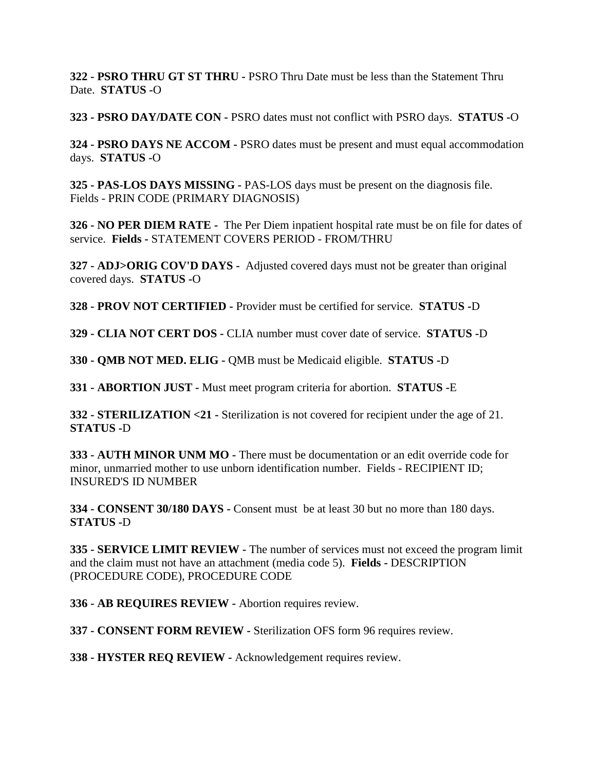**322 - PSRO THRU GT ST THRU -** PSRO Thru Date must be less than the Statement Thru Date. **STATUS -**O

**323 - PSRO DAY/DATE CON -** PSRO dates must not conflict with PSRO days. **STATUS -**O

**324 - PSRO DAYS NE ACCOM -** PSRO dates must be present and must equal accommodation days. **STATUS -**O

**325 - PAS-LOS DAYS MISSING -** PAS-LOS days must be present on the diagnosis file. Fields - PRIN CODE (PRIMARY DIAGNOSIS)

**326 - NO PER DIEM RATE -** The Per Diem inpatient hospital rate must be on file for dates of service. **Fields -** STATEMENT COVERS PERIOD - FROM/THRU

**327 - ADJ>ORIG COV'D DAYS -** Adjusted covered days must not be greater than original covered days. **STATUS -**O

**328 - PROV NOT CERTIFIED -** Provider must be certified for service. **STATUS -**D

**329 - CLIA NOT CERT DOS -** CLIA number must cover date of service. **STATUS -**D

**330 - QMB NOT MED. ELIG -** QMB must be Medicaid eligible. **STATUS -**D

**331 - ABORTION JUST -** Must meet program criteria for abortion. **STATUS** -E

**332 - STERILIZATION <21 -** Sterilization is not covered for recipient under the age of 21. **STATUS -**D

**333 - AUTH MINOR UNM MO -** There must be documentation or an edit override code for minor, unmarried mother to use unborn identification number. Fields - RECIPIENT ID; INSURED'S ID NUMBER

**334 - CONSENT 30/180 DAYS -** Consent must be at least 30 but no more than 180 days. **STATUS -**D

**335 - SERVICE LIMIT REVIEW -** The number of services must not exceed the program limit and the claim must not have an attachment (media code 5). **Fields -** DESCRIPTION (PROCEDURE CODE), PROCEDURE CODE

**336 - AB REQUIRES REVIEW -** Abortion requires review.

**337 - CONSENT FORM REVIEW -** Sterilization OFS form 96 requires review.

**338 - HYSTER REQ REVIEW -** Acknowledgement requires review.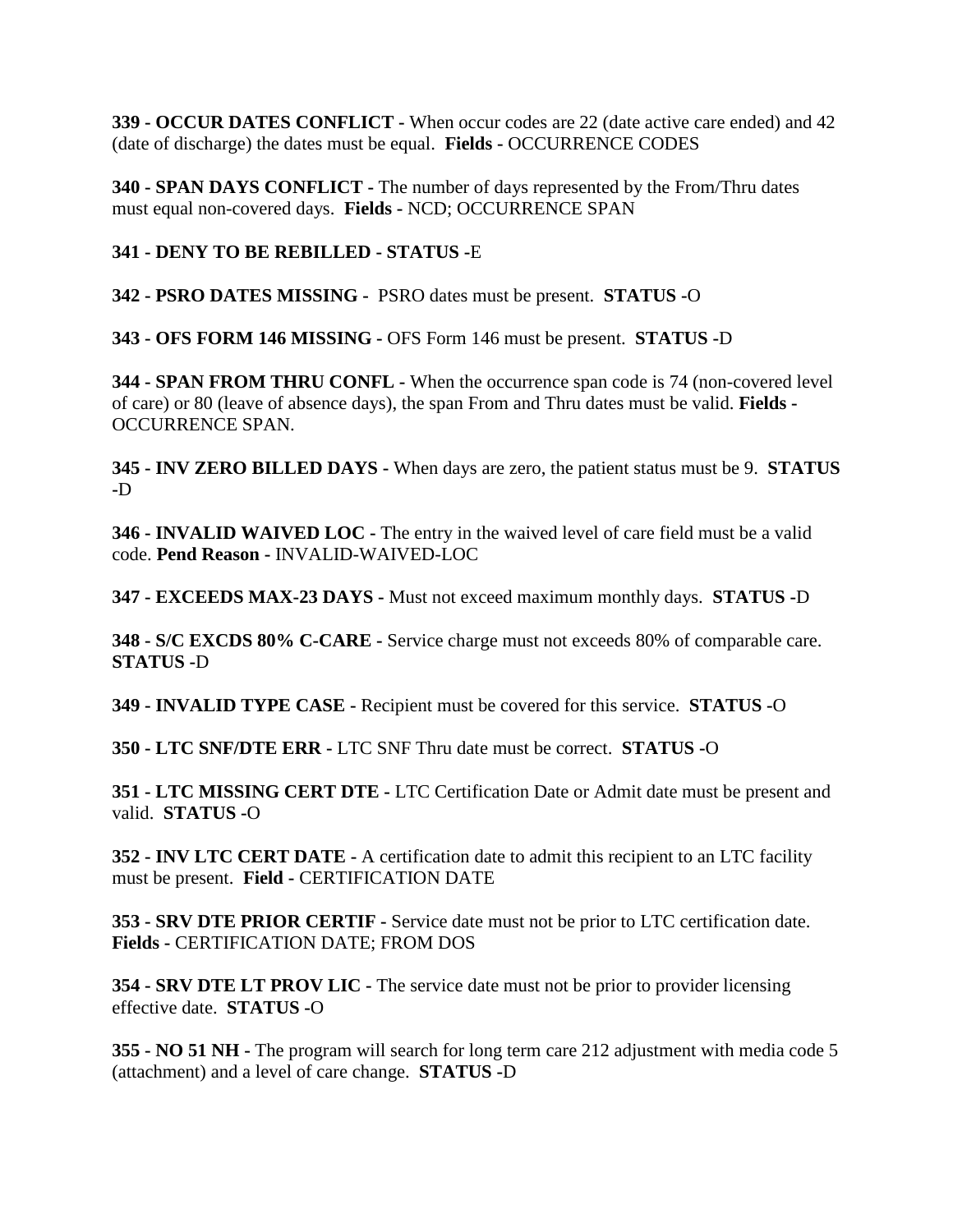**339 - OCCUR DATES CONFLICT -** When occur codes are 22 (date active care ended) and 42 (date of discharge) the dates must be equal. **Fields -** OCCURRENCE CODES

**340 - SPAN DAYS CONFLICT -** The number of days represented by the From/Thru dates must equal non-covered days. **Fields -** NCD; OCCURRENCE SPAN

**341 - DENY TO BE REBILLED - STATUS -**E

**342 - PSRO DATES MISSING -** PSRO dates must be present. **STATUS -**O

**343 - OFS FORM 146 MISSING -** OFS Form 146 must be present. **STATUS -**D

**344 - SPAN FROM THRU CONFL -** When the occurrence span code is 74 (non-covered level of care) or 80 (leave of absence days), the span From and Thru dates must be valid. **Fields -** OCCURRENCE SPAN.

**345 - INV ZERO BILLED DAYS -** When days are zero, the patient status must be 9. **STATUS -**D

**346 - INVALID WAIVED LOC -** The entry in the waived level of care field must be a valid code. **Pend Reason -** INVALID-WAIVED-LOC

**347 - EXCEEDS MAX-23 DAYS -** Must not exceed maximum monthly days. **STATUS -**D

**348 - S/C EXCDS 80% C-CARE -** Service charge must not exceeds 80% of comparable care. **STATUS -**D

**349 - INVALID TYPE CASE -** Recipient must be covered for this service. **STATUS -**O

**350 - LTC SNF/DTE ERR -** LTC SNF Thru date must be correct. **STATUS -**O

**351 - LTC MISSING CERT DTE -** LTC Certification Date or Admit date must be present and valid. **STATUS -**O

**352 - INV LTC CERT DATE -** A certification date to admit this recipient to an LTC facility must be present. **Field -** CERTIFICATION DATE

**353 - SRV DTE PRIOR CERTIF -** Service date must not be prior to LTC certification date. **Fields -** CERTIFICATION DATE; FROM DOS

**354 - SRV DTE LT PROV LIC -** The service date must not be prior to provider licensing effective date. **STATUS -**O

**355 - NO 51 NH -** The program will search for long term care 212 adjustment with media code 5 (attachment) and a level of care change. **STATUS -**D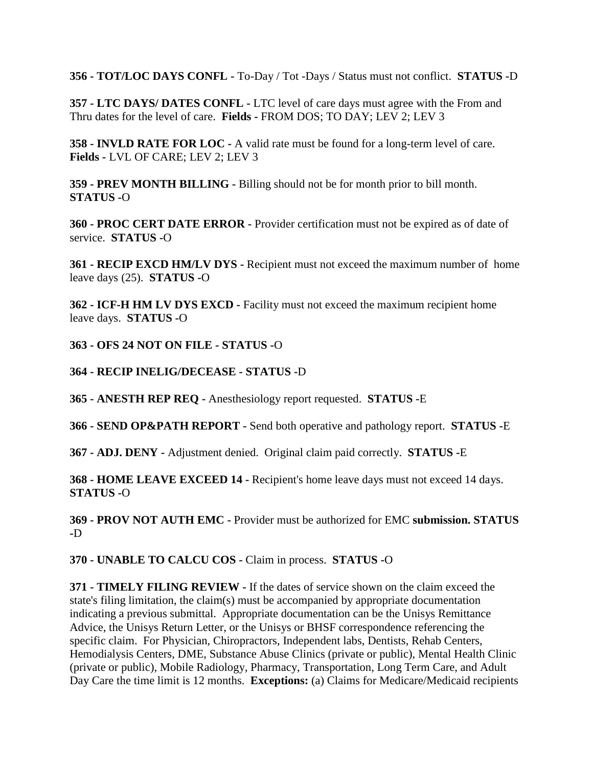**356 - TOT/LOC DAYS CONFL -** To-Day / Tot -Days / Status must not conflict. **STATUS -**D

**357 - LTC DAYS/ DATES CONFL -** LTC level of care days must agree with the From and Thru dates for the level of care. **Fields -** FROM DOS; TO DAY; LEV 2; LEV 3

**358 - INVLD RATE FOR LOC -** A valid rate must be found for a long-term level of care. **Fields -** LVL OF CARE; LEV 2; LEV 3

**359 - PREV MONTH BILLING -** Billing should not be for month prior to bill month. **STATUS -**O

**360 - PROC CERT DATE ERROR -** Provider certification must not be expired as of date of service. **STATUS -**O

**361 - RECIP EXCD HM/LV DYS -** Recipient must not exceed the maximum number of home leave days (25). **STATUS -**O

**362 - ICF-H HM LV DYS EXCD -** Facility must not exceed the maximum recipient home leave days. **STATUS -**O

**363 - OFS 24 NOT ON FILE - STATUS -**O

**364 - RECIP INELIG/DECEASE - STATUS -**D

**365 - ANESTH REP REQ -** Anesthesiology report requested. **STATUS -**E

**366 - SEND OP&PATH REPORT -** Send both operative and pathology report. **STATUS -**E

**367 - ADJ. DENY -** Adjustment denied. Original claim paid correctly. **STATUS -**E

**368 - HOME LEAVE EXCEED 14 -** Recipient's home leave days must not exceed 14 days. **STATUS -**O

**369 - PROV NOT AUTH EMC -** Provider must be authorized for EMC **submission. STATUS -**D

**370 - UNABLE TO CALCU COS -** Claim in process. **STATUS -**O

**371 - TIMELY FILING REVIEW -** If the dates of service shown on the claim exceed the state's filing limitation, the claim(s) must be accompanied by appropriate documentation indicating a previous submittal. Appropriate documentation can be the Unisys Remittance Advice, the Unisys Return Letter, or the Unisys or BHSF correspondence referencing the specific claim. For Physician, Chiropractors, Independent labs, Dentists, Rehab Centers, Hemodialysis Centers, DME, Substance Abuse Clinics (private or public), Mental Health Clinic (private or public), Mobile Radiology, Pharmacy, Transportation, Long Term Care, and Adult Day Care the time limit is 12 months. **Exceptions:** (a) Claims for Medicare/Medicaid recipients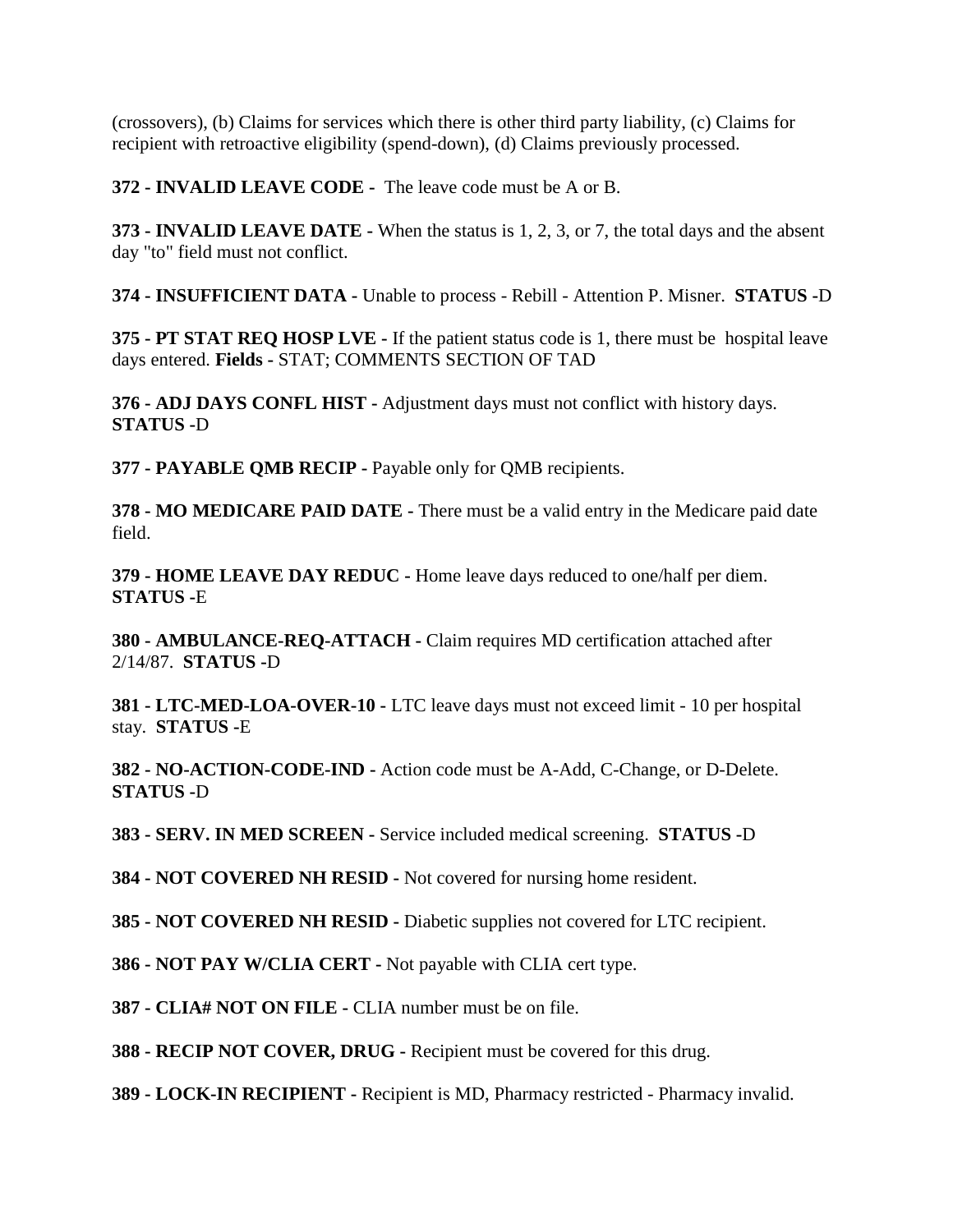(crossovers), (b) Claims for services which there is other third party liability, (c) Claims for recipient with retroactive eligibility (spend-down), (d) Claims previously processed.

**372 - INVALID LEAVE CODE -** The leave code must be A or B.

**373 - INVALID LEAVE DATE -** When the status is 1, 2, 3, or 7, the total days and the absent day "to" field must not conflict.

**374 - INSUFFICIENT DATA -** Unable to process - Rebill - Attention P. Misner. **STATUS -**D

**375 - PT STAT REQ HOSP LVE -** If the patient status code is 1, there must be hospital leave days entered. **Fields -** STAT; COMMENTS SECTION OF TAD

**376 - ADJ DAYS CONFL HIST -** Adjustment days must not conflict with history days. **STATUS -**D

**377 - PAYABLE QMB RECIP -** Payable only for QMB recipients.

**378 - MO MEDICARE PAID DATE -** There must be a valid entry in the Medicare paid date field.

**379 - HOME LEAVE DAY REDUC -** Home leave days reduced to one/half per diem. **STATUS -**E

**380 - AMBULANCE-REQ-ATTACH -** Claim requires MD certification attached after 2/14/87. **STATUS -**D

**381 - LTC-MED-LOA-OVER-10 -** LTC leave days must not exceed limit - 10 per hospital stay. **STATUS -**E

**382 - NO-ACTION-CODE-IND -** Action code must be A-Add, C-Change, or D-Delete. **STATUS -**D

**383 - SERV. IN MED SCREEN -** Service included medical screening. **STATUS -**D

**384 - NOT COVERED NH RESID -** Not covered for nursing home resident.

**385 - NOT COVERED NH RESID -** Diabetic supplies not covered for LTC recipient.

**386 - NOT PAY W/CLIA CERT -** Not payable with CLIA cert type.

**387 - CLIA# NOT ON FILE -** CLIA number must be on file.

**388 - RECIP NOT COVER, DRUG -** Recipient must be covered for this drug.

**389 - LOCK-IN RECIPIENT -** Recipient is MD, Pharmacy restricted - Pharmacy invalid.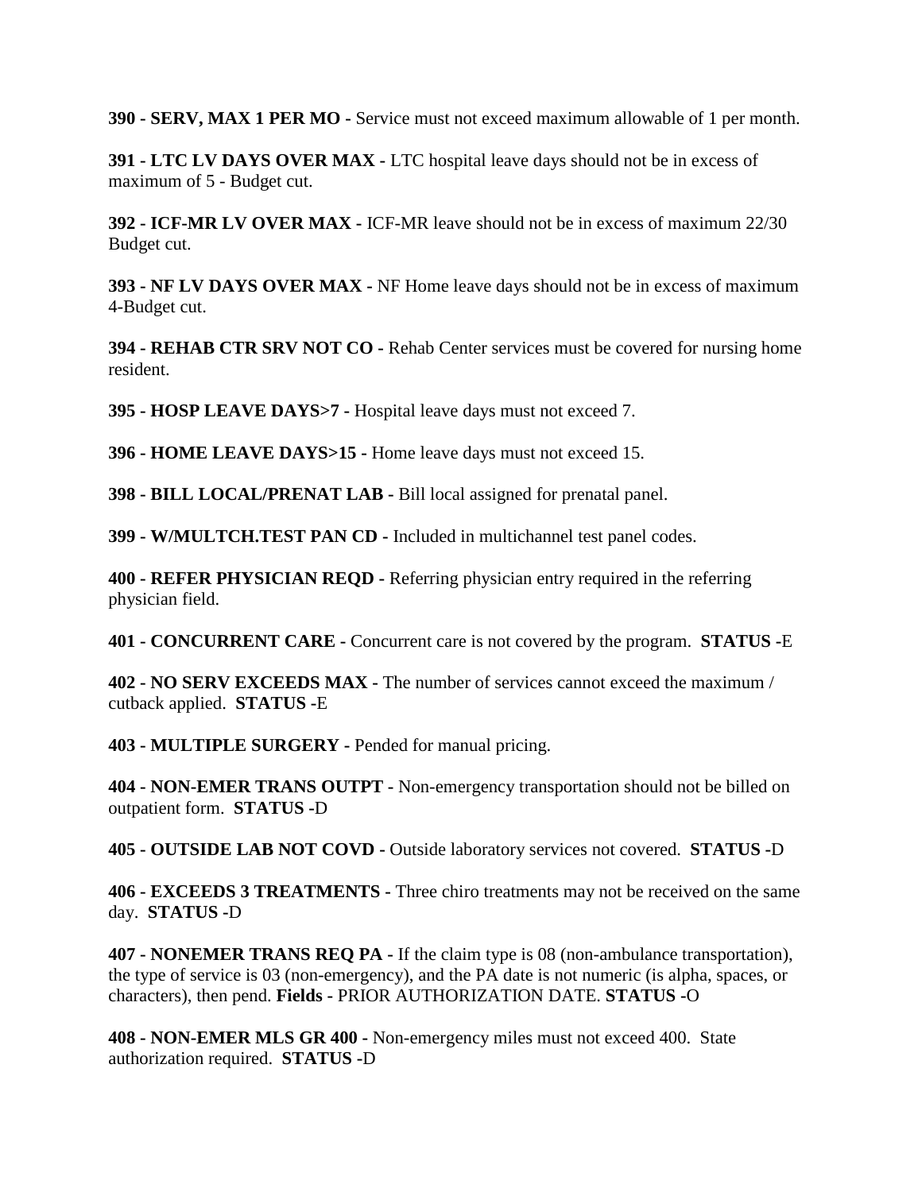**390 - SERV, MAX 1 PER MO -** Service must not exceed maximum allowable of 1 per month.

**391 - LTC LV DAYS OVER MAX -** LTC hospital leave days should not be in excess of maximum of 5 - Budget cut.

**392 - ICF-MR LV OVER MAX -** ICF-MR leave should not be in excess of maximum 22/30 Budget cut.

**393 - NF LV DAYS OVER MAX -** NF Home leave days should not be in excess of maximum 4-Budget cut.

**394 - REHAB CTR SRV NOT CO -** Rehab Center services must be covered for nursing home resident.

**395 - HOSP LEAVE DAYS>7 -** Hospital leave days must not exceed 7.

**396 - HOME LEAVE DAYS>15 -** Home leave days must not exceed 15.

**398 - BILL LOCAL/PRENAT LAB -** Bill local assigned for prenatal panel.

**399 - W/MULTCH.TEST PAN CD -** Included in multichannel test panel codes.

**400 - REFER PHYSICIAN REQD -** Referring physician entry required in the referring physician field.

**401 - CONCURRENT CARE -** Concurrent care is not covered by the program. **STATUS -**E

**402 - NO SERV EXCEEDS MAX -** The number of services cannot exceed the maximum / cutback applied. **STATUS -**E

**403 - MULTIPLE SURGERY -** Pended for manual pricing.

**404 - NON-EMER TRANS OUTPT -** Non-emergency transportation should not be billed on outpatient form. **STATUS -**D

**405 - OUTSIDE LAB NOT COVD -** Outside laboratory services not covered. **STATUS -**D

**406 - EXCEEDS 3 TREATMENTS -** Three chiro treatments may not be received on the same day. **STATUS -**D

**407 - NONEMER TRANS REQ PA -** If the claim type is 08 (non-ambulance transportation), the type of service is 03 (non-emergency), and the PA date is not numeric (is alpha, spaces, or characters), then pend. **Fields -** PRIOR AUTHORIZATION DATE. **STATUS -**O

**408 - NON-EMER MLS GR 400 -** Non-emergency miles must not exceed 400. State authorization required. **STATUS -**D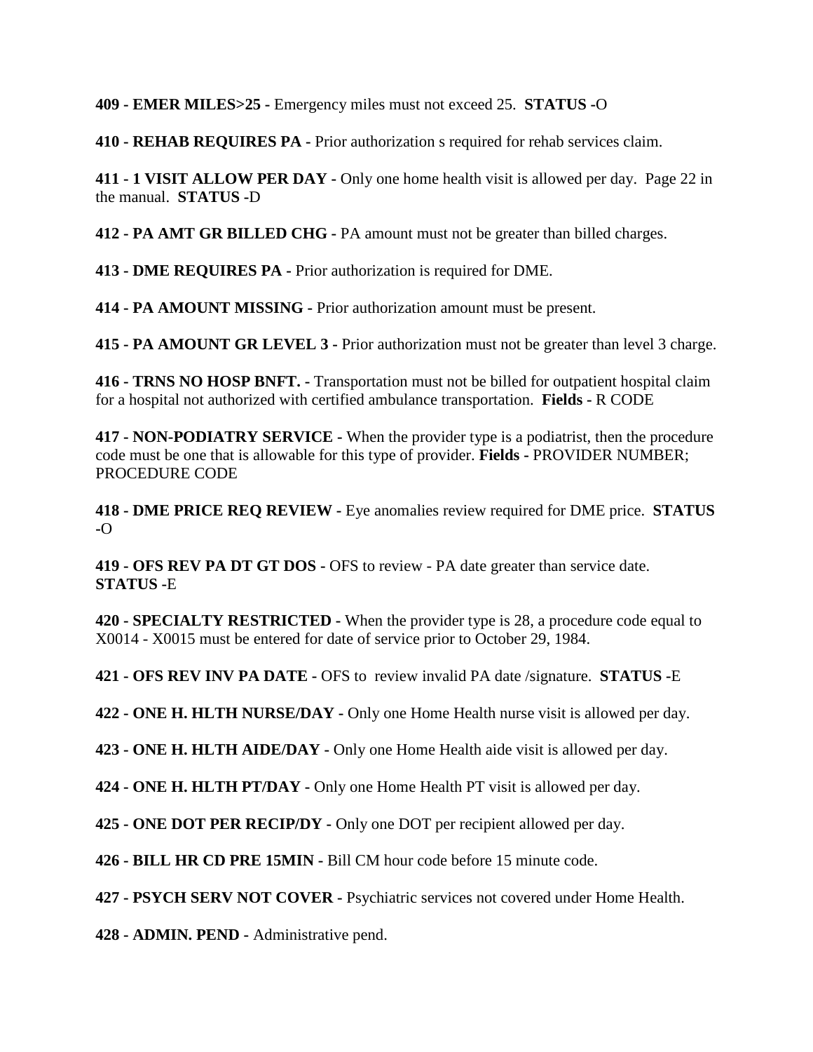**409 - EMER MILES>25 -** Emergency miles must not exceed 25. **STATUS -**O

**410 - REHAB REQUIRES PA -** Prior authorization s required for rehab services claim.

**411 - 1 VISIT ALLOW PER DAY -** Only one home health visit is allowed per day. Page 22 in the manual. **STATUS -**D

**412 - PA AMT GR BILLED CHG -** PA amount must not be greater than billed charges.

**413 - DME REQUIRES PA -** Prior authorization is required for DME.

**414 - PA AMOUNT MISSING -** Prior authorization amount must be present.

**415 - PA AMOUNT GR LEVEL 3 -** Prior authorization must not be greater than level 3 charge.

**416 - TRNS NO HOSP BNFT. -** Transportation must not be billed for outpatient hospital claim for a hospital not authorized with certified ambulance transportation. **Fields -** R CODE

**417 - NON-PODIATRY SERVICE -** When the provider type is a podiatrist, then the procedure code must be one that is allowable for this type of provider. **Fields -** PROVIDER NUMBER; PROCEDURE CODE

**418 - DME PRICE REQ REVIEW -** Eye anomalies review required for DME price. **STATUS -**O

**419 - OFS REV PA DT GT DOS -** OFS to review - PA date greater than service date. **STATUS -**E

**420 - SPECIALTY RESTRICTED -** When the provider type is 28, a procedure code equal to X0014 - X0015 must be entered for date of service prior to October 29, 1984.

**421 - OFS REV INV PA DATE -** OFS to review invalid PA date /signature. **STATUS -**E

**422 - ONE H. HLTH NURSE/DAY -** Only one Home Health nurse visit is allowed per day.

**423 - ONE H. HLTH AIDE/DAY -** Only one Home Health aide visit is allowed per day.

**424 - ONE H. HLTH PT/DAY -** Only one Home Health PT visit is allowed per day.

**425 - ONE DOT PER RECIP/DY -** Only one DOT per recipient allowed per day.

**426 - BILL HR CD PRE 15MIN -** Bill CM hour code before 15 minute code.

**427 - PSYCH SERV NOT COVER -** Psychiatric services not covered under Home Health.

**428 - ADMIN. PEND -** Administrative pend.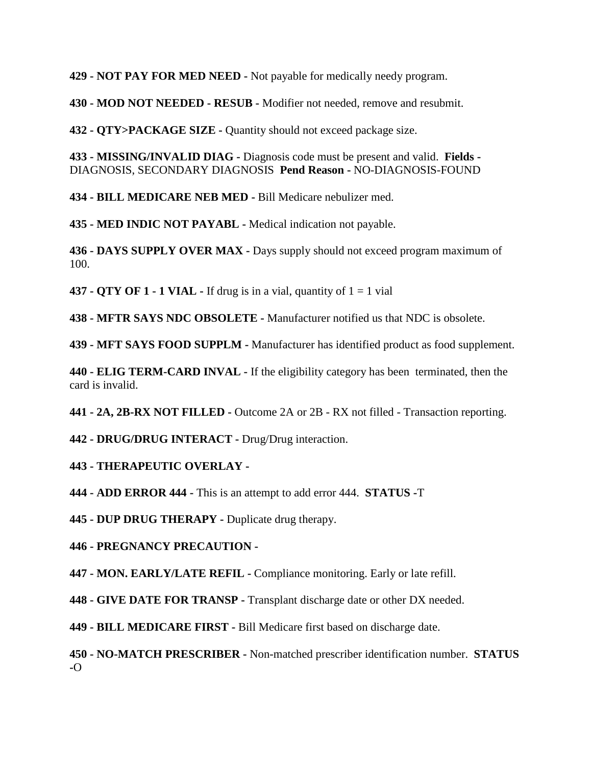**429 - NOT PAY FOR MED NEED -** Not payable for medically needy program.

**430 - MOD NOT NEEDED - RESUB -** Modifier not needed, remove and resubmit.

**432 - QTY>PACKAGE SIZE -** Quantity should not exceed package size.

**433 - MISSING/INVALID DIAG -** Diagnosis code must be present and valid. **Fields -** DIAGNOSIS, SECONDARY DIAGNOSIS **Pend Reason -** NO-DIAGNOSIS-FOUND

**434 - BILL MEDICARE NEB MED -** Bill Medicare nebulizer med.

**435 - MED INDIC NOT PAYABL -** Medical indication not payable.

**436 - DAYS SUPPLY OVER MAX -** Days supply should not exceed program maximum of 100.

**437 - QTY OF 1 - 1 VIAL -** If drug is in a vial, quantity of 1 = 1 vial

**438 - MFTR SAYS NDC OBSOLETE -** Manufacturer notified us that NDC is obsolete.

**439 - MFT SAYS FOOD SUPPLM -** Manufacturer has identified product as food supplement.

**440 - ELIG TERM-CARD INVAL -** If the eligibility category has been terminated, then the card is invalid.

**441 - 2A, 2B-RX NOT FILLED -** Outcome 2A or 2B - RX not filled - Transaction reporting.

**442 - DRUG/DRUG INTERACT -** Drug/Drug interaction.

**443 - THERAPEUTIC OVERLAY -**

**444 - ADD ERROR 444 -** This is an attempt to add error 444. **STATUS -**T

**445 - DUP DRUG THERAPY -** Duplicate drug therapy.

**446 - PREGNANCY PRECAUTION -**

**447 - MON. EARLY/LATE REFIL -** Compliance monitoring. Early or late refill.

**448 - GIVE DATE FOR TRANSP -** Transplant discharge date or other DX needed.

**449 - BILL MEDICARE FIRST -** Bill Medicare first based on discharge date.

**450 - NO-MATCH PRESCRIBER -** Non-matched prescriber identification number. **STATUS -**O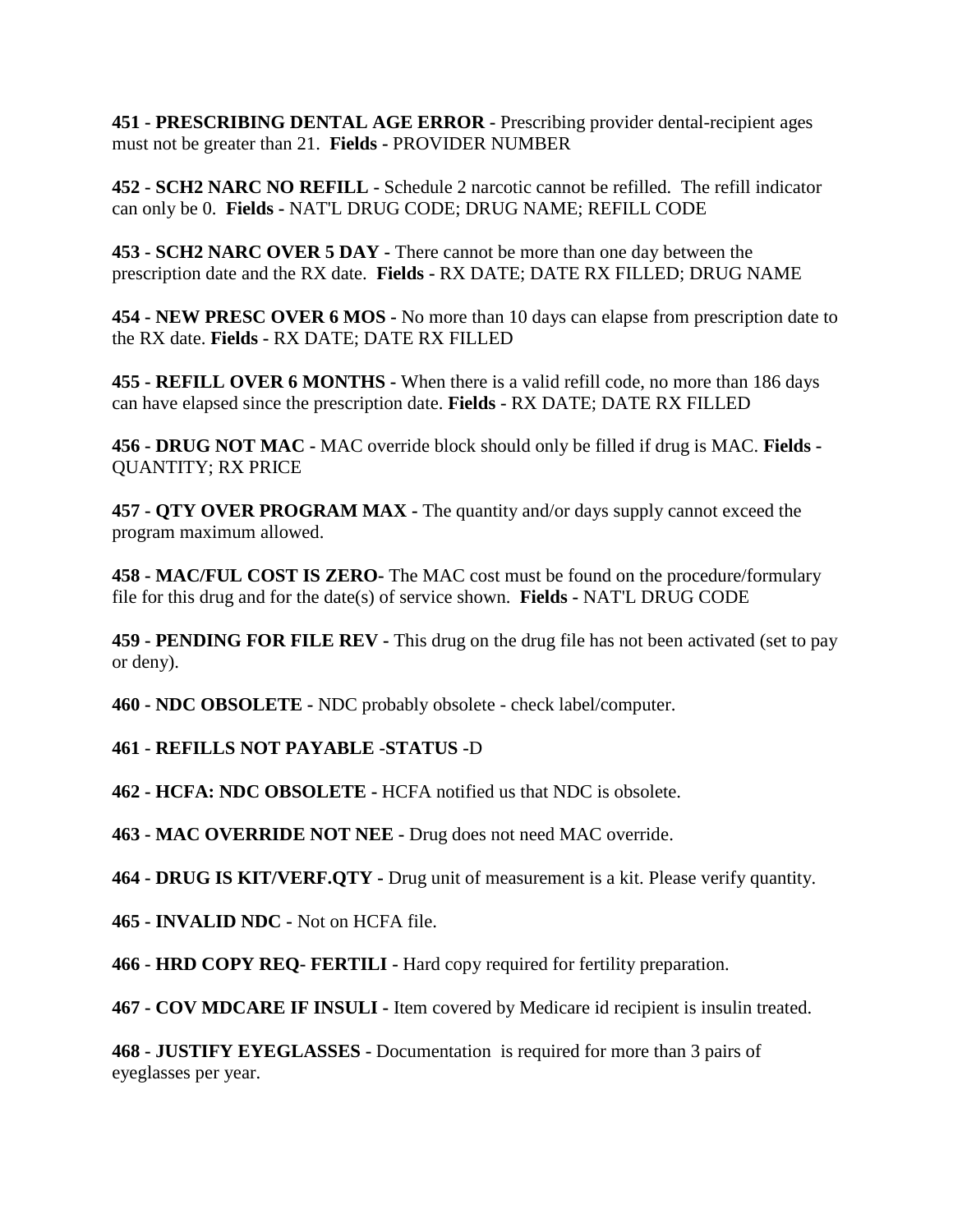**451 - PRESCRIBING DENTAL AGE ERROR -** Prescribing provider dental-recipient ages must not be greater than 21. **Fields -** PROVIDER NUMBER

**452 - SCH2 NARC NO REFILL -** Schedule 2 narcotic cannot be refilled. The refill indicator can only be 0. **Fields -** NAT'L DRUG CODE; DRUG NAME; REFILL CODE

**453 - SCH2 NARC OVER 5 DAY -** There cannot be more than one day between the prescription date and the RX date. **Fields -** RX DATE; DATE RX FILLED; DRUG NAME

**454 - NEW PRESC OVER 6 MOS -** No more than 10 days can elapse from prescription date to the RX date. **Fields -** RX DATE; DATE RX FILLED

**455 - REFILL OVER 6 MONTHS -** When there is a valid refill code, no more than 186 days can have elapsed since the prescription date. **Fields -** RX DATE; DATE RX FILLED

**456 - DRUG NOT MAC -** MAC override block should only be filled if drug is MAC. **Fields -** QUANTITY; RX PRICE

**457 - QTY OVER PROGRAM MAX -** The quantity and/or days supply cannot exceed the program maximum allowed.

**458 - MAC/FUL COST IS ZERO-** The MAC cost must be found on the procedure/formulary file for this drug and for the date(s) of service shown. **Fields -** NAT'L DRUG CODE

**459 - PENDING FOR FILE REV -** This drug on the drug file has not been activated (set to pay or deny).

**460 - NDC OBSOLETE -** NDC probably obsolete - check label/computer.

**461 - REFILLS NOT PAYABLE -STATUS -**D

**462 - HCFA: NDC OBSOLETE -** HCFA notified us that NDC is obsolete.

**463 - MAC OVERRIDE NOT NEE -** Drug does not need MAC override.

**464 - DRUG IS KIT/VERF.QTY -** Drug unit of measurement is a kit. Please verify quantity.

**465 - INVALID NDC -** Not on HCFA file.

**466 - HRD COPY REQ- FERTILI -** Hard copy required for fertility preparation.

**467 - COV MDCARE IF INSULI -** Item covered by Medicare id recipient is insulin treated.

**468 - JUSTIFY EYEGLASSES -** Documentation is required for more than 3 pairs of eyeglasses per year.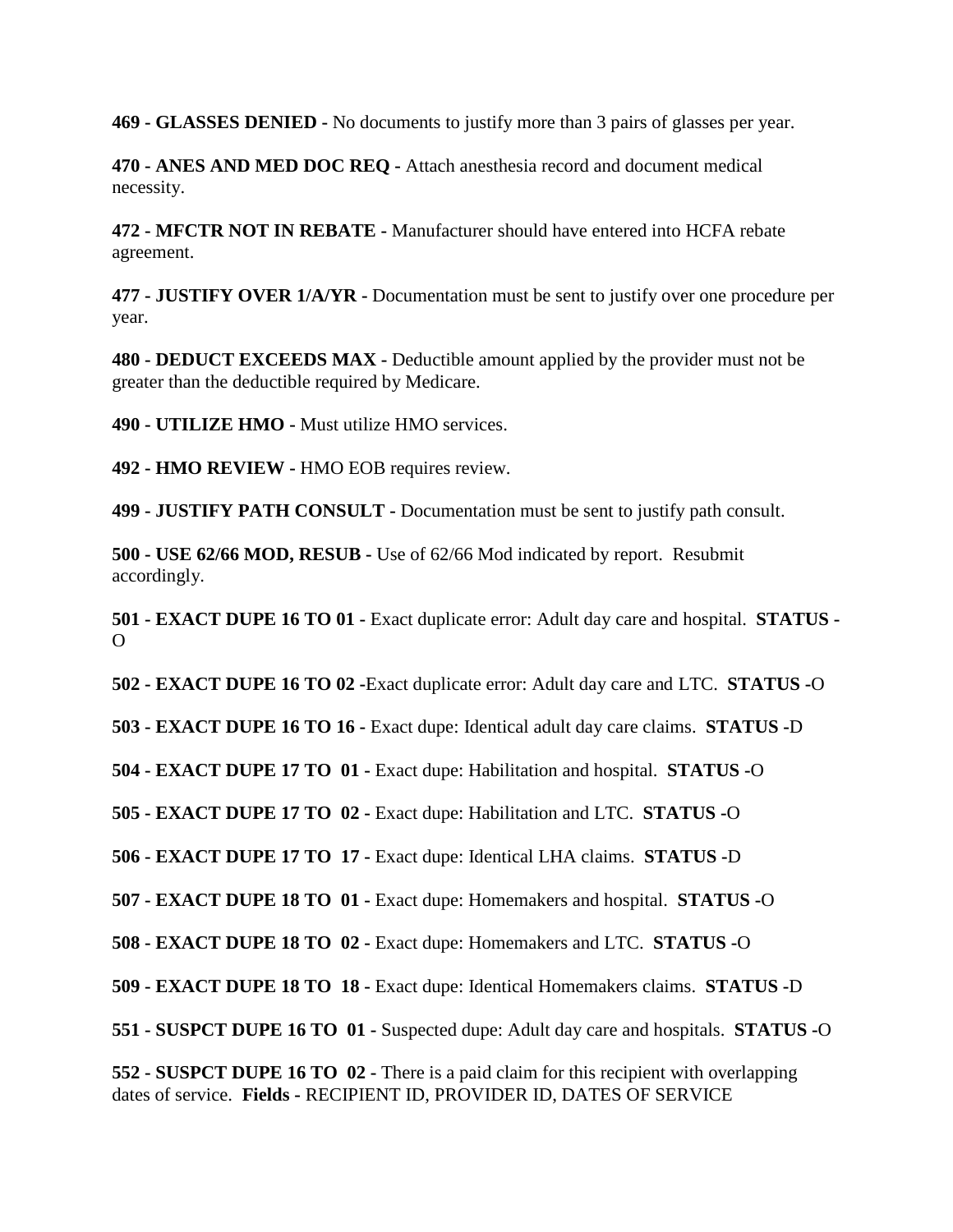**469 - GLASSES DENIED -** No documents to justify more than 3 pairs of glasses per year.

**470 - ANES AND MED DOC REQ -** Attach anesthesia record and document medical necessity.

**472 - MFCTR NOT IN REBATE -** Manufacturer should have entered into HCFA rebate agreement.

**477 - JUSTIFY OVER 1/A/YR -** Documentation must be sent to justify over one procedure per year.

**480 - DEDUCT EXCEEDS MAX -** Deductible amount applied by the provider must not be greater than the deductible required by Medicare.

**490 - UTILIZE HMO -** Must utilize HMO services.

**492 - HMO REVIEW -** HMO EOB requires review.

**499 - JUSTIFY PATH CONSULT -** Documentation must be sent to justify path consult.

**500 - USE 62/66 MOD, RESUB -** Use of 62/66 Mod indicated by report. Resubmit accordingly.

**501 - EXACT DUPE 16 TO 01 -** Exact duplicate error: Adult day care and hospital. **STATUS -** O

**502 - EXACT DUPE 16 TO 02 -**Exact duplicate error: Adult day care and LTC. **STATUS -**O

**503 - EXACT DUPE 16 TO 16 -** Exact dupe: Identical adult day care claims. **STATUS -**D

**504 - EXACT DUPE 17 TO 01 -** Exact dupe: Habilitation and hospital. **STATUS -**O

**505 - EXACT DUPE 17 TO 02 -** Exact dupe: Habilitation and LTC. **STATUS -**O

**506 - EXACT DUPE 17 TO 17 -** Exact dupe: Identical LHA claims. **STATUS -**D

**507 - EXACT DUPE 18 TO 01 -** Exact dupe: Homemakers and hospital. **STATUS -**O

**508 - EXACT DUPE 18 TO 02 -** Exact dupe: Homemakers and LTC. **STATUS -**O

**509 - EXACT DUPE 18 TO 18 -** Exact dupe: Identical Homemakers claims. **STATUS -**D

**551 - SUSPCT DUPE 16 TO 01 -** Suspected dupe: Adult day care and hospitals. **STATUS -**O

**552 - SUSPCT DUPE 16 TO 02 -** There is a paid claim for this recipient with overlapping dates of service. **Fields -** RECIPIENT ID, PROVIDER ID, DATES OF SERVICE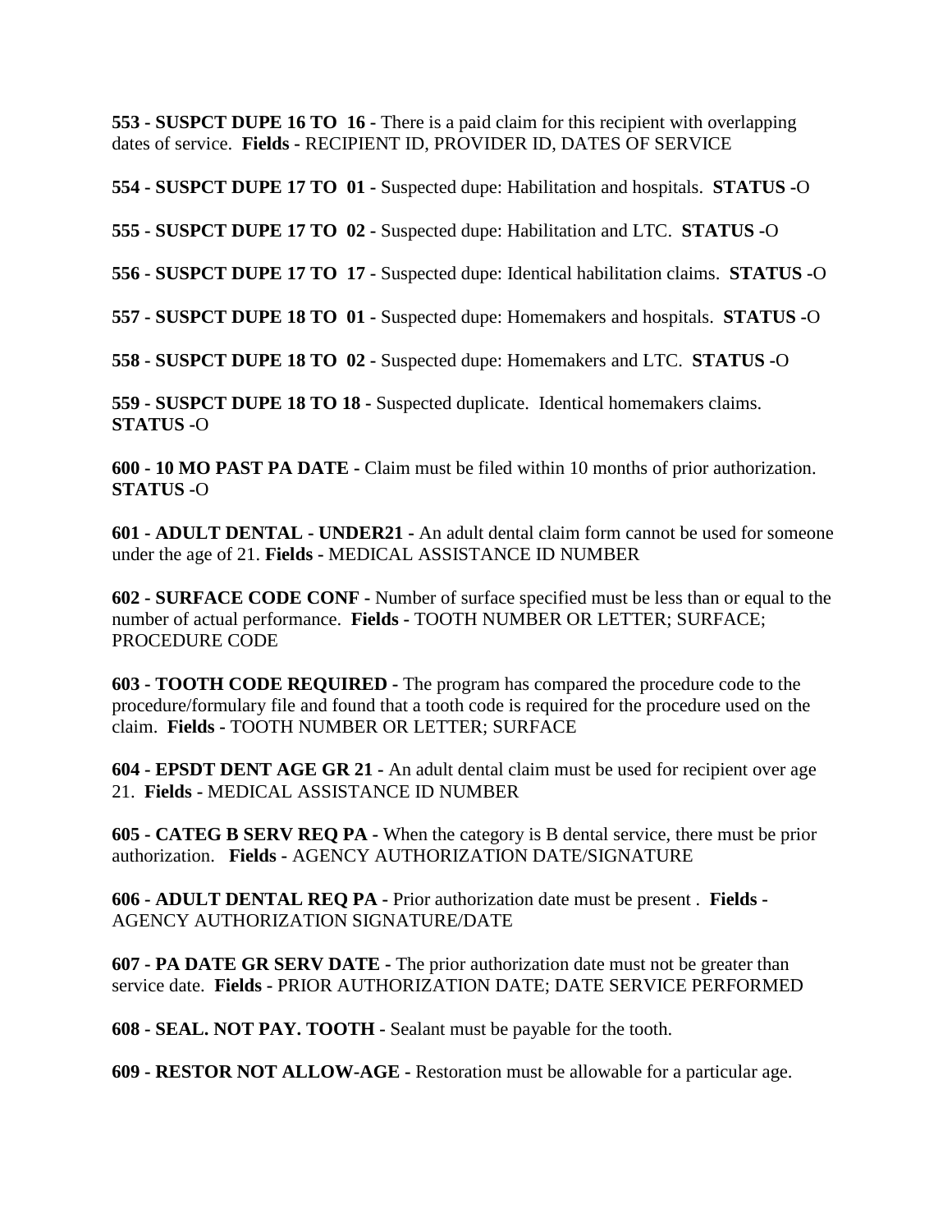**553 - SUSPCT DUPE 16 TO 16 -** There is a paid claim for this recipient with overlapping dates of service. **Fields -** RECIPIENT ID, PROVIDER ID, DATES OF SERVICE

**554 - SUSPCT DUPE 17 TO 01 -** Suspected dupe: Habilitation and hospitals. **STATUS -**O

**555 - SUSPCT DUPE 17 TO 02 -** Suspected dupe: Habilitation and LTC. **STATUS -**O

**556 - SUSPCT DUPE 17 TO 17 -** Suspected dupe: Identical habilitation claims. **STATUS -**O

**557 - SUSPCT DUPE 18 TO 01 -** Suspected dupe: Homemakers and hospitals. **STATUS -**O

**558 - SUSPCT DUPE 18 TO 02 -** Suspected dupe: Homemakers and LTC. **STATUS -**O

**559 - SUSPCT DUPE 18 TO 18 -** Suspected duplicate. Identical homemakers claims. **STATUS -**O

**600 - 10 MO PAST PA DATE -** Claim must be filed within 10 months of prior authorization. **STATUS -**O

**601 - ADULT DENTAL - UNDER21 -** An adult dental claim form cannot be used for someone under the age of 21. **Fields -** MEDICAL ASSISTANCE ID NUMBER

**602 - SURFACE CODE CONF -** Number of surface specified must be less than or equal to the number of actual performance. **Fields -** TOOTH NUMBER OR LETTER; SURFACE; PROCEDURE CODE

**603 - TOOTH CODE REQUIRED -** The program has compared the procedure code to the procedure/formulary file and found that a tooth code is required for the procedure used on the claim. **Fields -** TOOTH NUMBER OR LETTER; SURFACE

**604 - EPSDT DENT AGE GR 21 -** An adult dental claim must be used for recipient over age 21. **Fields -** MEDICAL ASSISTANCE ID NUMBER

**605 - CATEG B SERV REQ PA -** When the category is B dental service, there must be prior authorization. **Fields -** AGENCY AUTHORIZATION DATE/SIGNATURE

**606 - ADULT DENTAL REQ PA -** Prior authorization date must be present . **Fields -** AGENCY AUTHORIZATION SIGNATURE/DATE

**607 - PA DATE GR SERV DATE -** The prior authorization date must not be greater than service date. **Fields -** PRIOR AUTHORIZATION DATE; DATE SERVICE PERFORMED

**608 - SEAL. NOT PAY. TOOTH -** Sealant must be payable for the tooth.

**609 - RESTOR NOT ALLOW-AGE -** Restoration must be allowable for a particular age.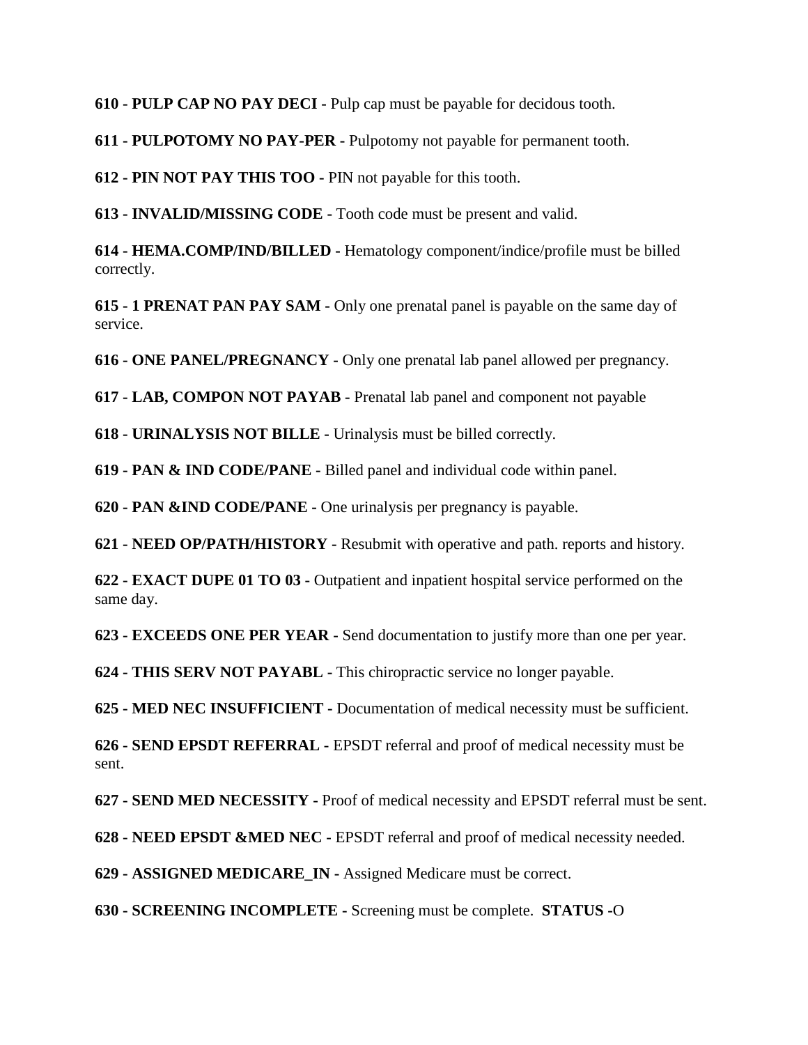**610 - PULP CAP NO PAY DECI -** Pulp cap must be payable for decidous tooth.

**611 - PULPOTOMY NO PAY-PER -** Pulpotomy not payable for permanent tooth.

**612 - PIN NOT PAY THIS TOO -** PIN not payable for this tooth.

**613 - INVALID/MISSING CODE -** Tooth code must be present and valid.

**614 - HEMA.COMP/IND/BILLED -** Hematology component/indice/profile must be billed correctly.

**615 - 1 PRENAT PAN PAY SAM -** Only one prenatal panel is payable on the same day of service.

**616 - ONE PANEL/PREGNANCY -** Only one prenatal lab panel allowed per pregnancy.

**617 - LAB, COMPON NOT PAYAB -** Prenatal lab panel and component not payable

**618 - URINALYSIS NOT BILLE -** Urinalysis must be billed correctly.

**619 - PAN & IND CODE/PANE -** Billed panel and individual code within panel.

**620 - PAN &IND CODE/PANE -** One urinalysis per pregnancy is payable.

**621 - NEED OP/PATH/HISTORY -** Resubmit with operative and path. reports and history.

**622 - EXACT DUPE 01 TO 03 -** Outpatient and inpatient hospital service performed on the same day.

**623 - EXCEEDS ONE PER YEAR -** Send documentation to justify more than one per year.

**624 - THIS SERV NOT PAYABL -** This chiropractic service no longer payable.

**625 - MED NEC INSUFFICIENT -** Documentation of medical necessity must be sufficient.

**626 - SEND EPSDT REFERRAL -** EPSDT referral and proof of medical necessity must be sent.

**627 - SEND MED NECESSITY -** Proof of medical necessity and EPSDT referral must be sent.

**628 - NEED EPSDT &MED NEC -** EPSDT referral and proof of medical necessity needed.

**629 - ASSIGNED MEDICARE_IN -** Assigned Medicare must be correct.

**630 - SCREENING INCOMPLETE -** Screening must be complete. **STATUS -**O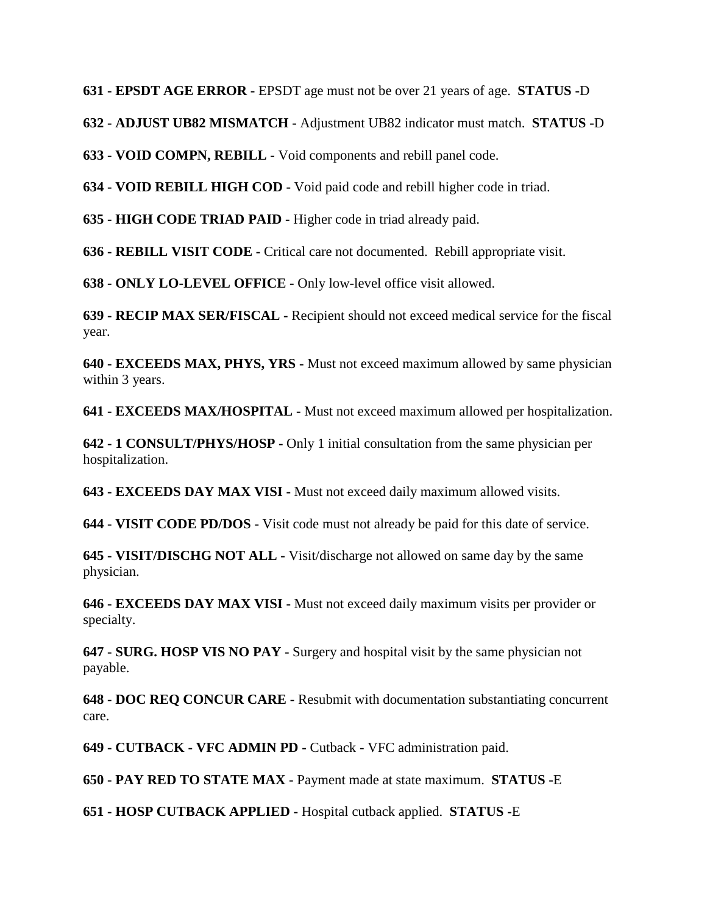**631 - EPSDT AGE ERROR -** EPSDT age must not be over 21 years of age. **STATUS -**D

**632 - ADJUST UB82 MISMATCH -** Adjustment UB82 indicator must match. **STATUS -**D

**633 - VOID COMPN, REBILL -** Void components and rebill panel code.

**634 - VOID REBILL HIGH COD -** Void paid code and rebill higher code in triad.

**635 - HIGH CODE TRIAD PAID -** Higher code in triad already paid.

**636 - REBILL VISIT CODE -** Critical care not documented. Rebill appropriate visit.

**638 - ONLY LO-LEVEL OFFICE -** Only low-level office visit allowed.

**639 - RECIP MAX SER/FISCAL -** Recipient should not exceed medical service for the fiscal year.

**640 - EXCEEDS MAX, PHYS, YRS -** Must not exceed maximum allowed by same physician within 3 years.

**641 - EXCEEDS MAX/HOSPITAL -** Must not exceed maximum allowed per hospitalization.

**642 - 1 CONSULT/PHYS/HOSP -** Only 1 initial consultation from the same physician per hospitalization.

**643 - EXCEEDS DAY MAX VISI -** Must not exceed daily maximum allowed visits.

**644 - VISIT CODE PD/DOS -** Visit code must not already be paid for this date of service.

**645 - VISIT/DISCHG NOT ALL -** Visit/discharge not allowed on same day by the same physician.

**646 - EXCEEDS DAY MAX VISI -** Must not exceed daily maximum visits per provider or specialty.

**647 - SURG. HOSP VIS NO PAY -** Surgery and hospital visit by the same physician not payable.

**648 - DOC REQ CONCUR CARE -** Resubmit with documentation substantiating concurrent care.

**649 - CUTBACK - VFC ADMIN PD -** Cutback - VFC administration paid.

**650 - PAY RED TO STATE MAX -** Payment made at state maximum. **STATUS -**E

**651 - HOSP CUTBACK APPLIED -** Hospital cutback applied. **STATUS -**E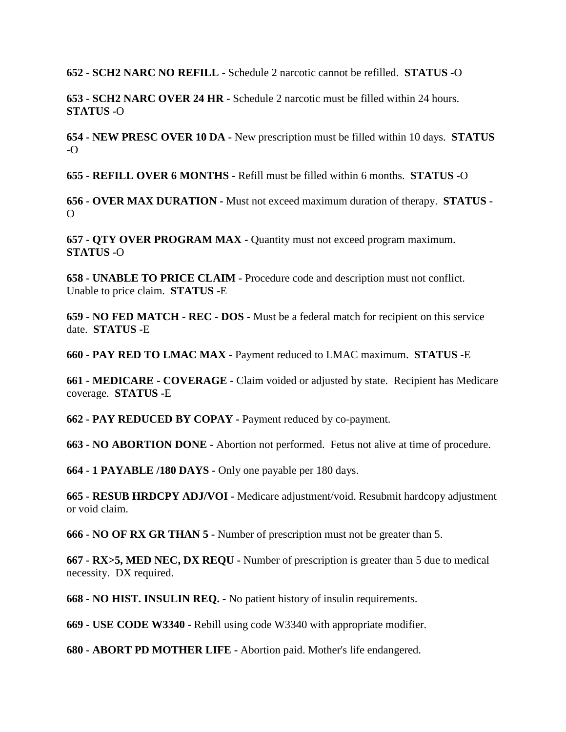**652 - SCH2 NARC NO REFILL -** Schedule 2 narcotic cannot be refilled. **STATUS -**O

**653 - SCH2 NARC OVER 24 HR -** Schedule 2 narcotic must be filled within 24 hours. **STATUS -**O

**654 - NEW PRESC OVER 10 DA -** New prescription must be filled within 10 days. **STATUS -**O

**655 - REFILL OVER 6 MONTHS -** Refill must be filled within 6 months. **STATUS -**O

**656 - OVER MAX DURATION -** Must not exceed maximum duration of therapy. **STATUS -** O

**657 - QTY OVER PROGRAM MAX -** Quantity must not exceed program maximum. **STATUS -**O

**658 - UNABLE TO PRICE CLAIM -** Procedure code and description must not conflict. Unable to price claim. **STATUS -**E

**659 - NO FED MATCH - REC - DOS -** Must be a federal match for recipient on this service date. **STATUS -**E

**660 - PAY RED TO LMAC MAX -** Payment reduced to LMAC maximum. **STATUS -**E

**661 - MEDICARE - COVERAGE -** Claim voided or adjusted by state. Recipient has Medicare coverage. **STATUS -**E

**662 - PAY REDUCED BY COPAY -** Payment reduced by co-payment.

**663 - NO ABORTION DONE -** Abortion not performed. Fetus not alive at time of procedure.

**664 - 1 PAYABLE /180 DAYS -** Only one payable per 180 days.

**665 - RESUB HRDCPY ADJ/VOI -** Medicare adjustment/void. Resubmit hardcopy adjustment or void claim.

**666 - NO OF RX GR THAN 5 -** Number of prescription must not be greater than 5.

**667 - RX>5, MED NEC, DX REQU -** Number of prescription is greater than 5 due to medical necessity. DX required.

**668 - NO HIST. INSULIN REQ. -** No patient history of insulin requirements.

**669 - USE CODE W3340 -** Rebill using code W3340 with appropriate modifier.

**680 - ABORT PD MOTHER LIFE -** Abortion paid. Mother's life endangered.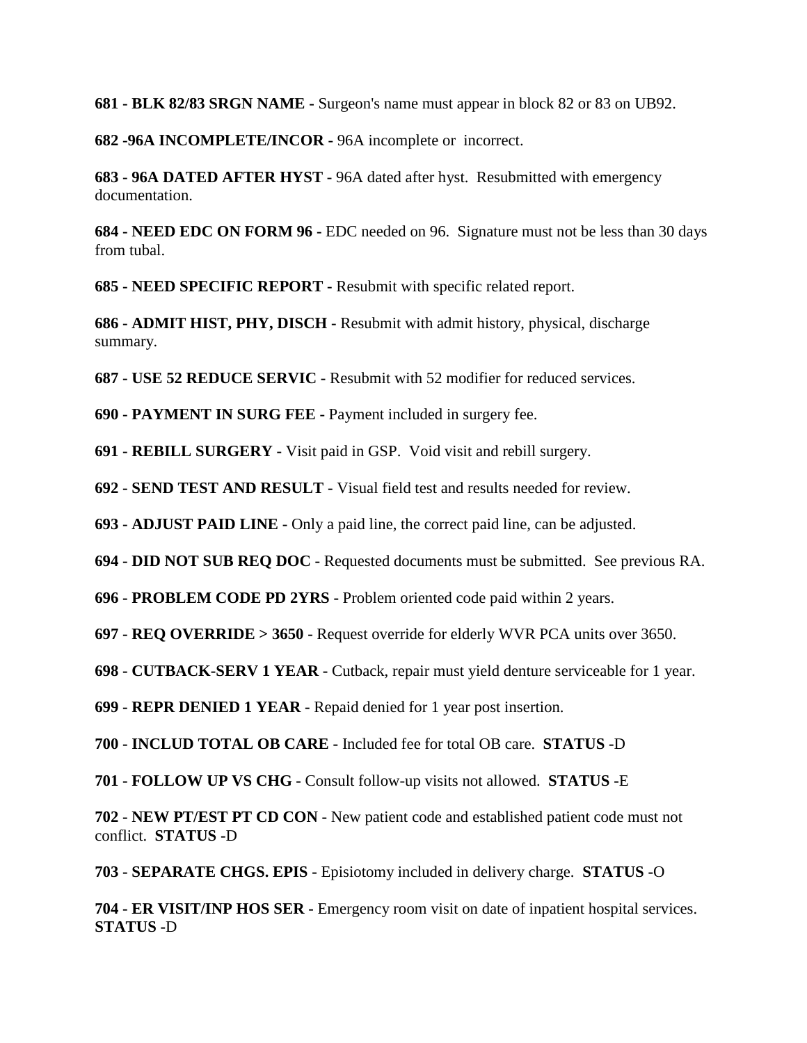**681 - BLK 82/83 SRGN NAME -** Surgeon's name must appear in block 82 or 83 on UB92.

**682 -96A INCOMPLETE/INCOR -** 96A incomplete or incorrect.

**683 - 96A DATED AFTER HYST -** 96A dated after hyst. Resubmitted with emergency documentation.

**684 - NEED EDC ON FORM 96 -** EDC needed on 96. Signature must not be less than 30 days from tubal.

**685 - NEED SPECIFIC REPORT -** Resubmit with specific related report.

**686 - ADMIT HIST, PHY, DISCH -** Resubmit with admit history, physical, discharge summary.

**687 - USE 52 REDUCE SERVIC -** Resubmit with 52 modifier for reduced services.

**690 - PAYMENT IN SURG FEE -** Payment included in surgery fee.

**691 - REBILL SURGERY -** Visit paid in GSP. Void visit and rebill surgery.

**692 - SEND TEST AND RESULT -** Visual field test and results needed for review.

**693 - ADJUST PAID LINE -** Only a paid line, the correct paid line, can be adjusted.

**694 - DID NOT SUB REQ DOC -** Requested documents must be submitted. See previous RA.

**696 - PROBLEM CODE PD 2YRS -** Problem oriented code paid within 2 years.

**697 - REQ OVERRIDE > 3650 -** Request override for elderly WVR PCA units over 3650.

**698 - CUTBACK-SERV 1 YEAR -** Cutback, repair must yield denture serviceable for 1 year.

**699 - REPR DENIED 1 YEAR -** Repaid denied for 1 year post insertion.

**700 - INCLUD TOTAL OB CARE -** Included fee for total OB care. **STATUS -**D

**701 - FOLLOW UP VS CHG -** Consult follow-up visits not allowed. **STATUS -**E

**702 - NEW PT/EST PT CD CON -** New patient code and established patient code must not conflict. **STATUS -**D

**703 - SEPARATE CHGS. EPIS -** Episiotomy included in delivery charge. **STATUS -**O

**704 - ER VISIT/INP HOS SER -** Emergency room visit on date of inpatient hospital services. **STATUS -**D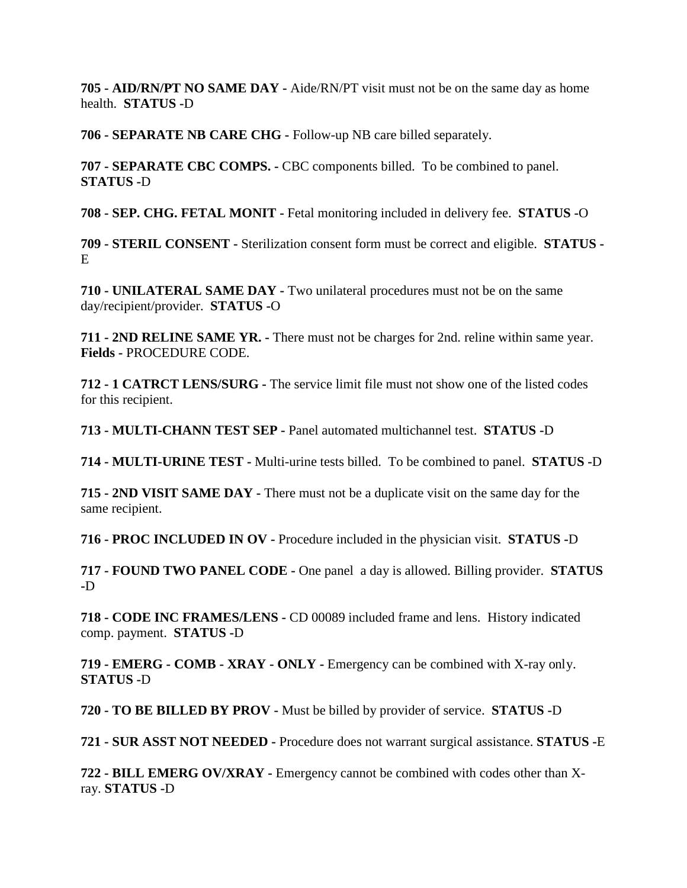**705 - AID/RN/PT NO SAME DAY -** Aide/RN/PT visit must not be on the same day as home health. **STATUS -**D

**706 - SEPARATE NB CARE CHG -** Follow-up NB care billed separately.

**707 - SEPARATE CBC COMPS. -** CBC components billed. To be combined to panel. **STATUS -**D

**708 - SEP. CHG. FETAL MONIT -** Fetal monitoring included in delivery fee. **STATUS -**O

**709 - STERIL CONSENT -** Sterilization consent form must be correct and eligible. **STATUS -** E

**710 - UNILATERAL SAME DAY -** Two unilateral procedures must not be on the same day/recipient/provider. **STATUS -**O

**711 - 2ND RELINE SAME YR. -** There must not be charges for 2nd. reline within same year. **Fields -** PROCEDURE CODE.

**712 - 1 CATRCT LENS/SURG -** The service limit file must not show one of the listed codes for this recipient.

**713 - MULTI-CHANN TEST SEP -** Panel automated multichannel test. **STATUS -**D

**714 - MULTI-URINE TEST -** Multi-urine tests billed. To be combined to panel. **STATUS -**D

**715 - 2ND VISIT SAME DAY -** There must not be a duplicate visit on the same day for the same recipient.

**716 - PROC INCLUDED IN OV -** Procedure included in the physician visit. **STATUS -**D

**717 - FOUND TWO PANEL CODE -** One panel a day is allowed. Billing provider. **STATUS -**D

**718 - CODE INC FRAMES/LENS -** CD 00089 included frame and lens. History indicated comp. payment. **STATUS -**D

**719 - EMERG - COMB - XRAY - ONLY -** Emergency can be combined with X-ray only. **STATUS -**D

**720 - TO BE BILLED BY PROV -** Must be billed by provider of service. **STATUS -**D

**721 - SUR ASST NOT NEEDED -** Procedure does not warrant surgical assistance. **STATUS -**E

**722 - BILL EMERG OV/XRAY -** Emergency cannot be combined with codes other than X-ray. **STATUS -**D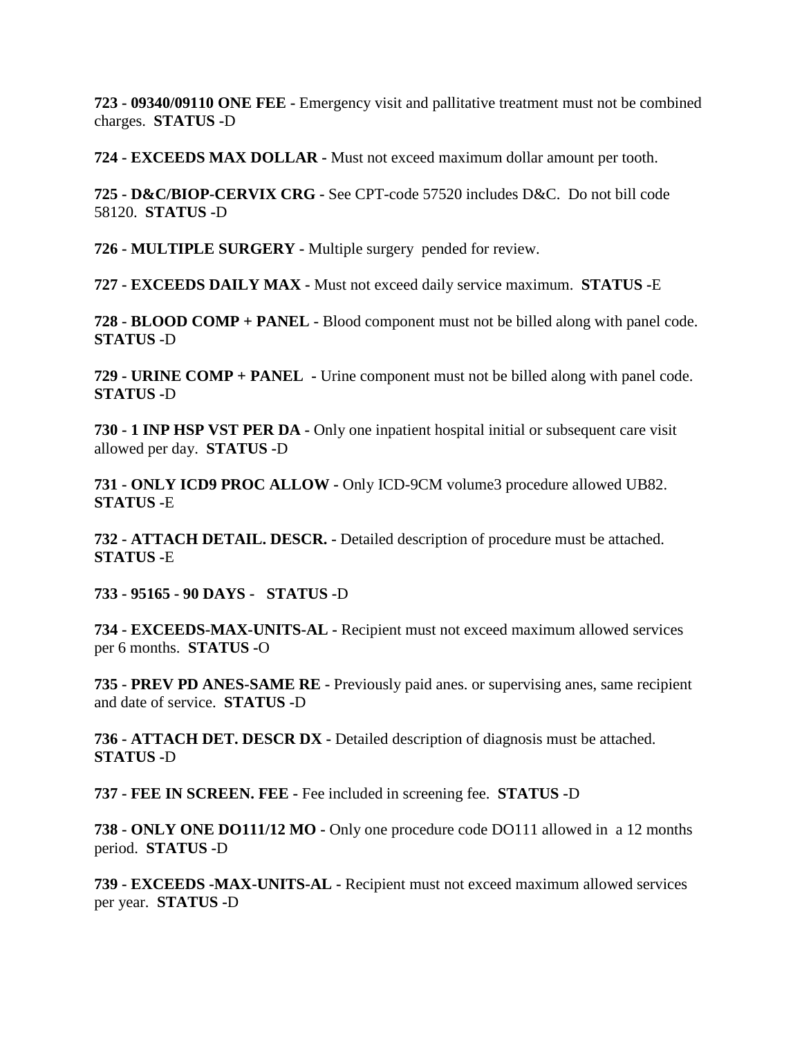**723 - 09340/09110 ONE FEE -** Emergency visit and pallitative treatment must not be combined charges. **STATUS -**D

**724 - EXCEEDS MAX DOLLAR -** Must not exceed maximum dollar amount per tooth.

**725 - D&C/BIOP-CERVIX CRG -** See CPT-code 57520 includes D&C. Do not bill code 58120. **STATUS -**D

**726 - MULTIPLE SURGERY -** Multiple surgery pended for review.

**727 - EXCEEDS DAILY MAX -** Must not exceed daily service maximum. **STATUS -**E

**728 - BLOOD COMP + PANEL -** Blood component must not be billed along with panel code. **STATUS -**D

**729 - URINE COMP + PANEL -** Urine component must not be billed along with panel code. **STATUS -**D

**730 - 1 INP HSP VST PER DA -** Only one inpatient hospital initial or subsequent care visit allowed per day. **STATUS -**D

**731 - ONLY ICD9 PROC ALLOW -** Only ICD-9CM volume3 procedure allowed UB82. **STATUS -**E

**732 - ATTACH DETAIL. DESCR. -** Detailed description of procedure must be attached. **STATUS -**E

**733 - 95165 - 90 DAYS - STATUS -**D

**734 - EXCEEDS-MAX-UNITS-AL -** Recipient must not exceed maximum allowed services per 6 months. **STATUS -**O

**735 - PREV PD ANES-SAME RE -** Previously paid anes. or supervising anes, same recipient and date of service. **STATUS -**D

**736 - ATTACH DET. DESCR DX -** Detailed description of diagnosis must be attached. **STATUS -**D

**737 - FEE IN SCREEN. FEE -** Fee included in screening fee. **STATUS -**D

**738 - ONLY ONE DO111/12 MO -** Only one procedure code DO111 allowed in a 12 months period. **STATUS -**D

**739 - EXCEEDS -MAX-UNITS-AL -** Recipient must not exceed maximum allowed services per year. **STATUS -**D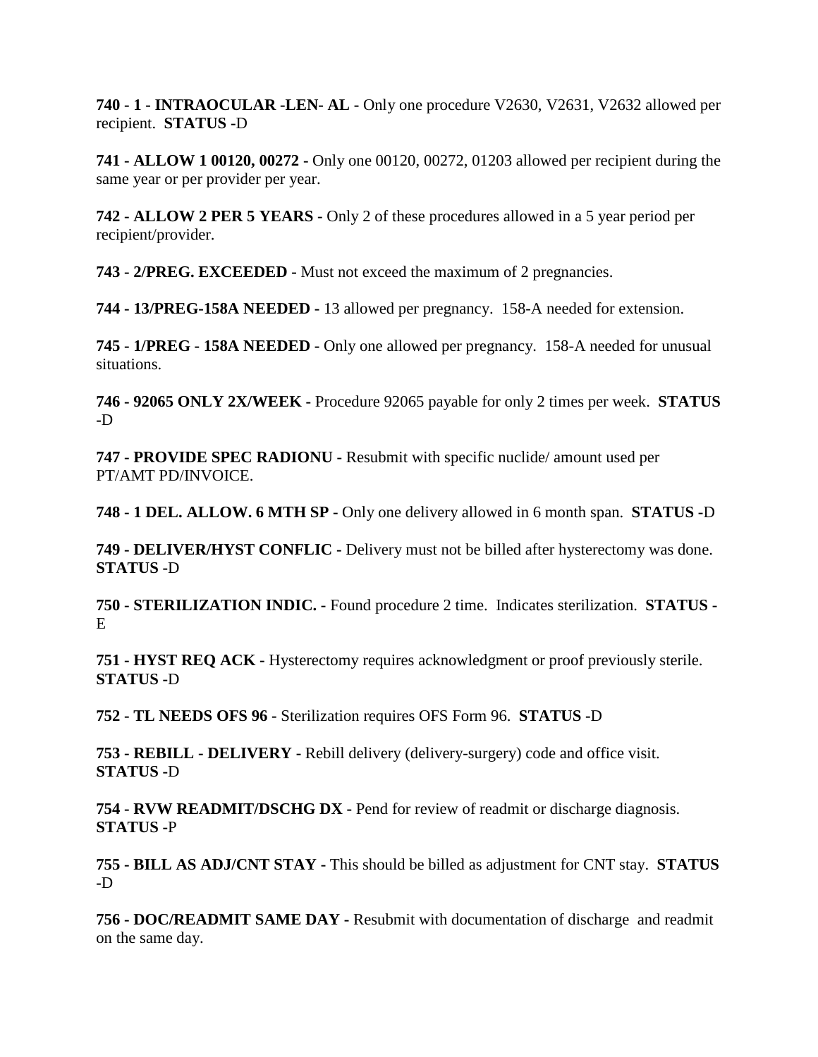**740 - 1 - INTRAOCULAR -LEN- AL -** Only one procedure V2630, V2631, V2632 allowed per recipient. **STATUS -**D

**741 - ALLOW 1 00120, 00272 -** Only one 00120, 00272, 01203 allowed per recipient during the same year or per provider per year.

**742 - ALLOW 2 PER 5 YEARS -** Only 2 of these procedures allowed in a 5 year period per recipient/provider.

**743 - 2/PREG. EXCEEDED -** Must not exceed the maximum of 2 pregnancies.

**744 - 13/PREG-158A NEEDED -** 13 allowed per pregnancy. 158-A needed for extension.

**745 - 1/PREG - 158A NEEDED -** Only one allowed per pregnancy. 158-A needed for unusual situations.

**746 - 92065 ONLY 2X/WEEK -** Procedure 92065 payable for only 2 times per week. **STATUS -**D

**747 - PROVIDE SPEC RADIONU -** Resubmit with specific nuclide/ amount used per PT/AMT PD/INVOICE.

**748 - 1 DEL. ALLOW. 6 MTH SP -** Only one delivery allowed in 6 month span. **STATUS -**D

**749 - DELIVER/HYST CONFLIC -** Delivery must not be billed after hysterectomy was done. **STATUS -**D

**750 - STERILIZATION INDIC. -** Found procedure 2 time. Indicates sterilization. **STATUS -** E

**751 - HYST REQ ACK -** Hysterectomy requires acknowledgment or proof previously sterile. **STATUS -**D

**752 - TL NEEDS OFS 96 -** Sterilization requires OFS Form 96. **STATUS -**D

**753 - REBILL - DELIVERY -** Rebill delivery (delivery-surgery) code and office visit. **STATUS -**D

**754 - RVW READMIT/DSCHG DX -** Pend for review of readmit or discharge diagnosis. **STATUS -**P

**755 - BILL AS ADJ/CNT STAY -** This should be billed as adjustment for CNT stay. **STATUS -**D

**756 - DOC/READMIT SAME DAY -** Resubmit with documentation of discharge and readmit on the same day.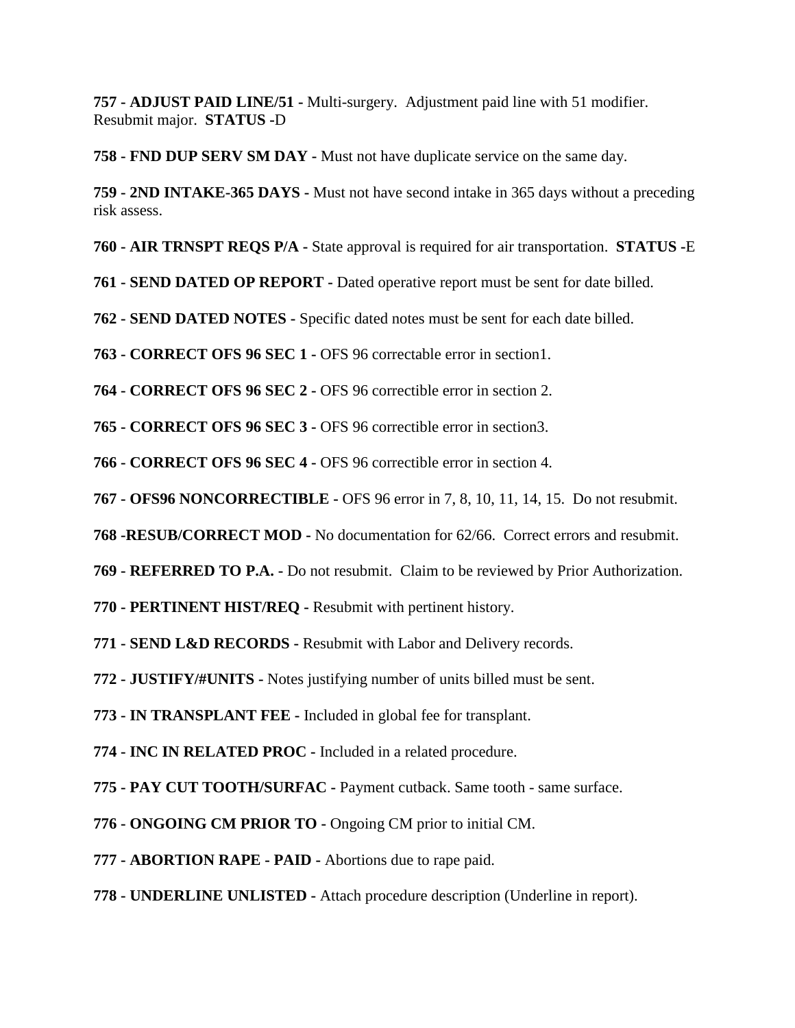**757 - ADJUST PAID LINE/51 -** Multi-surgery. Adjustment paid line with 51 modifier. Resubmit major. **STATUS -**D

**758 - FND DUP SERV SM DAY -** Must not have duplicate service on the same day.

**759 - 2ND INTAKE-365 DAYS -** Must not have second intake in 365 days without a preceding risk assess.

**760 - AIR TRNSPT REQS P/A -** State approval is required for air transportation. **STATUS -**E

**761 - SEND DATED OP REPORT -** Dated operative report must be sent for date billed.

**762 - SEND DATED NOTES -** Specific dated notes must be sent for each date billed.

**763 - CORRECT OFS 96 SEC 1 -** OFS 96 correctable error in section1.

**764 - CORRECT OFS 96 SEC 2 -** OFS 96 correctible error in section 2.

**765 - CORRECT OFS 96 SEC 3 -** OFS 96 correctible error in section3.

**766 - CORRECT OFS 96 SEC 4 -** OFS 96 correctible error in section 4.

**767 - OFS96 NONCORRECTIBLE -** OFS 96 error in 7, 8, 10, 11, 14, 15. Do not resubmit.

**768 -RESUB/CORRECT MOD -** No documentation for 62/66. Correct errors and resubmit.

**769 - REFERRED TO P.A. -** Do not resubmit. Claim to be reviewed by Prior Authorization.

**770 - PERTINENT HIST/REQ -** Resubmit with pertinent history.

**771 - SEND L&D RECORDS -** Resubmit with Labor and Delivery records.

**772 - JUSTIFY/#UNITS -** Notes justifying number of units billed must be sent.

**773 - IN TRANSPLANT FEE -** Included in global fee for transplant.

**774 - INC IN RELATED PROC -** Included in a related procedure.

**775 - PAY CUT TOOTH/SURFAC -** Payment cutback. Same tooth - same surface.

**776 - ONGOING CM PRIOR TO -** Ongoing CM prior to initial CM.

**777 - ABORTION RAPE - PAID -** Abortions due to rape paid.

**778 - UNDERLINE UNLISTED -** Attach procedure description (Underline in report).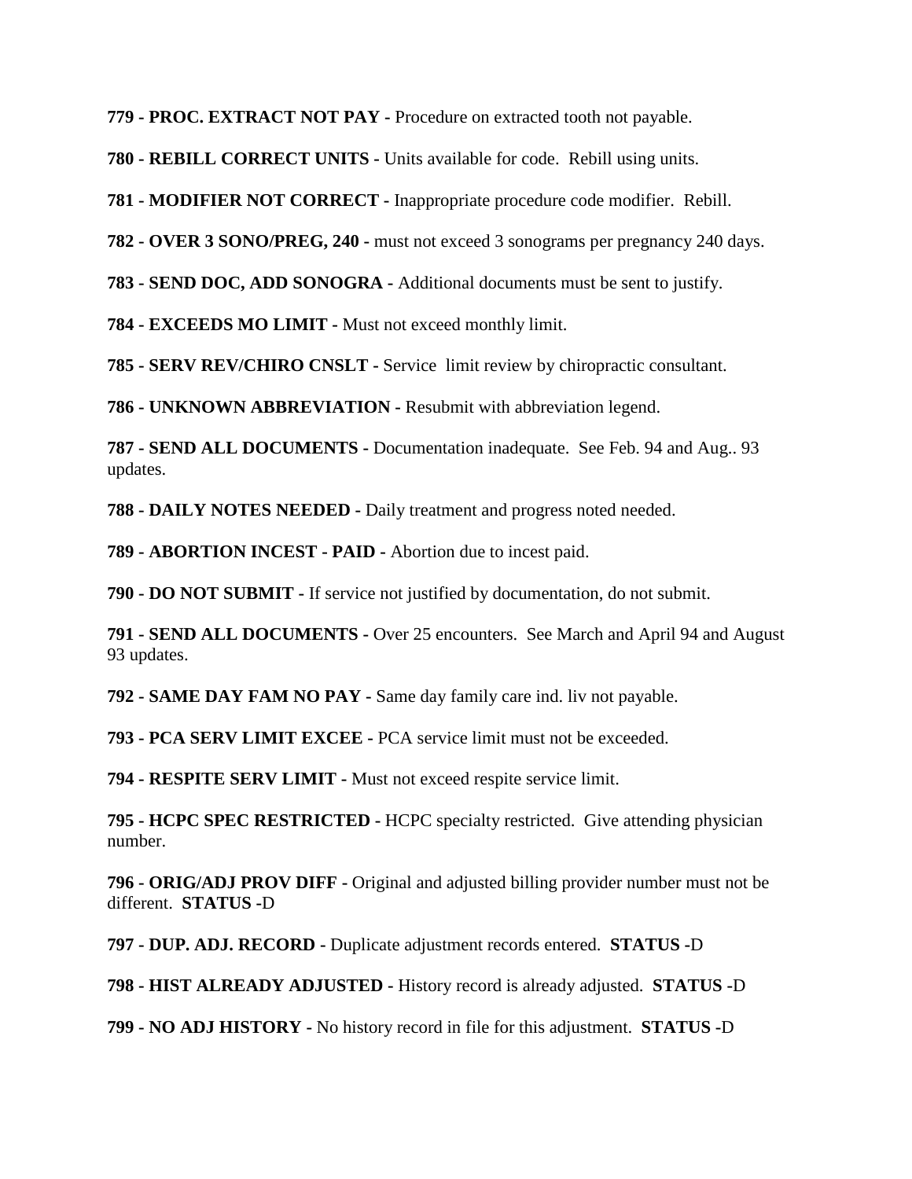**779 - PROC. EXTRACT NOT PAY -** Procedure on extracted tooth not payable.

**780 - REBILL CORRECT UNITS -** Units available for code. Rebill using units.

**781 - MODIFIER NOT CORRECT -** Inappropriate procedure code modifier. Rebill.

**782 - OVER 3 SONO/PREG, 240 -** must not exceed 3 sonograms per pregnancy 240 days.

**783 - SEND DOC, ADD SONOGRA -** Additional documents must be sent to justify.

**784 - EXCEEDS MO LIMIT -** Must not exceed monthly limit.

**785 - SERV REV/CHIRO CNSLT -** Service limit review by chiropractic consultant.

**786 - UNKNOWN ABBREVIATION -** Resubmit with abbreviation legend.

**787 - SEND ALL DOCUMENTS -** Documentation inadequate. See Feb. 94 and Aug.. 93 updates.

**788 - DAILY NOTES NEEDED -** Daily treatment and progress noted needed.

**789 - ABORTION INCEST - PAID -** Abortion due to incest paid.

**790 - DO NOT SUBMIT -** If service not justified by documentation, do not submit.

**791 - SEND ALL DOCUMENTS -** Over 25 encounters. See March and April 94 and August 93 updates.

**792 - SAME DAY FAM NO PAY -** Same day family care ind. liv not payable.

**793 - PCA SERV LIMIT EXCEE -** PCA service limit must not be exceeded.

**794 - RESPITE SERV LIMIT -** Must not exceed respite service limit.

**795 - HCPC SPEC RESTRICTED -** HCPC specialty restricted. Give attending physician number.

**796 - ORIG/ADJ PROV DIFF -** Original and adjusted billing provider number must not be different. **STATUS -**D

**797 - DUP. ADJ. RECORD -** Duplicate adjustment records entered. **STATUS -**D

**798 - HIST ALREADY ADJUSTED -** History record is already adjusted. **STATUS -**D

**799 - NO ADJ HISTORY -** No history record in file for this adjustment. **STATUS -**D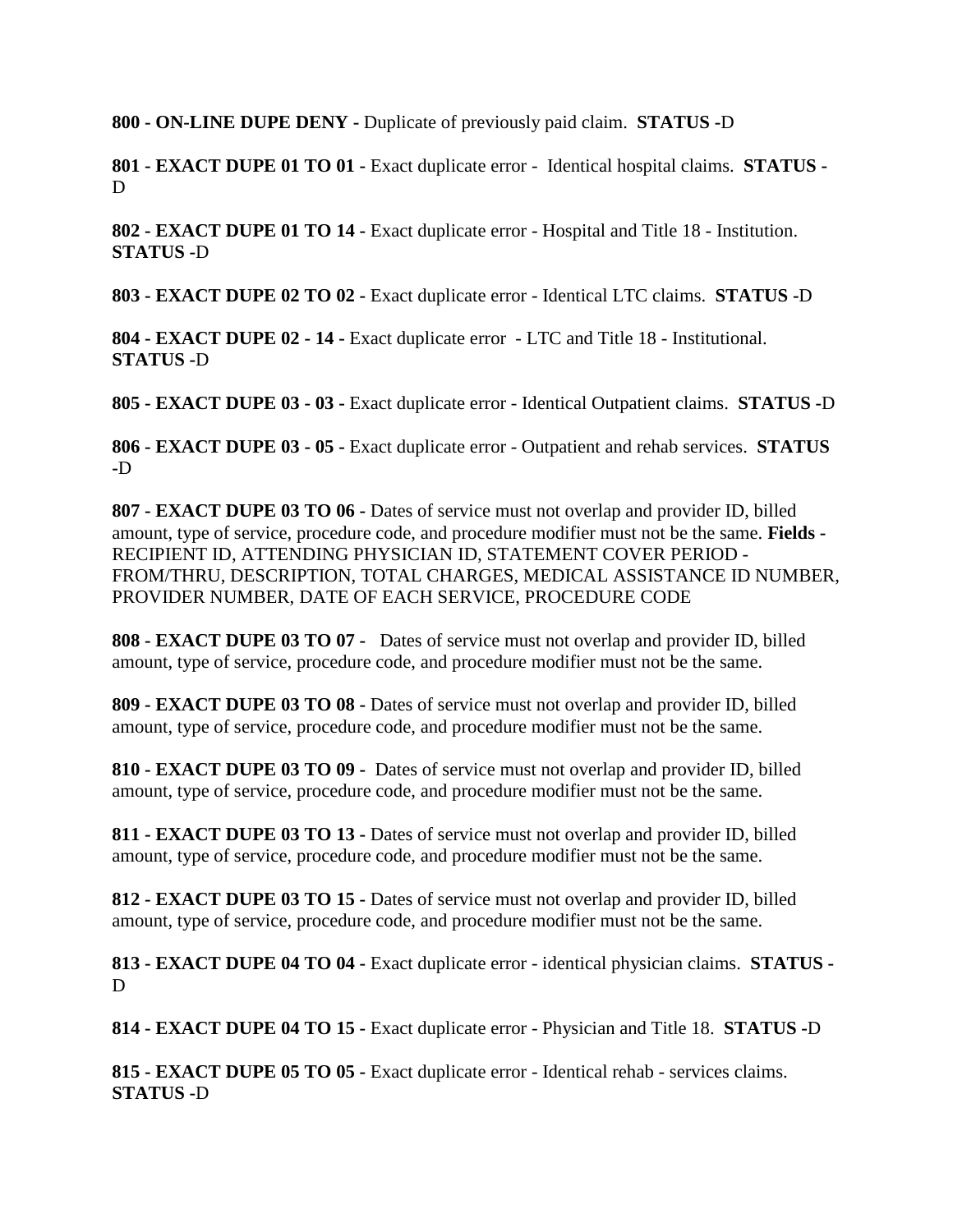**800 - ON-LINE DUPE DENY -** Duplicate of previously paid claim. **STATUS -**D

**801 - EXACT DUPE 01 TO 01 -** Exact duplicate error - Identical hospital claims. **STATUS -** D

**802 - EXACT DUPE 01 TO 14 -** Exact duplicate error - Hospital and Title 18 - Institution. **STATUS -**D

**803 - EXACT DUPE 02 TO 02 -** Exact duplicate error - Identical LTC claims. **STATUS -**D

**804 - EXACT DUPE 02 - 14 -** Exact duplicate error - LTC and Title 18 - Institutional. **STATUS -**D

**805 - EXACT DUPE 03 - 03 -** Exact duplicate error - Identical Outpatient claims. **STATUS -**D

**806 - EXACT DUPE 03 - 05 -** Exact duplicate error - Outpatient and rehab services. **STATUS -**D

**807 - EXACT DUPE 03 TO 06 -** Dates of service must not overlap and provider ID, billed amount, type of service, procedure code, and procedure modifier must not be the same. **Fields -** RECIPIENT ID, ATTENDING PHYSICIAN ID, STATEMENT COVER PERIOD - FROM/THRU, DESCRIPTION, TOTAL CHARGES, MEDICAL ASSISTANCE ID NUMBER, PROVIDER NUMBER, DATE OF EACH SERVICE, PROCEDURE CODE

**808 - EXACT DUPE 03 TO 07 -** Dates of service must not overlap and provider ID, billed amount, type of service, procedure code, and procedure modifier must not be the same.

**809 - EXACT DUPE 03 TO 08 -** Dates of service must not overlap and provider ID, billed amount, type of service, procedure code, and procedure modifier must not be the same.

**810 - EXACT DUPE 03 TO 09 -** Dates of service must not overlap and provider ID, billed amount, type of service, procedure code, and procedure modifier must not be the same.

**811 - EXACT DUPE 03 TO 13 -** Dates of service must not overlap and provider ID, billed amount, type of service, procedure code, and procedure modifier must not be the same.

**812 - EXACT DUPE 03 TO 15 -** Dates of service must not overlap and provider ID, billed amount, type of service, procedure code, and procedure modifier must not be the same.

**813 - EXACT DUPE 04 TO 04 -** Exact duplicate error - identical physician claims. **STATUS -** D

**814 - EXACT DUPE 04 TO 15 -** Exact duplicate error - Physician and Title 18. **STATUS -**D

**815 - EXACT DUPE 05 TO 05 -** Exact duplicate error - Identical rehab - services claims. **STATUS -**D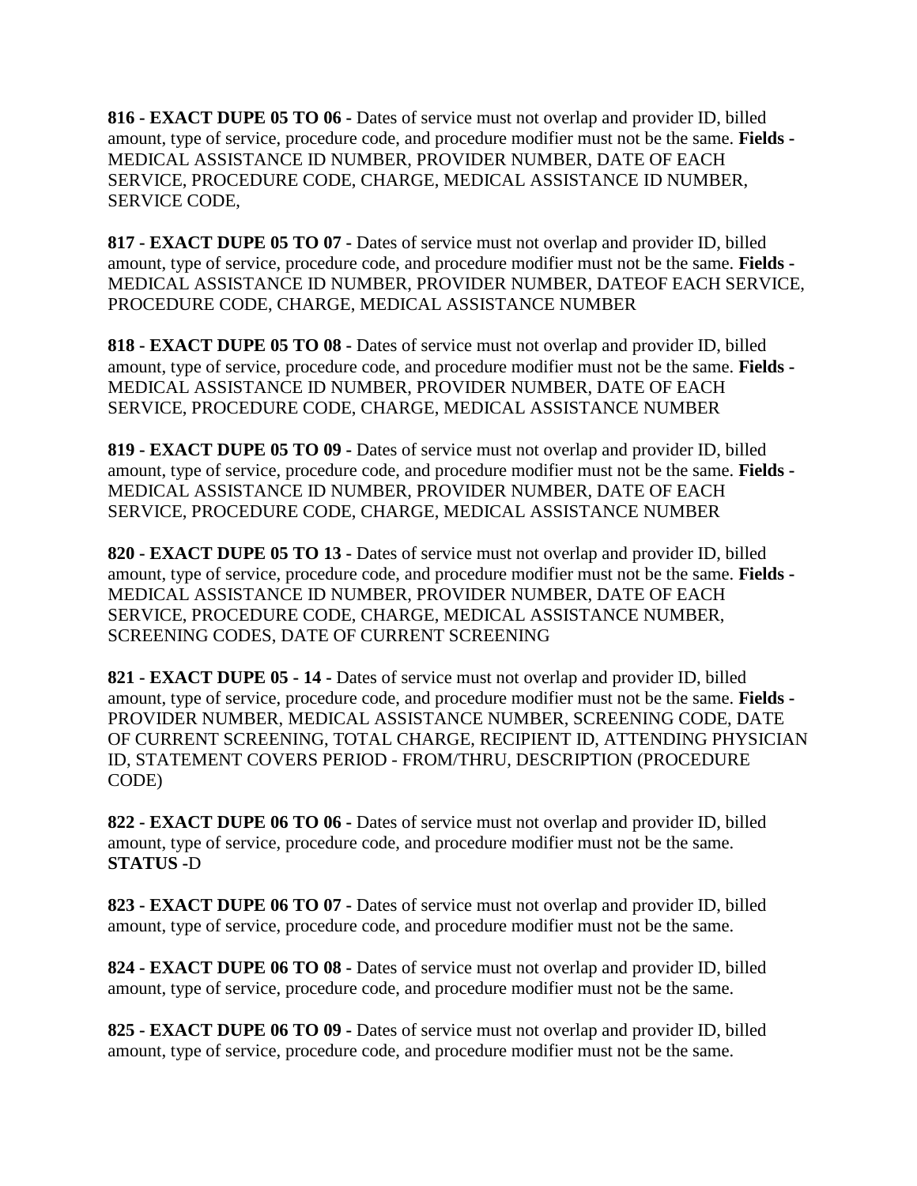**816 - EXACT DUPE 05 TO 06 -** Dates of service must not overlap and provider ID, billed amount, type of service, procedure code, and procedure modifier must not be the same. **Fields -** MEDICAL ASSISTANCE ID NUMBER, PROVIDER NUMBER, DATE OF EACH SERVICE, PROCEDURE CODE, CHARGE, MEDICAL ASSISTANCE ID NUMBER, SERVICE CODE,

**817 - EXACT DUPE 05 TO 07 -** Dates of service must not overlap and provider ID, billed amount, type of service, procedure code, and procedure modifier must not be the same. **Fields -** MEDICAL ASSISTANCE ID NUMBER, PROVIDER NUMBER, DATEOF EACH SERVICE, PROCEDURE CODE, CHARGE, MEDICAL ASSISTANCE NUMBER

**818 - EXACT DUPE 05 TO 08 -** Dates of service must not overlap and provider ID, billed amount, type of service, procedure code, and procedure modifier must not be the same. **Fields -** MEDICAL ASSISTANCE ID NUMBER, PROVIDER NUMBER, DATE OF EACH SERVICE, PROCEDURE CODE, CHARGE, MEDICAL ASSISTANCE NUMBER

**819 - EXACT DUPE 05 TO 09 -** Dates of service must not overlap and provider ID, billed amount, type of service, procedure code, and procedure modifier must not be the same. **Fields -** MEDICAL ASSISTANCE ID NUMBER, PROVIDER NUMBER, DATE OF EACH SERVICE, PROCEDURE CODE, CHARGE, MEDICAL ASSISTANCE NUMBER

**820 - EXACT DUPE 05 TO 13 -** Dates of service must not overlap and provider ID, billed amount, type of service, procedure code, and procedure modifier must not be the same. **Fields -** MEDICAL ASSISTANCE ID NUMBER, PROVIDER NUMBER, DATE OF EACH SERVICE, PROCEDURE CODE, CHARGE, MEDICAL ASSISTANCE NUMBER, SCREENING CODES, DATE OF CURRENT SCREENING

**821 - EXACT DUPE 05 - 14 -** Dates of service must not overlap and provider ID, billed amount, type of service, procedure code, and procedure modifier must not be the same. **Fields -** PROVIDER NUMBER, MEDICAL ASSISTANCE NUMBER, SCREENING CODE, DATE OF CURRENT SCREENING, TOTAL CHARGE, RECIPIENT ID, ATTENDING PHYSICIAN ID, STATEMENT COVERS PERIOD - FROM/THRU, DESCRIPTION (PROCEDURE CODE)

**822 - EXACT DUPE 06 TO 06 -** Dates of service must not overlap and provider ID, billed amount, type of service, procedure code, and procedure modifier must not be the same. **STATUS -**D

**823 - EXACT DUPE 06 TO 07 -** Dates of service must not overlap and provider ID, billed amount, type of service, procedure code, and procedure modifier must not be the same.

**824 - EXACT DUPE 06 TO 08 -** Dates of service must not overlap and provider ID, billed amount, type of service, procedure code, and procedure modifier must not be the same.

**825 - EXACT DUPE 06 TO 09 -** Dates of service must not overlap and provider ID, billed amount, type of service, procedure code, and procedure modifier must not be the same.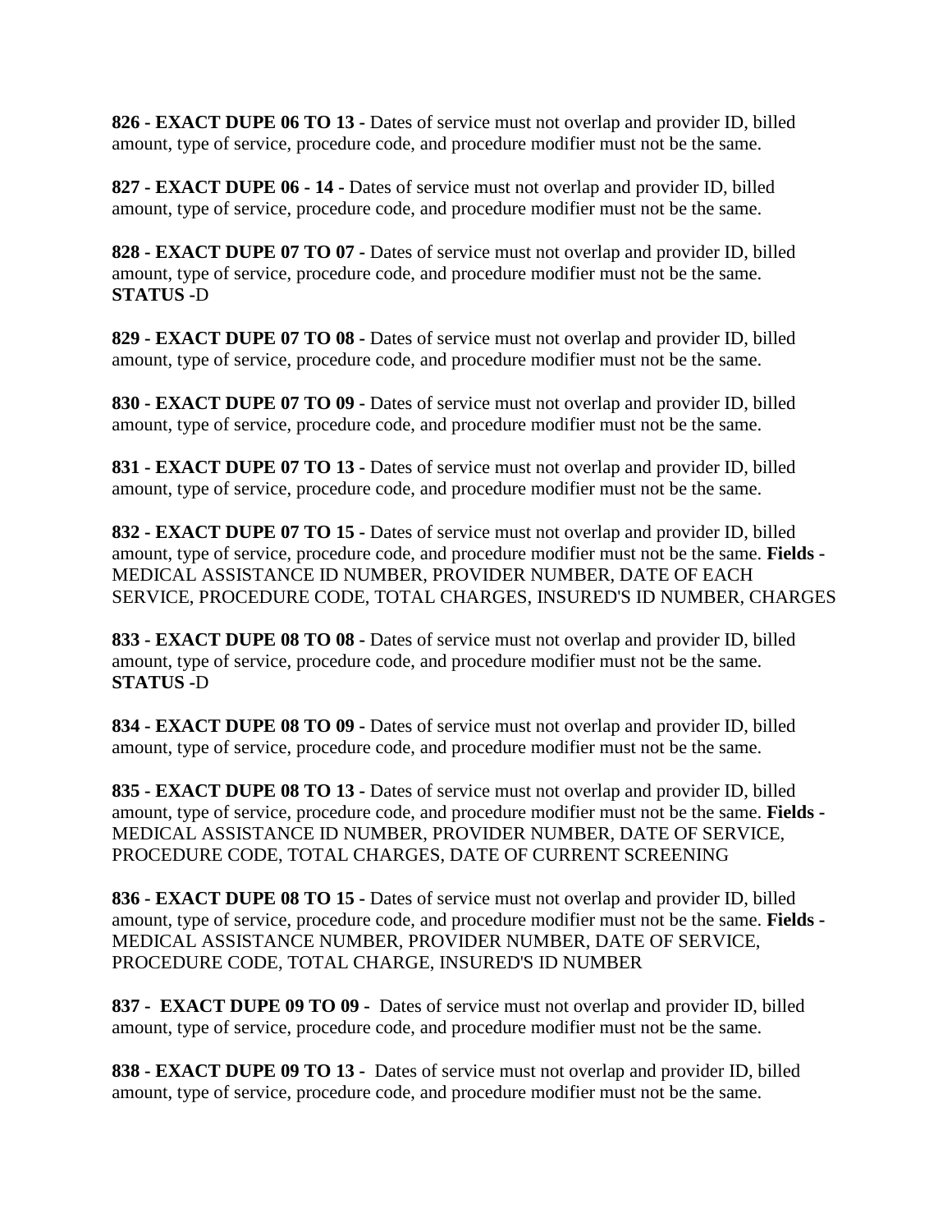**826 - EXACT DUPE 06 TO 13 -** Dates of service must not overlap and provider ID, billed amount, type of service, procedure code, and procedure modifier must not be the same.

**827 - EXACT DUPE 06 - 14 -** Dates of service must not overlap and provider ID, billed amount, type of service, procedure code, and procedure modifier must not be the same.

**828 - EXACT DUPE 07 TO 07 -** Dates of service must not overlap and provider ID, billed amount, type of service, procedure code, and procedure modifier must not be the same. **STATUS -**D

**829 - EXACT DUPE 07 TO 08 -** Dates of service must not overlap and provider ID, billed amount, type of service, procedure code, and procedure modifier must not be the same.

**830 - EXACT DUPE 07 TO 09 -** Dates of service must not overlap and provider ID, billed amount, type of service, procedure code, and procedure modifier must not be the same.

**831 - EXACT DUPE 07 TO 13 -** Dates of service must not overlap and provider ID, billed amount, type of service, procedure code, and procedure modifier must not be the same.

**832 - EXACT DUPE 07 TO 15 -** Dates of service must not overlap and provider ID, billed amount, type of service, procedure code, and procedure modifier must not be the same. **Fields -** MEDICAL ASSISTANCE ID NUMBER, PROVIDER NUMBER, DATE OF EACH SERVICE, PROCEDURE CODE, TOTAL CHARGES, INSURED'S ID NUMBER, CHARGES

**833 - EXACT DUPE 08 TO 08 -** Dates of service must not overlap and provider ID, billed amount, type of service, procedure code, and procedure modifier must not be the same. **STATUS -**D

**834 - EXACT DUPE 08 TO 09 -** Dates of service must not overlap and provider ID, billed amount, type of service, procedure code, and procedure modifier must not be the same.

**835 - EXACT DUPE 08 TO 13 -** Dates of service must not overlap and provider ID, billed amount, type of service, procedure code, and procedure modifier must not be the same. **Fields -** MEDICAL ASSISTANCE ID NUMBER, PROVIDER NUMBER, DATE OF SERVICE, PROCEDURE CODE, TOTAL CHARGES, DATE OF CURRENT SCREENING

**836 - EXACT DUPE 08 TO 15 -** Dates of service must not overlap and provider ID, billed amount, type of service, procedure code, and procedure modifier must not be the same. **Fields -** MEDICAL ASSISTANCE NUMBER, PROVIDER NUMBER, DATE OF SERVICE, PROCEDURE CODE, TOTAL CHARGE, INSURED'S ID NUMBER

**837 - EXACT DUPE 09 TO 09 -** Dates of service must not overlap and provider ID, billed amount, type of service, procedure code, and procedure modifier must not be the same.

**838 - EXACT DUPE 09 TO 13 -** Dates of service must not overlap and provider ID, billed amount, type of service, procedure code, and procedure modifier must not be the same.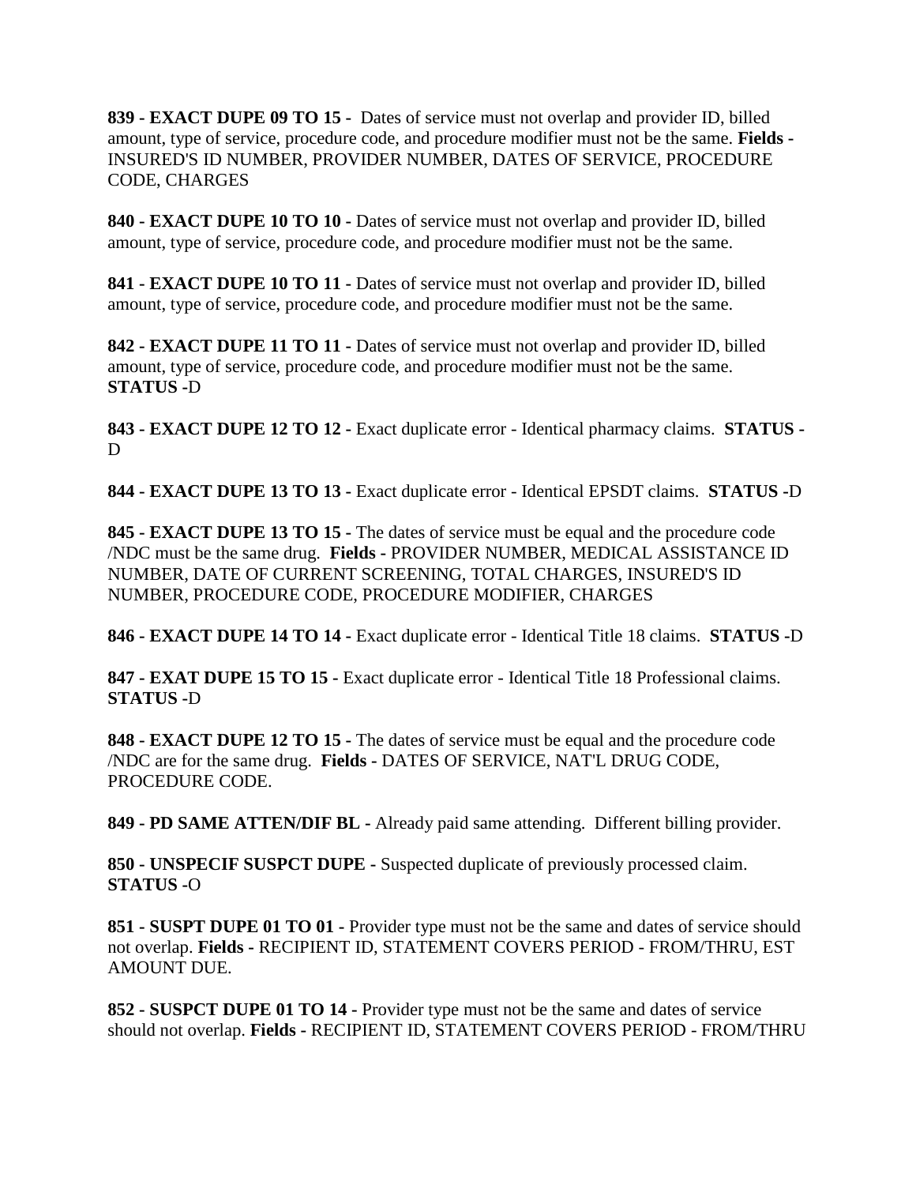**839 - EXACT DUPE 09 TO 15 -** Dates of service must not overlap and provider ID, billed amount, type of service, procedure code, and procedure modifier must not be the same. **Fields -** INSURED'S ID NUMBER, PROVIDER NUMBER, DATES OF SERVICE, PROCEDURE CODE, CHARGES

**840 - EXACT DUPE 10 TO 10 -** Dates of service must not overlap and provider ID, billed amount, type of service, procedure code, and procedure modifier must not be the same.

**841 - EXACT DUPE 10 TO 11 -** Dates of service must not overlap and provider ID, billed amount, type of service, procedure code, and procedure modifier must not be the same.

**842 - EXACT DUPE 11 TO 11 -** Dates of service must not overlap and provider ID, billed amount, type of service, procedure code, and procedure modifier must not be the same. **STATUS -**D

**843 - EXACT DUPE 12 TO 12 -** Exact duplicate error - Identical pharmacy claims. **STATUS -** D

**844 - EXACT DUPE 13 TO 13 -** Exact duplicate error - Identical EPSDT claims. **STATUS -**D

**845 - EXACT DUPE 13 TO 15 -** The dates of service must be equal and the procedure code /NDC must be the same drug. **Fields -** PROVIDER NUMBER, MEDICAL ASSISTANCE ID NUMBER, DATE OF CURRENT SCREENING, TOTAL CHARGES, INSURED'S ID NUMBER, PROCEDURE CODE, PROCEDURE MODIFIER, CHARGES

**846 - EXACT DUPE 14 TO 14 -** Exact duplicate error - Identical Title 18 claims. **STATUS -**D

**847 - EXAT DUPE 15 TO 15 -** Exact duplicate error - Identical Title 18 Professional claims. **STATUS -**D

**848 - EXACT DUPE 12 TO 15 -** The dates of service must be equal and the procedure code /NDC are for the same drug. **Fields -** DATES OF SERVICE, NAT'L DRUG CODE, PROCEDURE CODE.

**849 - PD SAME ATTEN/DIF BL -** Already paid same attending. Different billing provider.

**850 - UNSPECIF SUSPCT DUPE -** Suspected duplicate of previously processed claim. **STATUS -**O

**851 - SUSPT DUPE 01 TO 01 -** Provider type must not be the same and dates of service should not overlap. **Fields -** RECIPIENT ID, STATEMENT COVERS PERIOD - FROM/THRU, EST AMOUNT DUE.

**852 - SUSPCT DUPE 01 TO 14 -** Provider type must not be the same and dates of service should not overlap. **Fields -** RECIPIENT ID, STATEMENT COVERS PERIOD - FROM/THRU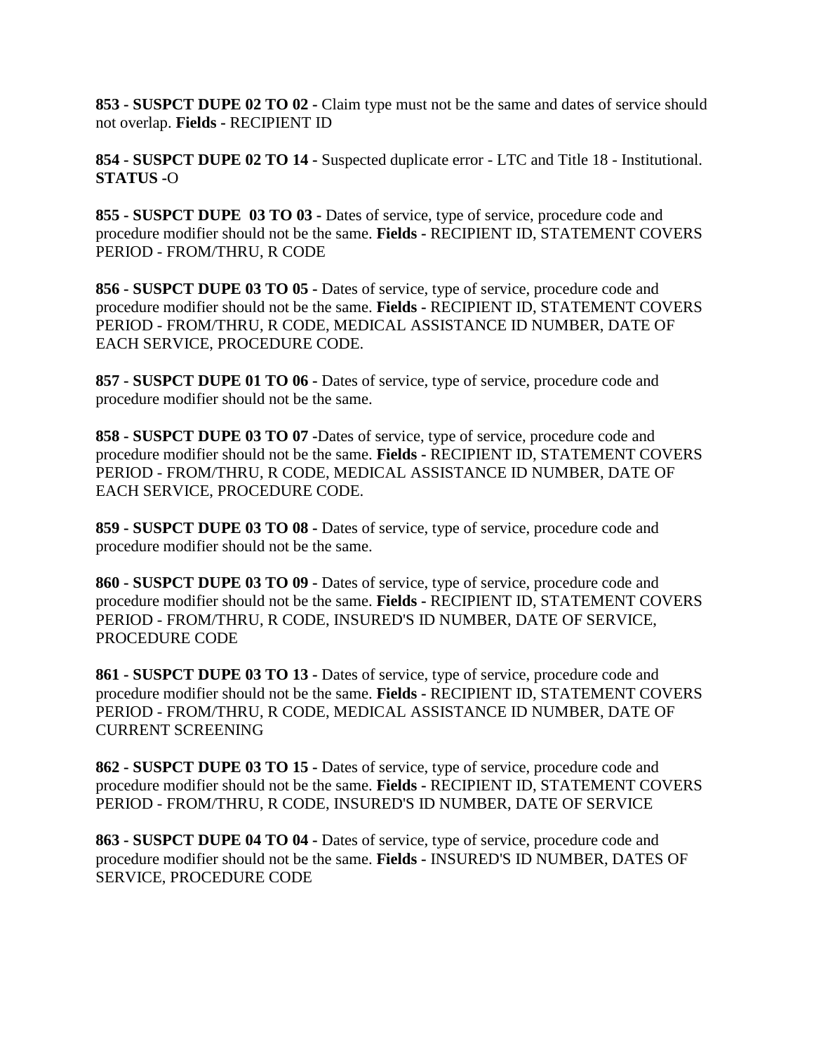**853 - SUSPCT DUPE 02 TO 02 -** Claim type must not be the same and dates of service should not overlap. **Fields -** RECIPIENT ID

**854 - SUSPCT DUPE 02 TO 14 -** Suspected duplicate error - LTC and Title 18 - Institutional. **STATUS -**O

**855 - SUSPCT DUPE 03 TO 03 -** Dates of service, type of service, procedure code and procedure modifier should not be the same. **Fields -** RECIPIENT ID, STATEMENT COVERS PERIOD - FROM/THRU, R CODE

**856 - SUSPCT DUPE 03 TO 05 -** Dates of service, type of service, procedure code and procedure modifier should not be the same. **Fields -** RECIPIENT ID, STATEMENT COVERS PERIOD - FROM/THRU, R CODE, MEDICAL ASSISTANCE ID NUMBER, DATE OF EACH SERVICE, PROCEDURE CODE.

**857 - SUSPCT DUPE 01 TO 06 -** Dates of service, type of service, procedure code and procedure modifier should not be the same.

**858 - SUSPCT DUPE 03 TO 07 -**Dates of service, type of service, procedure code and procedure modifier should not be the same. **Fields -** RECIPIENT ID, STATEMENT COVERS PERIOD - FROM/THRU, R CODE, MEDICAL ASSISTANCE ID NUMBER, DATE OF EACH SERVICE, PROCEDURE CODE.

**859 - SUSPCT DUPE 03 TO 08 -** Dates of service, type of service, procedure code and procedure modifier should not be the same.

**860 - SUSPCT DUPE 03 TO 09 -** Dates of service, type of service, procedure code and procedure modifier should not be the same. **Fields -** RECIPIENT ID, STATEMENT COVERS PERIOD - FROM/THRU, R CODE, INSURED'S ID NUMBER, DATE OF SERVICE, PROCEDURE CODE

**861 - SUSPCT DUPE 03 TO 13 -** Dates of service, type of service, procedure code and procedure modifier should not be the same. **Fields -** RECIPIENT ID, STATEMENT COVERS PERIOD - FROM/THRU, R CODE, MEDICAL ASSISTANCE ID NUMBER, DATE OF CURRENT SCREENING

**862 - SUSPCT DUPE 03 TO 15 -** Dates of service, type of service, procedure code and procedure modifier should not be the same. **Fields -** RECIPIENT ID, STATEMENT COVERS PERIOD - FROM/THRU, R CODE, INSURED'S ID NUMBER, DATE OF SERVICE

**863 - SUSPCT DUPE 04 TO 04 -** Dates of service, type of service, procedure code and procedure modifier should not be the same. **Fields -** INSURED'S ID NUMBER, DATES OF SERVICE, PROCEDURE CODE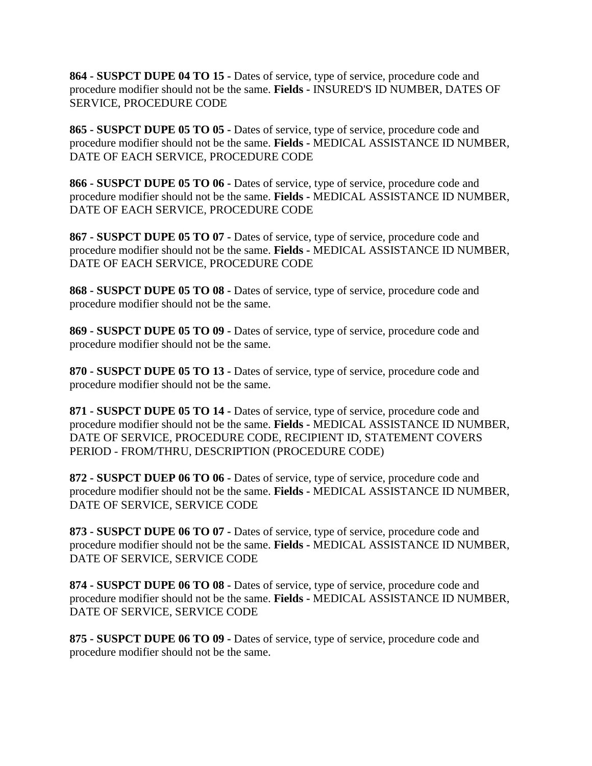**864 - SUSPCT DUPE 04 TO 15 -** Dates of service, type of service, procedure code and procedure modifier should not be the same. **Fields -** INSURED'S ID NUMBER, DATES OF SERVICE, PROCEDURE CODE

**865 - SUSPCT DUPE 05 TO 05 -** Dates of service, type of service, procedure code and procedure modifier should not be the same. **Fields -** MEDICAL ASSISTANCE ID NUMBER, DATE OF EACH SERVICE, PROCEDURE CODE

**866 - SUSPCT DUPE 05 TO 06 -** Dates of service, type of service, procedure code and procedure modifier should not be the same. **Fields -** MEDICAL ASSISTANCE ID NUMBER, DATE OF EACH SERVICE, PROCEDURE CODE

**867 - SUSPCT DUPE 05 TO 07 -** Dates of service, type of service, procedure code and procedure modifier should not be the same. **Fields -** MEDICAL ASSISTANCE ID NUMBER, DATE OF EACH SERVICE, PROCEDURE CODE

**868 - SUSPCT DUPE 05 TO 08 -** Dates of service, type of service, procedure code and procedure modifier should not be the same.

**869 - SUSPCT DUPE 05 TO 09 -** Dates of service, type of service, procedure code and procedure modifier should not be the same.

**870 - SUSPCT DUPE 05 TO 13 -** Dates of service, type of service, procedure code and procedure modifier should not be the same.

**871 - SUSPCT DUPE 05 TO 14 -** Dates of service, type of service, procedure code and procedure modifier should not be the same. **Fields -** MEDICAL ASSISTANCE ID NUMBER, DATE OF SERVICE, PROCEDURE CODE, RECIPIENT ID, STATEMENT COVERS PERIOD - FROM/THRU, DESCRIPTION (PROCEDURE CODE)

**872 - SUSPCT DUEP 06 TO 06 -** Dates of service, type of service, procedure code and procedure modifier should not be the same. **Fields -** MEDICAL ASSISTANCE ID NUMBER, DATE OF SERVICE, SERVICE CODE

**873 - SUSPCT DUPE 06 TO 07 -** Dates of service, type of service, procedure code and procedure modifier should not be the same. **Fields -** MEDICAL ASSISTANCE ID NUMBER, DATE OF SERVICE, SERVICE CODE

**874 - SUSPCT DUPE 06 TO 08 -** Dates of service, type of service, procedure code and procedure modifier should not be the same. **Fields -** MEDICAL ASSISTANCE ID NUMBER, DATE OF SERVICE, SERVICE CODE

**875 - SUSPCT DUPE 06 TO 09 -** Dates of service, type of service, procedure code and procedure modifier should not be the same.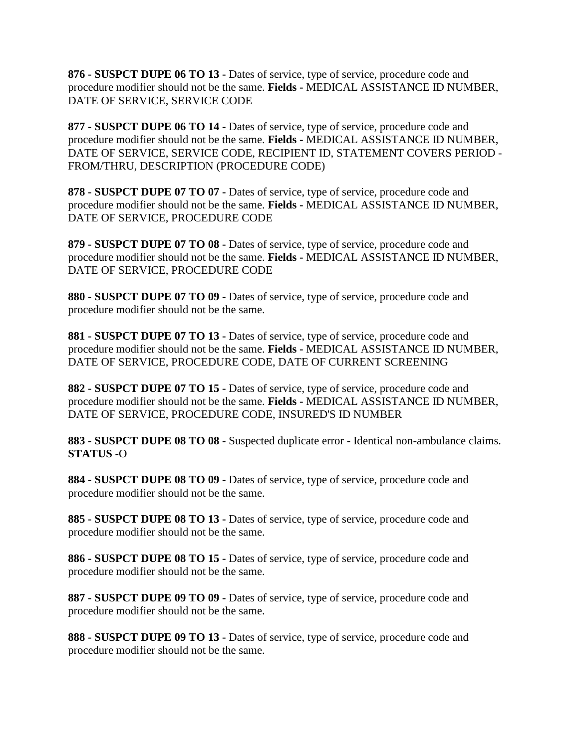**876 - SUSPCT DUPE 06 TO 13 -** Dates of service, type of service, procedure code and procedure modifier should not be the same. **Fields -** MEDICAL ASSISTANCE ID NUMBER, DATE OF SERVICE, SERVICE CODE

**877 - SUSPCT DUPE 06 TO 14 -** Dates of service, type of service, procedure code and procedure modifier should not be the same. **Fields -** MEDICAL ASSISTANCE ID NUMBER, DATE OF SERVICE, SERVICE CODE, RECIPIENT ID, STATEMENT COVERS PERIOD - FROM/THRU, DESCRIPTION (PROCEDURE CODE)

**878 - SUSPCT DUPE 07 TO 07 -** Dates of service, type of service, procedure code and procedure modifier should not be the same. **Fields -** MEDICAL ASSISTANCE ID NUMBER, DATE OF SERVICE, PROCEDURE CODE

**879 - SUSPCT DUPE 07 TO 08 -** Dates of service, type of service, procedure code and procedure modifier should not be the same. **Fields -** MEDICAL ASSISTANCE ID NUMBER, DATE OF SERVICE, PROCEDURE CODE

**880 - SUSPCT DUPE 07 TO 09 -** Dates of service, type of service, procedure code and procedure modifier should not be the same.

**881 - SUSPCT DUPE 07 TO 13 -** Dates of service, type of service, procedure code and procedure modifier should not be the same. **Fields -** MEDICAL ASSISTANCE ID NUMBER, DATE OF SERVICE, PROCEDURE CODE, DATE OF CURRENT SCREENING

**882 - SUSPCT DUPE 07 TO 15 -** Dates of service, type of service, procedure code and procedure modifier should not be the same. **Fields -** MEDICAL ASSISTANCE ID NUMBER, DATE OF SERVICE, PROCEDURE CODE, INSURED'S ID NUMBER

**883 - SUSPCT DUPE 08 TO 08 -** Suspected duplicate error - Identical non-ambulance claims. **STATUS -**O

**884 - SUSPCT DUPE 08 TO 09 -** Dates of service, type of service, procedure code and procedure modifier should not be the same.

**885 - SUSPCT DUPE 08 TO 13 -** Dates of service, type of service, procedure code and procedure modifier should not be the same.

**886 - SUSPCT DUPE 08 TO 15 -** Dates of service, type of service, procedure code and procedure modifier should not be the same.

**887 - SUSPCT DUPE 09 TO 09 -** Dates of service, type of service, procedure code and procedure modifier should not be the same.

**888 - SUSPCT DUPE 09 TO 13 -** Dates of service, type of service, procedure code and procedure modifier should not be the same.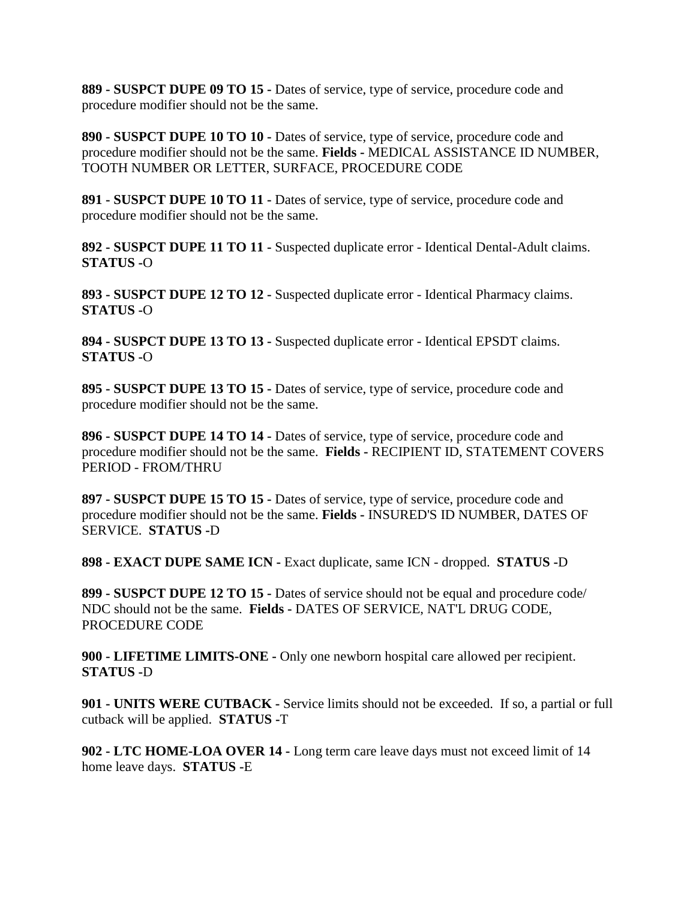**889 - SUSPCT DUPE 09 TO 15 -** Dates of service, type of service, procedure code and procedure modifier should not be the same.

**890 - SUSPCT DUPE 10 TO 10 -** Dates of service, type of service, procedure code and procedure modifier should not be the same. **Fields -** MEDICAL ASSISTANCE ID NUMBER, TOOTH NUMBER OR LETTER, SURFACE, PROCEDURE CODE

**891 - SUSPCT DUPE 10 TO 11 -** Dates of service, type of service, procedure code and procedure modifier should not be the same.

**892 - SUSPCT DUPE 11 TO 11 -** Suspected duplicate error - Identical Dental-Adult claims. **STATUS -**O

**893 - SUSPCT DUPE 12 TO 12 -** Suspected duplicate error - Identical Pharmacy claims. **STATUS -**O

**894 - SUSPCT DUPE 13 TO 13 -** Suspected duplicate error - Identical EPSDT claims. **STATUS -**O

**895 - SUSPCT DUPE 13 TO 15 -** Dates of service, type of service, procedure code and procedure modifier should not be the same.

**896 - SUSPCT DUPE 14 TO 14 -** Dates of service, type of service, procedure code and procedure modifier should not be the same. **Fields -** RECIPIENT ID, STATEMENT COVERS PERIOD - FROM/THRU

**897 - SUSPCT DUPE 15 TO 15 -** Dates of service, type of service, procedure code and procedure modifier should not be the same. **Fields -** INSURED'S ID NUMBER, DATES OF SERVICE. **STATUS -**D

**898 - EXACT DUPE SAME ICN -** Exact duplicate, same ICN - dropped. **STATUS -**D

**899 - SUSPCT DUPE 12 TO 15 -** Dates of service should not be equal and procedure code/ NDC should not be the same. **Fields -** DATES OF SERVICE, NAT'L DRUG CODE, PROCEDURE CODE

**900 - LIFETIME LIMITS-ONE -** Only one newborn hospital care allowed per recipient. **STATUS -**D

**901 - UNITS WERE CUTBACK -** Service limits should not be exceeded. If so, a partial or full cutback will be applied. **STATUS -**T

**902 - LTC HOME-LOA OVER 14 -** Long term care leave days must not exceed limit of 14 home leave days. **STATUS -**E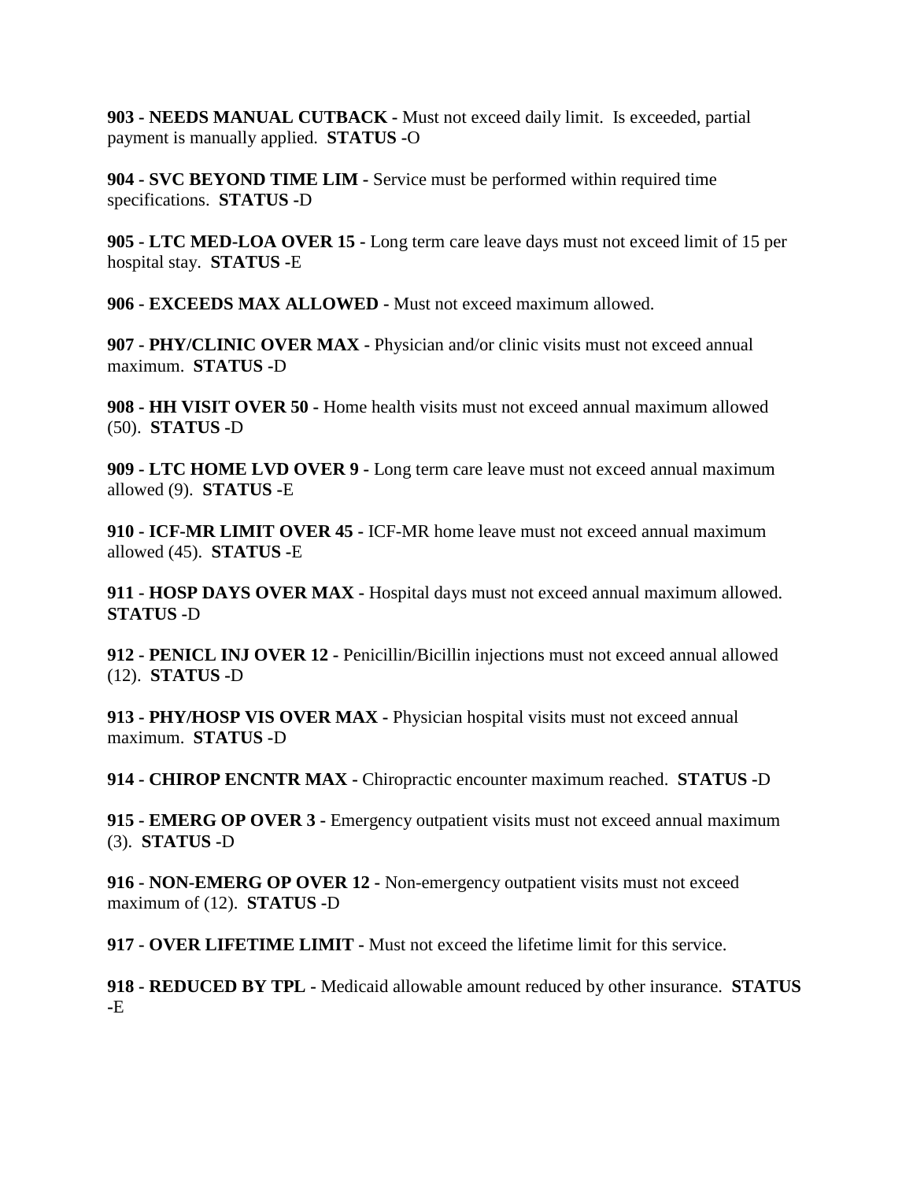**903 - NEEDS MANUAL CUTBACK -** Must not exceed daily limit. Is exceeded, partial payment is manually applied. **STATUS -**O

**904 - SVC BEYOND TIME LIM -** Service must be performed within required time specifications. **STATUS -**D

**905 - LTC MED-LOA OVER 15 -** Long term care leave days must not exceed limit of 15 per hospital stay. **STATUS -**E

**906 - EXCEEDS MAX ALLOWED -** Must not exceed maximum allowed.

**907 - PHY/CLINIC OVER MAX -** Physician and/or clinic visits must not exceed annual maximum. **STATUS -**D

**908 - HH VISIT OVER 50 -** Home health visits must not exceed annual maximum allowed (50). **STATUS -**D

**909 - LTC HOME LVD OVER 9 -** Long term care leave must not exceed annual maximum allowed (9). **STATUS -**E

**910 - ICF-MR LIMIT OVER 45 -** ICF-MR home leave must not exceed annual maximum allowed (45). **STATUS -**E

**911 - HOSP DAYS OVER MAX -** Hospital days must not exceed annual maximum allowed. **STATUS -**D

**912 - PENICL INJ OVER 12 -** Penicillin/Bicillin injections must not exceed annual allowed (12). **STATUS -**D

**913 - PHY/HOSP VIS OVER MAX -** Physician hospital visits must not exceed annual maximum. **STATUS -**D

**914 - CHIROP ENCNTR MAX -** Chiropractic encounter maximum reached. **STATUS -**D

**915 - EMERG OP OVER 3 -** Emergency outpatient visits must not exceed annual maximum (3). **STATUS -**D

**916 - NON-EMERG OP OVER 12 -** Non-emergency outpatient visits must not exceed maximum of (12). **STATUS -**D

**917 - OVER LIFETIME LIMIT -** Must not exceed the lifetime limit for this service.

**918 - REDUCED BY TPL -** Medicaid allowable amount reduced by other insurance. **STATUS -**E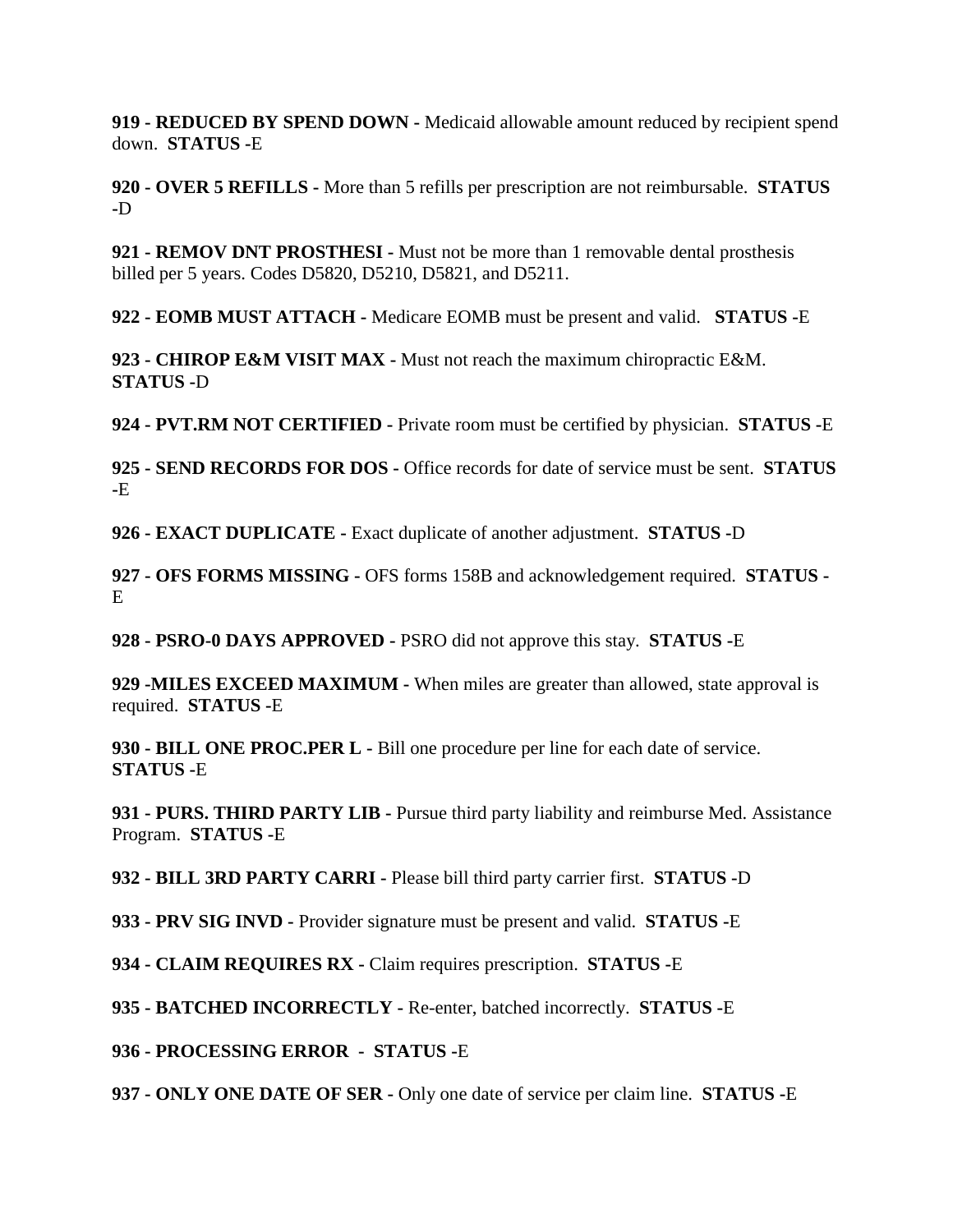**919 - REDUCED BY SPEND DOWN -** Medicaid allowable amount reduced by recipient spend down. **STATUS -**E

**920 - OVER 5 REFILLS -** More than 5 refills per prescription are not reimbursable. **STATUS -**D

**921 - REMOV DNT PROSTHESI -** Must not be more than 1 removable dental prosthesis billed per 5 years. Codes D5820, D5210, D5821, and D5211.

**922 - EOMB MUST ATTACH -** Medicare EOMB must be present and valid. **STATUS -**E

**923 - CHIROP E&M VISIT MAX -** Must not reach the maximum chiropractic E&M. **STATUS -**D

**924 - PVT.RM NOT CERTIFIED -** Private room must be certified by physician. **STATUS -**E

**925 - SEND RECORDS FOR DOS -** Office records for date of service must be sent. **STATUS -**E

**926 - EXACT DUPLICATE -** Exact duplicate of another adjustment. **STATUS -**D

**927 - OFS FORMS MISSING -** OFS forms 158B and acknowledgement required. **STATUS -** E

**928 - PSRO-0 DAYS APPROVED -** PSRO did not approve this stay. **STATUS -**E

**929 -MILES EXCEED MAXIMUM -** When miles are greater than allowed, state approval is required. **STATUS -**E

**930 - BILL ONE PROC.PER L -** Bill one procedure per line for each date of service. **STATUS -**E

**931 - PURS. THIRD PARTY LIB -** Pursue third party liability and reimburse Med. Assistance Program. **STATUS -**E

**932 - BILL 3RD PARTY CARRI -** Please bill third party carrier first. **STATUS -**D

**933 - PRV SIG INVD -** Provider signature must be present and valid. **STATUS -**E

**934 - CLAIM REQUIRES RX -** Claim requires prescription. **STATUS -**E

**935 - BATCHED INCORRECTLY -** Re-enter, batched incorrectly. **STATUS -**E

**936 - PROCESSING ERROR - STATUS -**E

**937 - ONLY ONE DATE OF SER -** Only one date of service per claim line. **STATUS -**E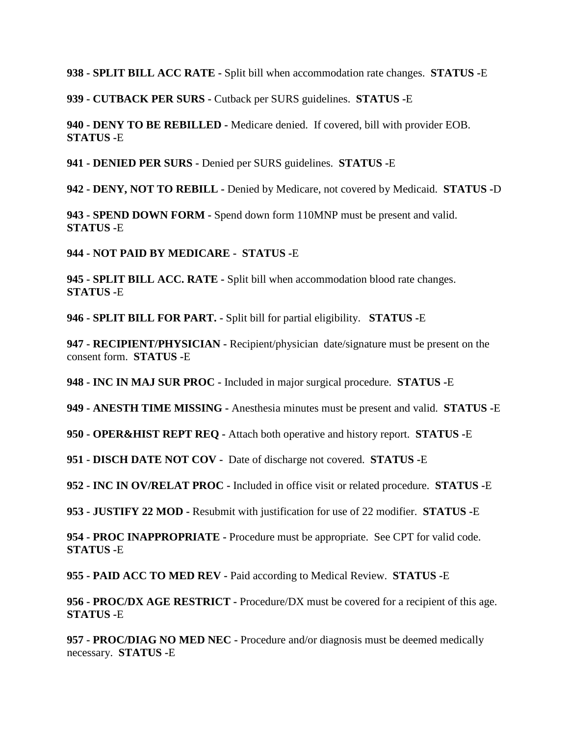**938 - SPLIT BILL ACC RATE** - Split bill when accommodation rate changes. **STATUS -**E

**939 - CUTBACK PER SURS -** Cutback per SURS guidelines. **STATUS -**E

**940 - DENY TO BE REBILLED -** Medicare denied. If covered, bill with provider EOB. **STATUS -**E

**941 - DENIED PER SURS -** Denied per SURS guidelines. **STATUS -**E

**942 - DENY, NOT TO REBILL -** Denied by Medicare, not covered by Medicaid. **STATUS -**D

**943 - SPEND DOWN FORM -** Spend down form 110MNP must be present and valid. **STATUS -**E

**944 - NOT PAID BY MEDICARE - STATUS -**E

**945 - SPLIT BILL ACC. RATE -** Split bill when accommodation blood rate changes. **STATUS -**E

**946 - SPLIT BILL FOR PART. -** Split bill for partial eligibility. **STATUS -**E

**947 - RECIPIENT/PHYSICIAN -** Recipient/physician date/signature must be present on the consent form. **STATUS -**E

**948 - INC IN MAJ SUR PROC -** Included in major surgical procedure. **STATUS -**E

**949 - ANESTH TIME MISSING -** Anesthesia minutes must be present and valid. **STATUS -**E

**950 - OPER&HIST REPT REQ -** Attach both operative and history report. **STATUS -**E

**951 - DISCH DATE NOT COV -** Date of discharge not covered. **STATUS -**E

**952 - INC IN OV/RELAT PROC -** Included in office visit or related procedure. **STATUS -**E

**953 - JUSTIFY 22 MOD -** Resubmit with justification for use of 22 modifier. **STATUS -**E

**954 - PROC INAPPROPRIATE -** Procedure must be appropriate. See CPT for valid code. **STATUS -**E

**955 - PAID ACC TO MED REV -** Paid according to Medical Review. **STATUS -**E

**956 - PROC/DX AGE RESTRICT -** Procedure/DX must be covered for a recipient of this age. **STATUS -**E

**957 - PROC/DIAG NO MED NEC -** Procedure and/or diagnosis must be deemed medically necessary. **STATUS -**E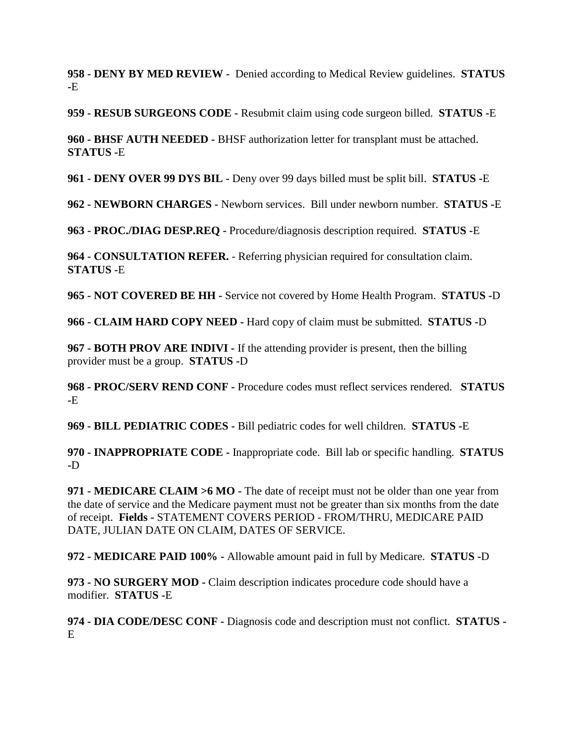**958 - DENY BY MED REVIEW -** Denied according to Medical Review guidelines. **STATUS -**E

**959 - RESUB SURGEONS CODE -** Resubmit claim using code surgeon billed. **STATUS -**E

**960 - BHSF AUTH NEEDED -** BHSF authorization letter for transplant must be attached. **STATUS -**E

**961 - DENY OVER 99 DYS BIL -** Deny over 99 days billed must be split bill. **STATUS -**E

**962 - NEWBORN CHARGES -** Newborn services. Bill under newborn number. **STATUS -**E

**963 - PROC./DIAG DESP.REQ -** Procedure/diagnosis description required. **STATUS -**E

**964 - CONSULTATION REFER.** - Referring physician required for consultation claim. **STATUS -**E

**965 - NOT COVERED BE HH -** Service not covered by Home Health Program. **STATUS -**D

**966 - CLAIM HARD COPY NEED -** Hard copy of claim must be submitted. **STATUS -**D

**967 - BOTH PROV ARE INDIVI -** If the attending provider is present, then the billing provider must be a group. **STATUS -**D

**968 - PROC/SERV REND CONF -** Procedure codes must reflect services rendered. **STATUS -**E

**969 - BILL PEDIATRIC CODES -** Bill pediatric codes for well children. **STATUS -**E

**970 - INAPPROPRIATE CODE -** Inappropriate code. Bill lab or specific handling. **STATUS -**D

**971 - MEDICARE CLAIM >6 MO -** The date of receipt must not be older than one year from the date of service and the Medicare payment must not be greater than six months from the date of receipt. **Fields -** STATEMENT COVERS PERIOD - FROM/THRU, MEDICARE PAID DATE, JULIAN DATE ON CLAIM, DATES OF SERVICE.

**972 - MEDICARE PAID 100% -** Allowable amount paid in full by Medicare. **STATUS -**D

**973 - NO SURGERY MOD -** Claim description indicates procedure code should have a modifier. **STATUS -**E

**974 - DIA CODE/DESC CONF -** Diagnosis code and description must not conflict. **STATUS -** E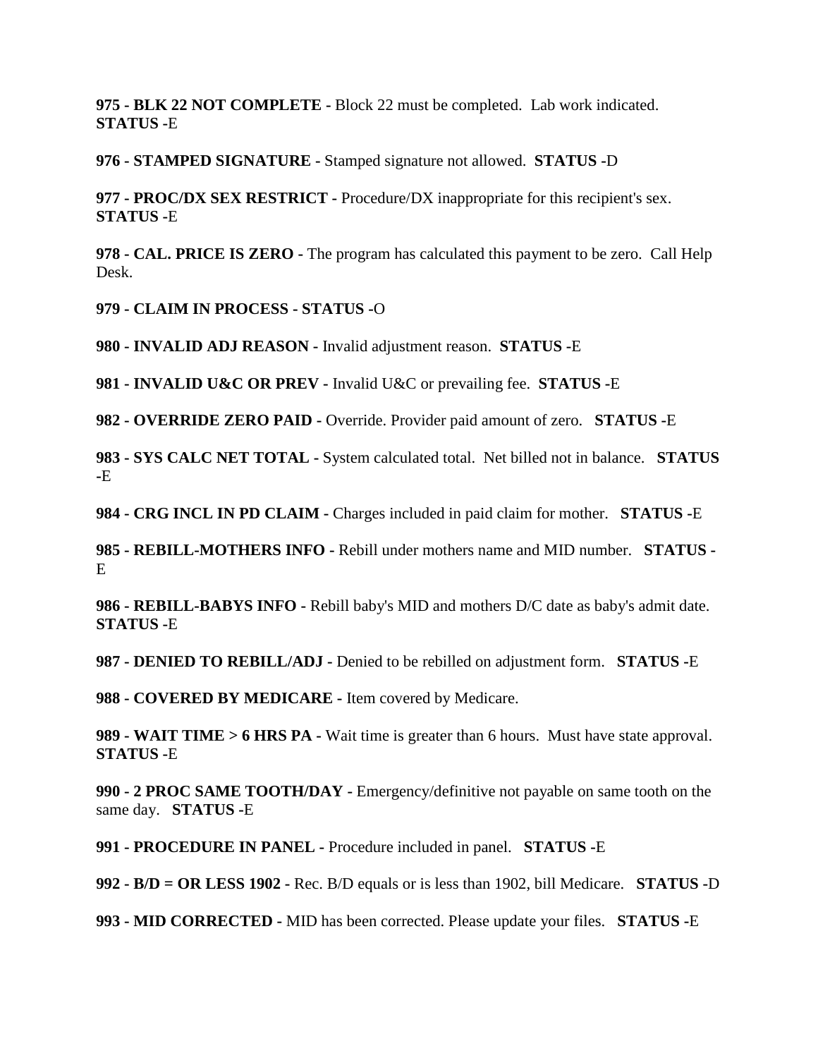**975 - BLK 22 NOT COMPLETE -** Block 22 must be completed. Lab work indicated. **STATUS -**E

**976 - STAMPED SIGNATURE -** Stamped signature not allowed. **STATUS -**D

**977 - PROC/DX SEX RESTRICT -** Procedure/DX inappropriate for this recipient's sex. **STATUS -**E

**978 - CAL. PRICE IS ZERO -** The program has calculated this payment to be zero. Call Help Desk.

**979 - CLAIM IN PROCESS - STATUS -**O

**980 - INVALID ADJ REASON -** Invalid adjustment reason. **STATUS -**E

**981 - INVALID U&C OR PREV -** Invalid U&C or prevailing fee. **STATUS -**E

**982 - OVERRIDE ZERO PAID -** Override. Provider paid amount of zero. **STATUS -**E

**983 - SYS CALC NET TOTAL -** System calculated total. Net billed not in balance. **STATUS -**E

**984 - CRG INCL IN PD CLAIM -** Charges included in paid claim for mother. **STATUS -**E

**985 - REBILL-MOTHERS INFO -** Rebill under mothers name and MID number. **STATUS -**E

**986 - REBILL-BABYS INFO -** Rebill baby's MID and mothers D/C date as baby's admit date. **STATUS -**E

**987 - DENIED TO REBILL/ADJ -** Denied to be rebilled on adjustment form. **STATUS -**E

**988 - COVERED BY MEDICARE -** Item covered by Medicare.

**989 - WAIT TIME > 6 HRS PA -** Wait time is greater than 6 hours. Must have state approval. **STATUS -**E

**990 - 2 PROC SAME TOOTH/DAY -** Emergency/definitive not payable on same tooth on the same day. **STATUS -**E

**991 - PROCEDURE IN PANEL -** Procedure included in panel. **STATUS -**E

**992 - B/D = OR LESS 1902 -** Rec. B/D equals or is less than 1902, bill Medicare. **STATUS -**D

**993 - MID CORRECTED -** MID has been corrected. Please update your files. **STATUS -**E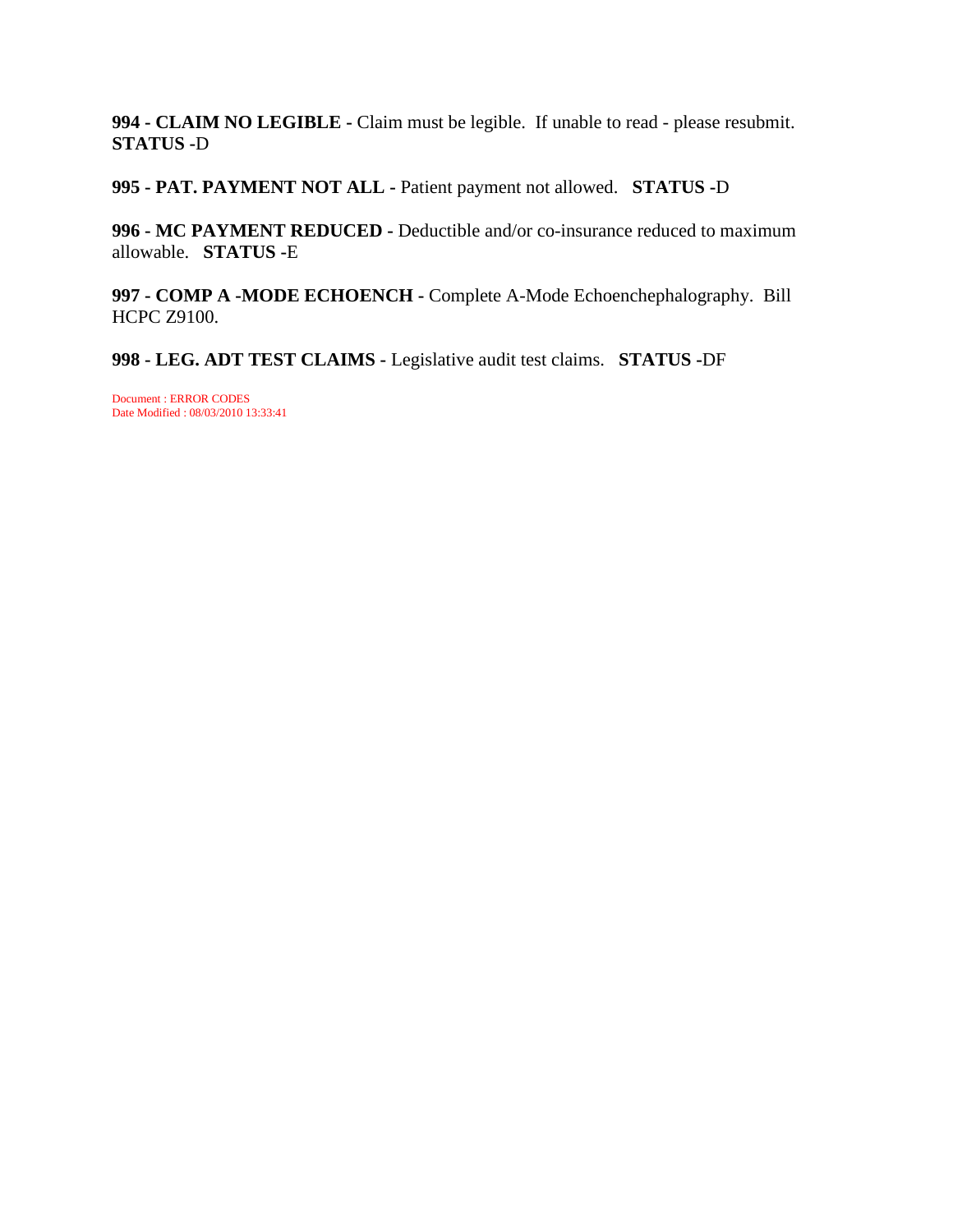**994 - CLAIM NO LEGIBLE -** Claim must be legible. If unable to read - please resubmit. **STATUS -**D

**995 - PAT. PAYMENT NOT ALL -** Patient payment not allowed. **STATUS -**D

**996 - MC PAYMENT REDUCED -** Deductible and/or co-insurance reduced to maximum allowable. **STATUS -**E

**997 - COMP A -MODE ECHOENCH -** Complete A-Mode Echoenchephalography. Bill HCPC Z9100.

**998 - LEG. ADT TEST CLAIMS -** Legislative audit test claims. **STATUS -**DF

Document : ERROR CODES
Date Modified : 08/03/2010 13:33:41